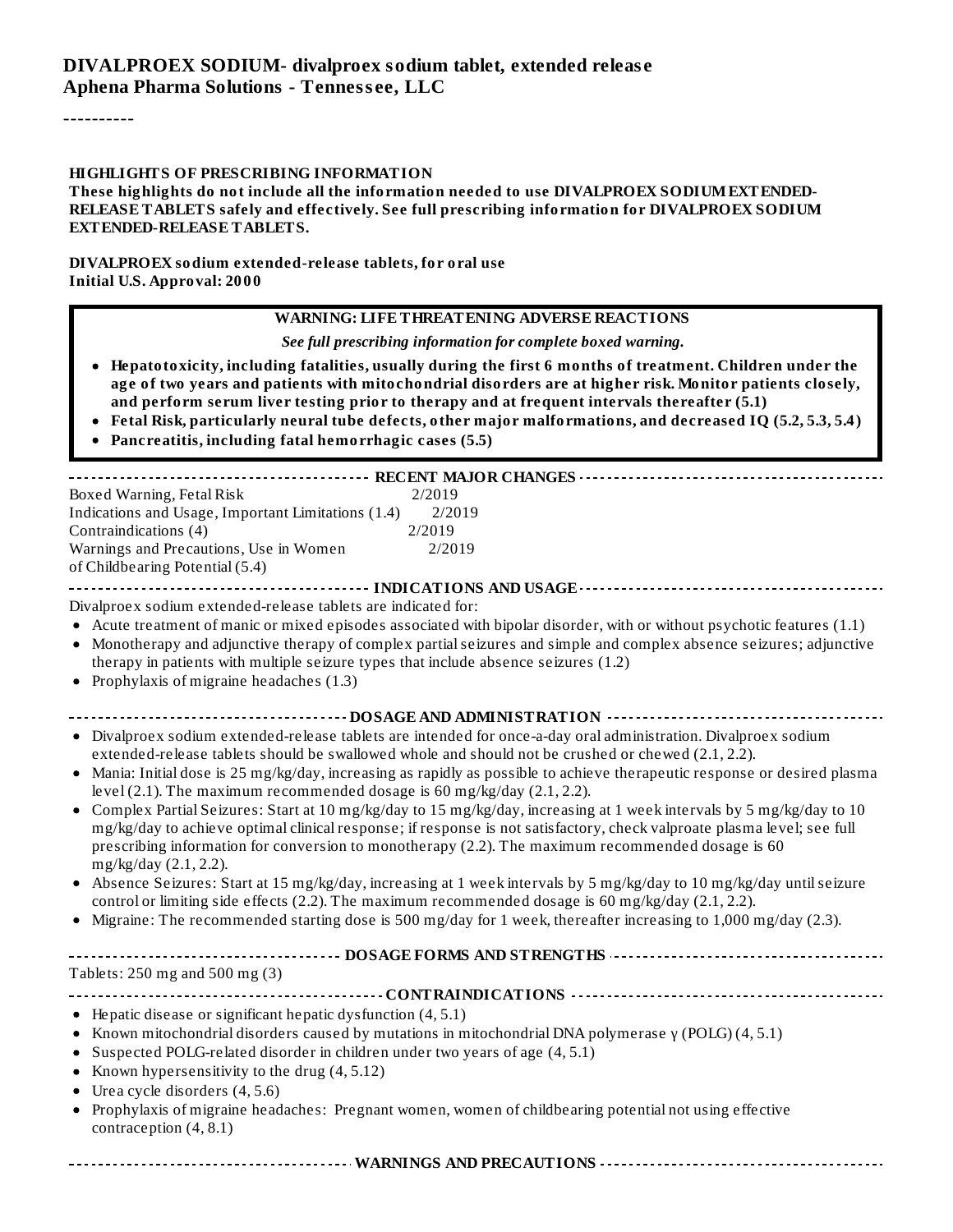# DIVALPROEX SODIUM- divalproex sodium tablet, extended release
**Aphena Pharma Solutions - Tennessee, LLC**

----------

**HIGHLIGHTS OF PRESCRIBING INFORMATION**
**These highlights do not include all the information needed to use DIVALPROEX SODIUM EXTENDED-RELEASE TABLETS safely and effectively. See full prescribing information for DIVALPROEX SODIUM EXTENDED-RELEASE TABLETS.**

**DIVALPROEX sodium extended-release tablets, for oral use**
**Initial U.S. Approval: 2000**

**WARNING: LIFE THREATENING ADVERSE REACTIONS**

***See full prescribing information for complete boxed warning.***

- **Hepatotoxicity, including fatalities, usually during the first 6 months of treatment. Children under the age of two years and patients with mitochondrial disorders are at higher risk. Monitor patients closely, and perform serum liver testing prior to therapy and at frequent intervals thereafter (5.1)**
- **Fetal Risk, particularly neural tube defects, other major malformations, and decreased IQ (5.2, 5.3, 5.4)**
- **Pancreatitis, including fatal hemorrhagic cases (5.5)**

**RECENT MAJOR CHANGES**

| | |
|---|---|
| Boxed Warning, Fetal Risk | 2/2019 |
| Indications and Usage, Important Limitations (1.4) | 2/2019 |
| Contraindications (4) | 2/2019 |
| Warnings and Precautions, Use in Women of Childbearing Potential (5.4) | 2/2019 |

**INDICATIONS AND USAGE**

Divalproex sodium extended-release tablets are indicated for:

- Acute treatment of manic or mixed episodes associated with bipolar disorder, with or without psychotic features (1.1)
- Monotherapy and adjunctive therapy of complex partial seizures and simple and complex absence seizures; adjunctive therapy in patients with multiple seizure types that include absence seizures (1.2)
- Prophylaxis of migraine headaches (1.3)

**DOSAGE AND ADMINISTRATION**

- Divalproex sodium extended-release tablets are intended for once-a-day oral administration. Divalproex sodium extended-release tablets should be swallowed whole and should not be crushed or chewed (2.1, 2.2).
- Mania: Initial dose is 25 mg/kg/day, increasing as rapidly as possible to achieve therapeutic response or desired plasma level (2.1). The maximum recommended dosage is 60 mg/kg/day (2.1, 2.2).
- Complex Partial Seizures: Start at 10 mg/kg/day to 15 mg/kg/day, increasing at 1 week intervals by 5 mg/kg/day to 10 mg/kg/day to achieve optimal clinical response; if response is not satisfactory, check valproate plasma level; see full prescribing information for conversion to monotherapy (2.2). The maximum recommended dosage is 60 mg/kg/day (2.1, 2.2).
- Absence Seizures: Start at 15 mg/kg/day, increasing at 1 week intervals by 5 mg/kg/day to 10 mg/kg/day until seizure control or limiting side effects (2.2). The maximum recommended dosage is 60 mg/kg/day (2.1, 2.2).
- Migraine: The recommended starting dose is 500 mg/day for 1 week, thereafter increasing to 1,000 mg/day (2.3).

**DOSAGE FORMS AND STRENGTHS**

Tablets: 250 mg and 500 mg (3)

**CONTRAINDICATIONS**

- Hepatic disease or significant hepatic dysfunction (4, 5.1)
- Known mitochondrial disorders caused by mutations in mitochondrial DNA polymerase γ (POLG) (4, 5.1)
- Suspected POLG-related disorder in children under two years of age (4, 5.1)
- Known hypersensitivity to the drug (4, 5.12)
- Urea cycle disorders (4, 5.6)
- Prophylaxis of migraine headaches: Pregnant women, women of childbearing potential not using effective contraception (4, 8.1)

**WARNINGS AND PRECAUTIONS**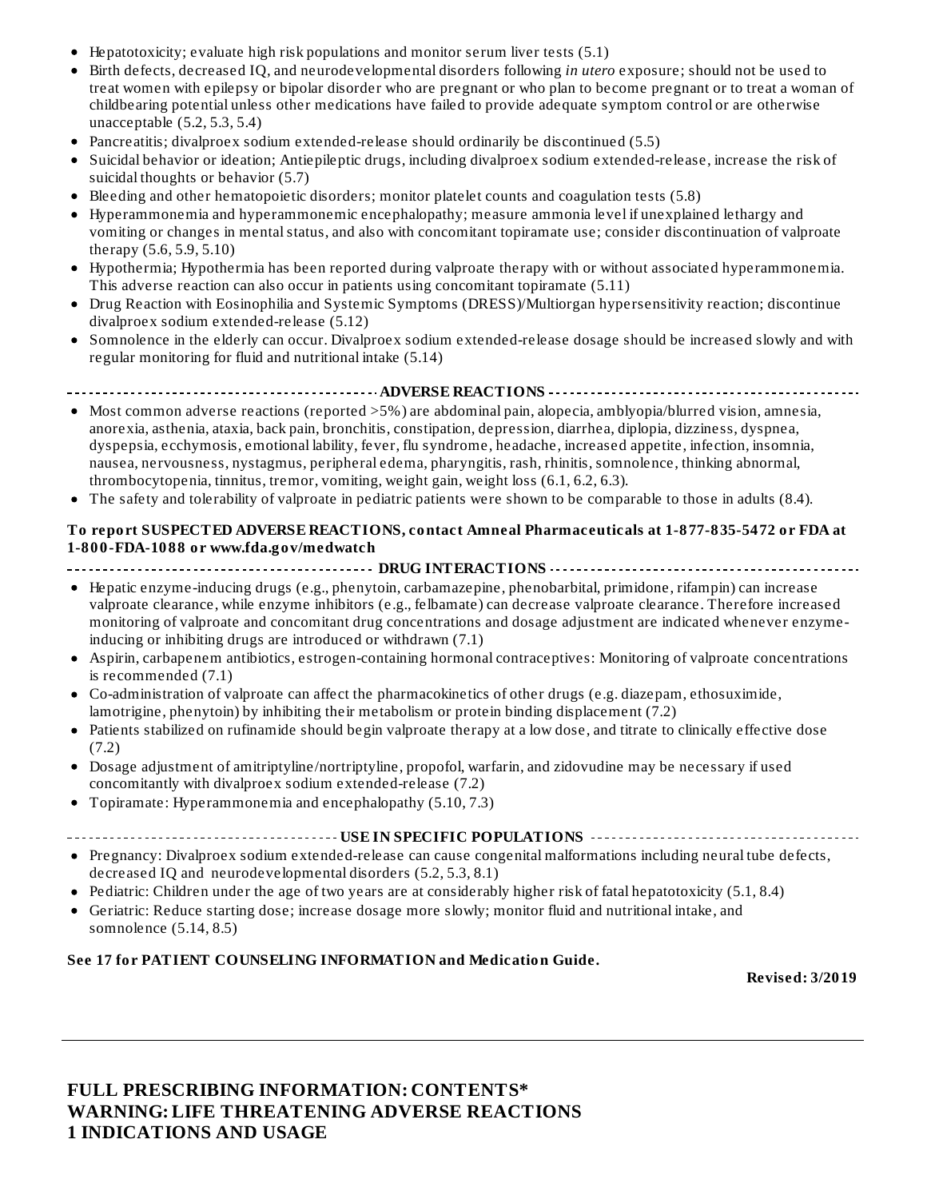- Hepatotoxicity; evaluate high risk populations and monitor serum liver tests (5.1)
- Birth defects, decreased IQ, and neurodevelopmental disorders following *in utero* exposure; should not be used to treat women with epilepsy or bipolar disorder who are pregnant or who plan to become pregnant or to treat a woman of childbearing potential unless other medications have failed to provide adequate symptom control or are otherwise unacceptable (5.2, 5.3, 5.4)
- Pancreatitis; divalproex sodium extended-release should ordinarily be discontinued (5.5)
- Suicidal behavior or ideation; Antiepileptic drugs, including divalproex sodium extended-release, increase the risk of suicidal thoughts or behavior (5.7)
- Bleeding and other hematopoietic disorders; monitor platelet counts and coagulation tests (5.8)
- Hyperammonemia and hyperammonemic encephalopathy; measure ammonia level if unexplained lethargy and vomiting or changes in mental status, and also with concomitant topiramate use; consider discontinuation of valproate therapy (5.6, 5.9, 5.10)
- Hypothermia; Hypothermia has been reported during valproate therapy with or without associated hyperammonemia. This adverse reaction can also occur in patients using concomitant topiramate (5.11)
- Drug Reaction with Eosinophilia and Systemic Symptoms (DRESS)/Multiorgan hypersensitivity reaction; discontinue divalproex sodium extended-release (5.12)
- Somnolence in the elderly can occur. Divalproex sodium extended-release dosage should be increased slowly and with regular monitoring for fluid and nutritional intake (5.14)

**ADVERSE REACTIONS**

- Most common adverse reactions (reported >5%) are abdominal pain, alopecia, amblyopia/blurred vision, amnesia, anorexia, asthenia, ataxia, back pain, bronchitis, constipation, depression, diarrhea, diplopia, dizziness, dyspnea, dyspepsia, ecchymosis, emotional lability, fever, flu syndrome, headache, increased appetite, infection, insomnia, nausea, nervousness, nystagmus, peripheral edema, pharyngitis, rash, rhinitis, somnolence, thinking abnormal, thrombocytopenia, tinnitus, tremor, vomiting, weight gain, weight loss (6.1, 6.2, 6.3).
- The safety and tolerability of valproate in pediatric patients were shown to be comparable to those in adults (8.4).

**To report SUSPECTED ADVERSE REACTIONS, contact Amneal Pharmaceuticals at 1-877-835-5472 or FDA at 1-800-FDA-1088 or www.fda.gov/medwatch**

**DRUG INTERACTIONS**

- Hepatic enzyme-inducing drugs (e.g., phenytoin, carbamazepine, phenobarbital, primidone, rifampin) can increase valproate clearance, while enzyme inhibitors (e.g., felbamate) can decrease valproate clearance. Therefore increased monitoring of valproate and concomitant drug concentrations and dosage adjustment are indicated whenever enzyme-inducing or inhibiting drugs are introduced or withdrawn (7.1)
- Aspirin, carbapenem antibiotics, estrogen-containing hormonal contraceptives: Monitoring of valproate concentrations is recommended (7.1)
- Co-administration of valproate can affect the pharmacokinetics of other drugs (e.g. diazepam, ethosuximide, lamotrigine, phenytoin) by inhibiting their metabolism or protein binding displacement (7.2)
- Patients stabilized on rufinamide should begin valproate therapy at a low dose, and titrate to clinically effective dose (7.2)
- Dosage adjustment of amitriptyline/nortriptyline, propofol, warfarin, and zidovudine may be necessary if used concomitantly with divalproex sodium extended-release (7.2)
- Topiramate: Hyperammonemia and encephalopathy (5.10, 7.3)

**USE IN SPECIFIC POPULATIONS**

- Pregnancy: Divalproex sodium extended-release can cause congenital malformations including neural tube defects, decreased IQ and neurodevelopmental disorders (5.2, 5.3, 8.1)
- Pediatric: Children under the age of two years are at considerably higher risk of fatal hepatotoxicity (5.1, 8.4)
- Geriatric: Reduce starting dose; increase dosage more slowly; monitor fluid and nutritional intake, and somnolence (5.14, 8.5)

**See 17 for PATIENT COUNSELING INFORMATION and Medication Guide.**

**Revised: 3/2019**

---

## FULL PRESCRIBING INFORMATION: CONTENTS*
## WARNING: LIFE THREATENING ADVERSE REACTIONS
## 1 INDICATIONS AND USAGE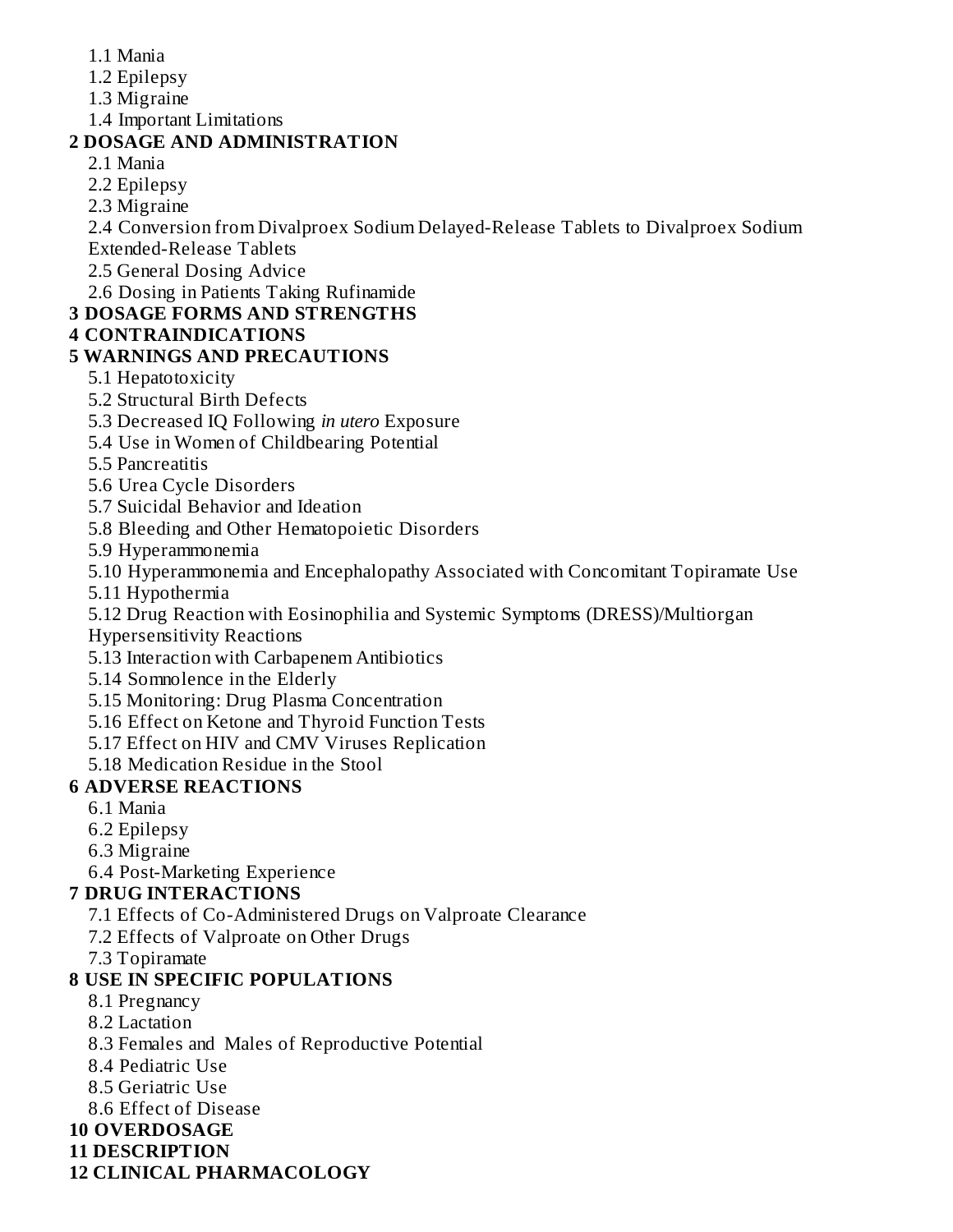1.1 Mania
1.2 Epilepsy
1.3 Migraine
1.4 Important Limitations

**2 DOSAGE AND ADMINISTRATION**

2.1 Mania
2.2 Epilepsy
2.3 Migraine
2.4 Conversion from Divalproex Sodium Delayed-Release Tablets to Divalproex Sodium Extended-Release Tablets
2.5 General Dosing Advice
2.6 Dosing in Patients Taking Rufinamide

**3 DOSAGE FORMS AND STRENGTHS**

**4 CONTRAINDICATIONS**

**5 WARNINGS AND PRECAUTIONS**

5.1 Hepatotoxicity
5.2 Structural Birth Defects
5.3 Decreased IQ Following *in utero* Exposure
5.4 Use in Women of Childbearing Potential
5.5 Pancreatitis
5.6 Urea Cycle Disorders
5.7 Suicidal Behavior and Ideation
5.8 Bleeding and Other Hematopoietic Disorders
5.9 Hyperammonemia
5.10 Hyperammonemia and Encephalopathy Associated with Concomitant Topiramate Use
5.11 Hypothermia
5.12 Drug Reaction with Eosinophilia and Systemic Symptoms (DRESS)/Multiorgan Hypersensitivity Reactions
5.13 Interaction with Carbapenem Antibiotics
5.14 Somnolence in the Elderly
5.15 Monitoring: Drug Plasma Concentration
5.16 Effect on Ketone and Thyroid Function Tests
5.17 Effect on HIV and CMV Viruses Replication
5.18 Medication Residue in the Stool

**6 ADVERSE REACTIONS**

6.1 Mania
6.2 Epilepsy
6.3 Migraine
6.4 Post-Marketing Experience

**7 DRUG INTERACTIONS**

7.1 Effects of Co-Administered Drugs on Valproate Clearance
7.2 Effects of Valproate on Other Drugs
7.3 Topiramate

**8 USE IN SPECIFIC POPULATIONS**

8.1 Pregnancy
8.2 Lactation
8.3 Females and Males of Reproductive Potential
8.4 Pediatric Use
8.5 Geriatric Use
8.6 Effect of Disease

**10 OVERDOSAGE**

**11 DESCRIPTION**

**12 CLINICAL PHARMACOLOGY**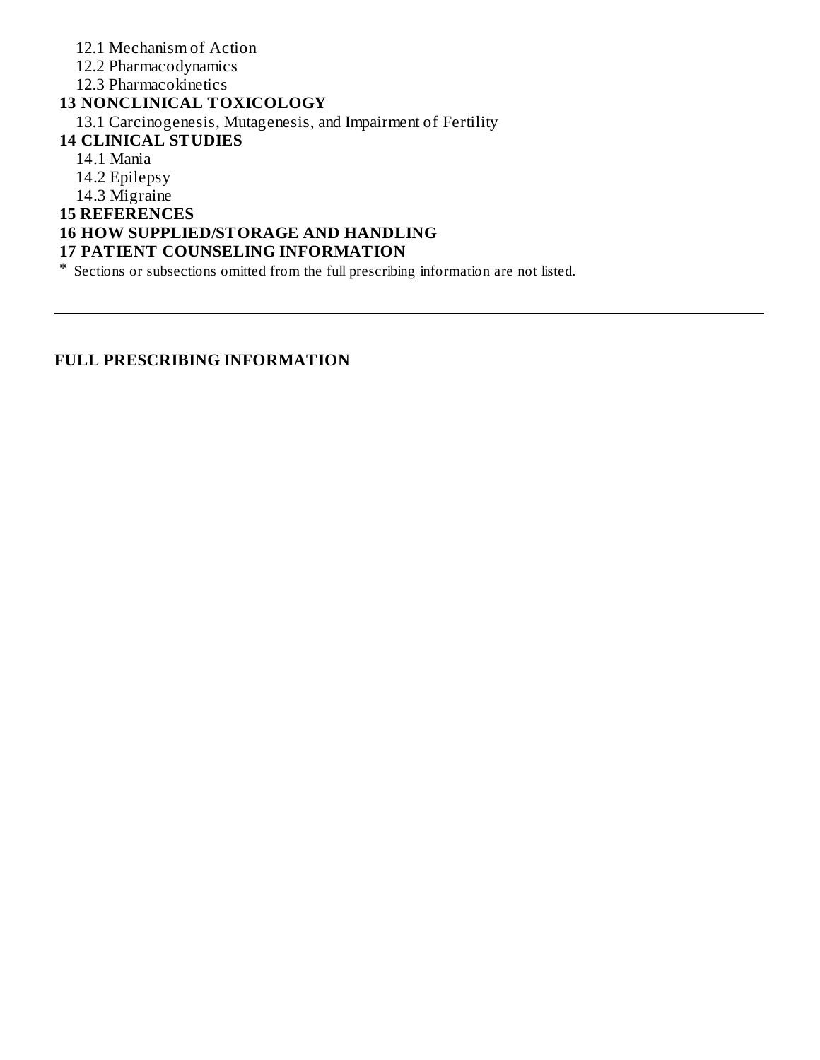12.1 Mechanism of Action

12.2 Pharmacodynamics

12.3 Pharmacokinetics

**13 NONCLINICAL TOXICOLOGY**

13.1 Carcinogenesis, Mutagenesis, and Impairment of Fertility

**14 CLINICAL STUDIES**

14.1 Mania

14.2 Epilepsy

14.3 Migraine

**15 REFERENCES**

**16 HOW SUPPLIED/STORAGE AND HANDLING**

**17 PATIENT COUNSELING INFORMATION**

\* Sections or subsections omitted from the full prescribing information are not listed.

---

**FULL PRESCRIBING INFORMATION**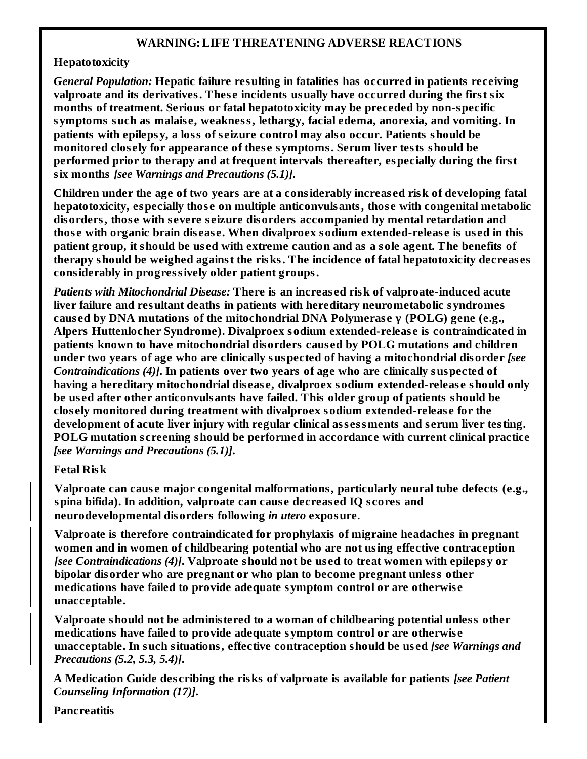## WARNING: LIFE THREATENING ADVERSE REACTIONS

**Hepatotoxicity**

***General Population:*** **Hepatic failure resulting in fatalities has occurred in patients receiving valproate and its derivatives. These incidents usually have occurred during the first six months of treatment. Serious or fatal hepatotoxicity may be preceded by non-specific symptoms such as malaise, weakness, lethargy, facial edema, anorexia, and vomiting. In patients with epilepsy, a loss of seizure control may also occur. Patients should be monitored closely for appearance of these symptoms. Serum liver tests should be performed prior to therapy and at frequent intervals thereafter, especially during the first six months** ***[see Warnings and Precautions (5.1)].***

**Children under the age of two years are at a considerably increased risk of developing fatal hepatotoxicity, especially those on multiple anticonvulsants, those with congenital metabolic disorders, those with severe seizure disorders accompanied by mental retardation and those with organic brain disease. When divalproex sodium extended-release is used in this patient group, it should be used with extreme caution and as a sole agent. The benefits of therapy should be weighed against the risks. The incidence of fatal hepatotoxicity decreases considerably in progressively older patient groups.**

***Patients with Mitochondrial Disease:*** **There is an increased risk of valproate-induced acute liver failure and resultant deaths in patients with hereditary neurometabolic syndromes caused by DNA mutations of the mitochondrial DNA Polymerase γ (POLG) gene (e.g., Alpers Huttenlocher Syndrome). Divalproex sodium extended-release is contraindicated in patients known to have mitochondrial disorders caused by POLG mutations and children under two years of age who are clinically suspected of having a mitochondrial disorder** ***[see Contraindications (4)].*** **In patients over two years of age who are clinically suspected of having a hereditary mitochondrial disease, divalproex sodium extended-release should only be used after other anticonvulsants have failed. This older group of patients should be closely monitored during treatment with divalproex sodium extended-release for the development of acute liver injury with regular clinical assessments and serum liver testing. POLG mutation screening should be performed in accordance with current clinical practice** ***[see Warnings and Precautions (5.1)].***

**Fetal Risk**

**Valproate can cause major congenital malformations, particularly neural tube defects (e.g., spina bifida). In addition, valproate can cause decreased IQ scores and neurodevelopmental disorders following** ***in utero*** **exposure**.

**Valproate is therefore contraindicated for prophylaxis of migraine headaches in pregnant women and in women of childbearing potential who are not using effective contraception** ***[see Contraindications (4)].*** **Valproate should not be used to treat women with epilepsy or bipolar disorder who are pregnant or who plan to become pregnant unless other medications have failed to provide adequate symptom control or are otherwise unacceptable.**

**Valproate should not be administered to a woman of childbearing potential unless other medications have failed to provide adequate symptom control or are otherwise unacceptable. In such situations, effective contraception should be used** ***[see Warnings and Precautions (5.2, 5.3, 5.4)].***

**A Medication Guide describing the risks of valproate is available for patients** ***[see Patient Counseling Information (17)].***

**Pancreatitis**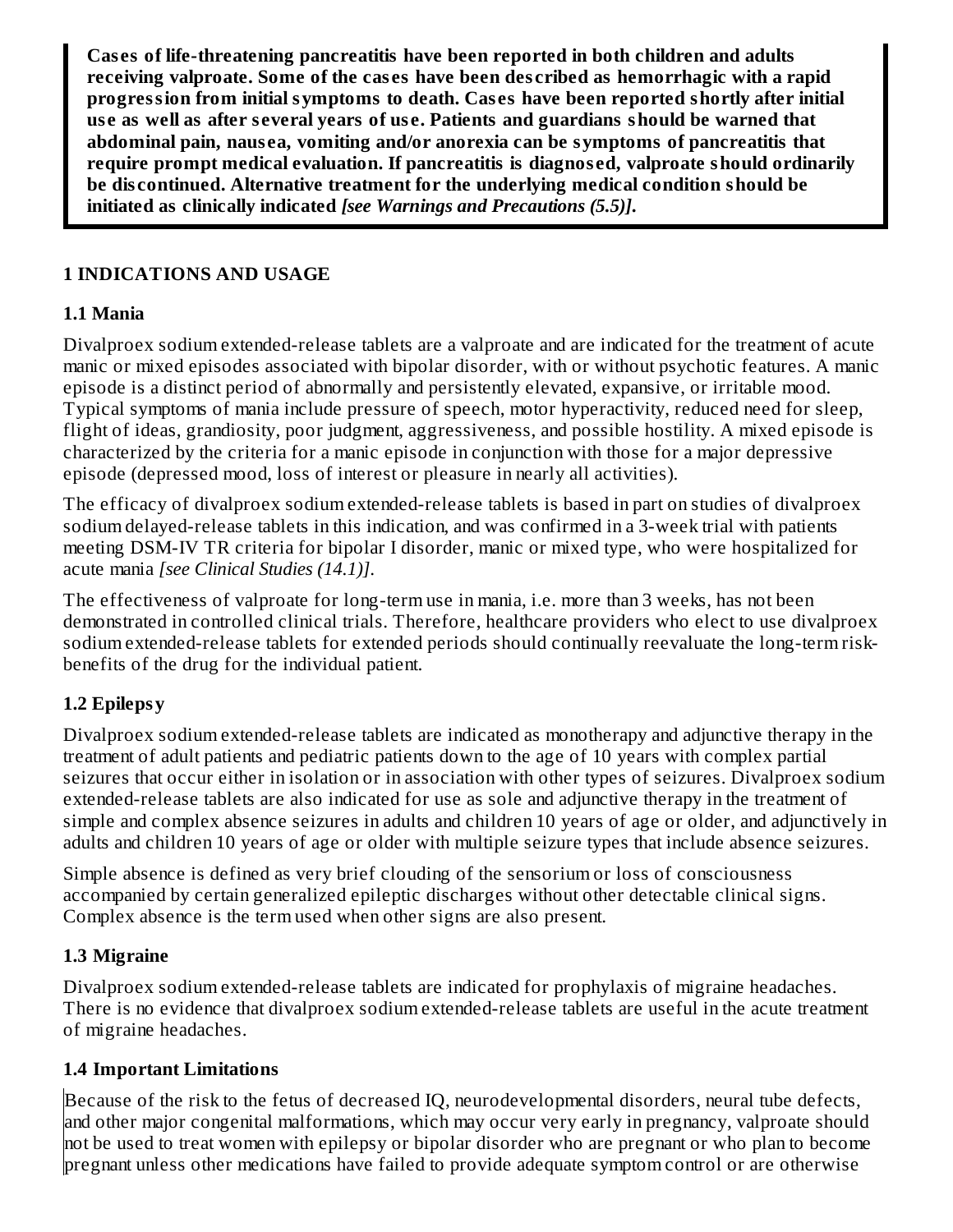**Cases of life-threatening pancreatitis have been reported in both children and adults receiving valproate. Some of the cases have been described as hemorrhagic with a rapid progression from initial symptoms to death. Cases have been reported shortly after initial use as well as after several years of use. Patients and guardians should be warned that abdominal pain, nausea, vomiting and/or anorexia can be symptoms of pancreatitis that require prompt medical evaluation. If pancreatitis is diagnosed, valproate should ordinarily be discontinued. Alternative treatment for the underlying medical condition should be initiated as clinically indicated *[see Warnings and Precautions (5.5)]*.**

## 1 INDICATIONS AND USAGE

### 1.1 Mania

Divalproex sodium extended-release tablets are a valproate and are indicated for the treatment of acute manic or mixed episodes associated with bipolar disorder, with or without psychotic features. A manic episode is a distinct period of abnormally and persistently elevated, expansive, or irritable mood. Typical symptoms of mania include pressure of speech, motor hyperactivity, reduced need for sleep, flight of ideas, grandiosity, poor judgment, aggressiveness, and possible hostility. A mixed episode is characterized by the criteria for a manic episode in conjunction with those for a major depressive episode (depressed mood, loss of interest or pleasure in nearly all activities).

The efficacy of divalproex sodium extended-release tablets is based in part on studies of divalproex sodium delayed-release tablets in this indication, and was confirmed in a 3-week trial with patients meeting DSM-IV TR criteria for bipolar I disorder, manic or mixed type, who were hospitalized for acute mania *[see Clinical Studies (14.1)]*.

The effectiveness of valproate for long-term use in mania, i.e. more than 3 weeks, has not been demonstrated in controlled clinical trials. Therefore, healthcare providers who elect to use divalproex sodium extended-release tablets for extended periods should continually reevaluate the long-term risk-benefits of the drug for the individual patient.

### 1.2 Epilepsy

Divalproex sodium extended-release tablets are indicated as monotherapy and adjunctive therapy in the treatment of adult patients and pediatric patients down to the age of 10 years with complex partial seizures that occur either in isolation or in association with other types of seizures. Divalproex sodium extended-release tablets are also indicated for use as sole and adjunctive therapy in the treatment of simple and complex absence seizures in adults and children 10 years of age or older, and adjunctively in adults and children 10 years of age or older with multiple seizure types that include absence seizures.

Simple absence is defined as very brief clouding of the sensorium or loss of consciousness accompanied by certain generalized epileptic discharges without other detectable clinical signs. Complex absence is the term used when other signs are also present.

### 1.3 Migraine

Divalproex sodium extended-release tablets are indicated for prophylaxis of migraine headaches. There is no evidence that divalproex sodium extended-release tablets are useful in the acute treatment of migraine headaches.

### 1.4 Important Limitations

Because of the risk to the fetus of decreased IQ, neurodevelopmental disorders, neural tube defects, and other major congenital malformations, which may occur very early in pregnancy, valproate should not be used to treat women with epilepsy or bipolar disorder who are pregnant or who plan to become pregnant unless other medications have failed to provide adequate symptom control or are otherwise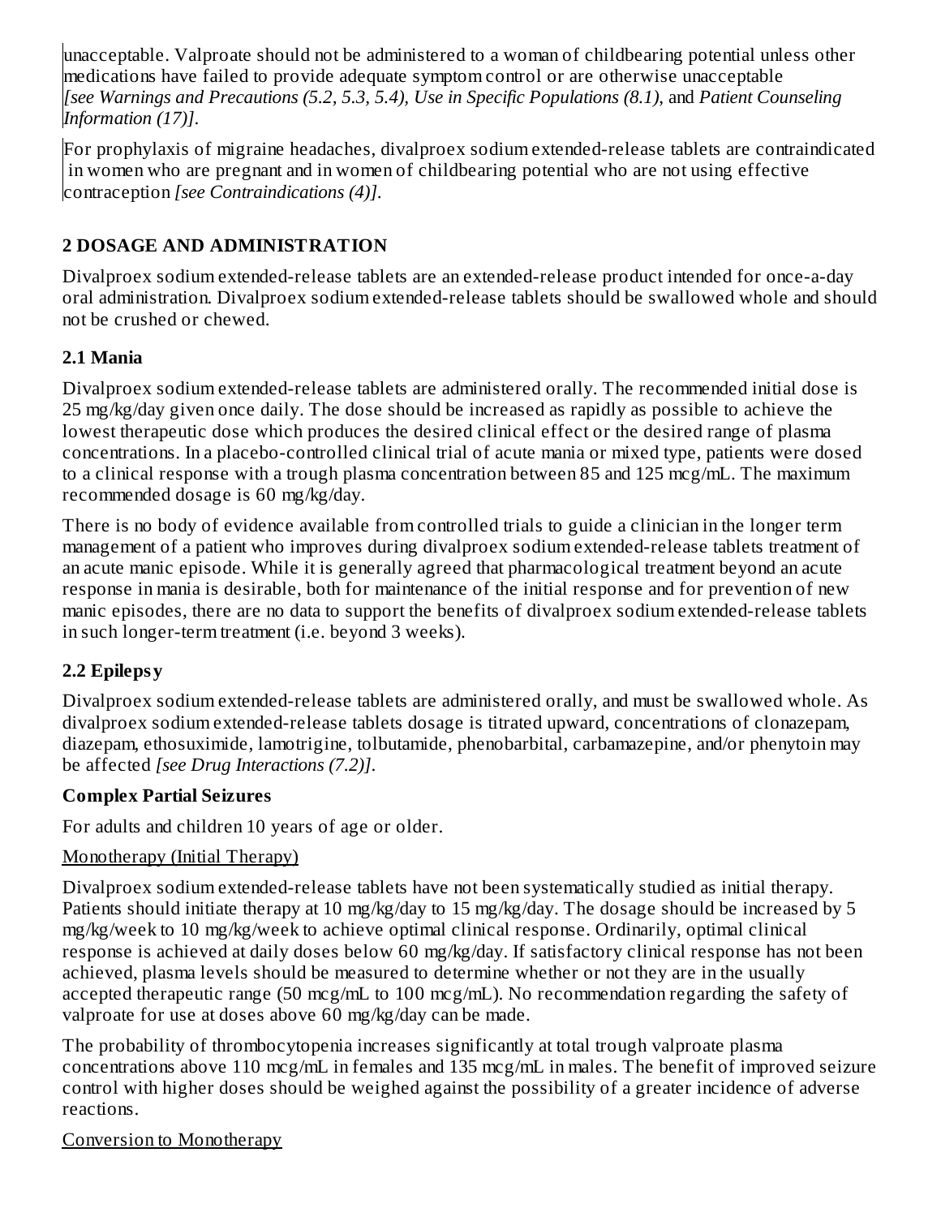unacceptable. Valproate should not be administered to a woman of childbearing potential unless other medications have failed to provide adequate symptom control or are otherwise unacceptable *[see Warnings and Precautions (5.2, 5.3, 5.4), Use in Specific Populations (8.1),* and *Patient Counseling Information (17)]*.

For prophylaxis of migraine headaches, divalproex sodium extended-release tablets are contraindicated in women who are pregnant and in women of childbearing potential who are not using effective contraception *[see Contraindications (4)]*.

## 2 DOSAGE AND ADMINISTRATION

Divalproex sodium extended-release tablets are an extended-release product intended for once-a-day oral administration. Divalproex sodium extended-release tablets should be swallowed whole and should not be crushed or chewed.

### 2.1 Mania

Divalproex sodium extended-release tablets are administered orally. The recommended initial dose is 25 mg/kg/day given once daily. The dose should be increased as rapidly as possible to achieve the lowest therapeutic dose which produces the desired clinical effect or the desired range of plasma concentrations. In a placebo-controlled clinical trial of acute mania or mixed type, patients were dosed to a clinical response with a trough plasma concentration between 85 and 125 mcg/mL. The maximum recommended dosage is 60 mg/kg/day.

There is no body of evidence available from controlled trials to guide a clinician in the longer term management of a patient who improves during divalproex sodium extended-release tablets treatment of an acute manic episode. While it is generally agreed that pharmacological treatment beyond an acute response in mania is desirable, both for maintenance of the initial response and for prevention of new manic episodes, there are no data to support the benefits of divalproex sodium extended-release tablets in such longer-term treatment (i.e. beyond 3 weeks).

### 2.2 Epilepsy

Divalproex sodium extended-release tablets are administered orally, and must be swallowed whole. As divalproex sodium extended-release tablets dosage is titrated upward, concentrations of clonazepam, diazepam, ethosuximide, lamotrigine, tolbutamide, phenobarbital, carbamazepine, and/or phenytoin may be affected *[see Drug Interactions (7.2)]*.

**Complex Partial Seizures**

For adults and children 10 years of age or older.

Monotherapy (Initial Therapy)

Divalproex sodium extended-release tablets have not been systematically studied as initial therapy. Patients should initiate therapy at 10 mg/kg/day to 15 mg/kg/day. The dosage should be increased by 5 mg/kg/week to 10 mg/kg/week to achieve optimal clinical response. Ordinarily, optimal clinical response is achieved at daily doses below 60 mg/kg/day. If satisfactory clinical response has not been achieved, plasma levels should be measured to determine whether or not they are in the usually accepted therapeutic range (50 mcg/mL to 100 mcg/mL). No recommendation regarding the safety of valproate for use at doses above 60 mg/kg/day can be made.

The probability of thrombocytopenia increases significantly at total trough valproate plasma concentrations above 110 mcg/mL in females and 135 mcg/mL in males. The benefit of improved seizure control with higher doses should be weighed against the possibility of a greater incidence of adverse reactions.

Conversion to Monotherapy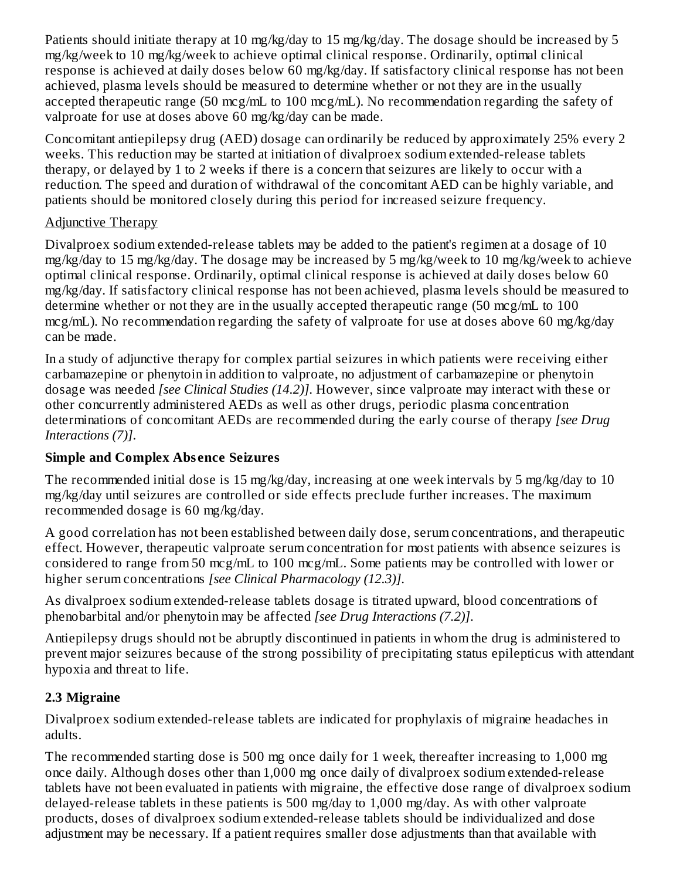Patients should initiate therapy at 10 mg/kg/day to 15 mg/kg/day. The dosage should be increased by 5 mg/kg/week to 10 mg/kg/week to achieve optimal clinical response. Ordinarily, optimal clinical response is achieved at daily doses below 60 mg/kg/day. If satisfactory clinical response has not been achieved, plasma levels should be measured to determine whether or not they are in the usually accepted therapeutic range (50 mcg/mL to 100 mcg/mL). No recommendation regarding the safety of valproate for use at doses above 60 mg/kg/day can be made.

Concomitant antiepilepsy drug (AED) dosage can ordinarily be reduced by approximately 25% every 2 weeks. This reduction may be started at initiation of divalproex sodium extended-release tablets therapy, or delayed by 1 to 2 weeks if there is a concern that seizures are likely to occur with a reduction. The speed and duration of withdrawal of the concomitant AED can be highly variable, and patients should be monitored closely during this period for increased seizure frequency.

Adjunctive Therapy

Divalproex sodium extended-release tablets may be added to the patient's regimen at a dosage of 10 mg/kg/day to 15 mg/kg/day. The dosage may be increased by 5 mg/kg/week to 10 mg/kg/week to achieve optimal clinical response. Ordinarily, optimal clinical response is achieved at daily doses below 60 mg/kg/day. If satisfactory clinical response has not been achieved, plasma levels should be measured to determine whether or not they are in the usually accepted therapeutic range (50 mcg/mL to 100 mcg/mL). No recommendation regarding the safety of valproate for use at doses above 60 mg/kg/day can be made.

In a study of adjunctive therapy for complex partial seizures in which patients were receiving either carbamazepine or phenytoin in addition to valproate, no adjustment of carbamazepine or phenytoin dosage was needed *[see Clinical Studies (14.2)]*. However, since valproate may interact with these or other concurrently administered AEDs as well as other drugs, periodic plasma concentration determinations of concomitant AEDs are recommended during the early course of therapy *[see Drug Interactions (7)]*.

**Simple and Complex Absence Seizures**

The recommended initial dose is 15 mg/kg/day, increasing at one week intervals by 5 mg/kg/day to 10 mg/kg/day until seizures are controlled or side effects preclude further increases. The maximum recommended dosage is 60 mg/kg/day.

A good correlation has not been established between daily dose, serum concentrations, and therapeutic effect. However, therapeutic valproate serum concentration for most patients with absence seizures is considered to range from 50 mcg/mL to 100 mcg/mL. Some patients may be controlled with lower or higher serum concentrations *[see Clinical Pharmacology (12.3)]*.

As divalproex sodium extended-release tablets dosage is titrated upward, blood concentrations of phenobarbital and/or phenytoin may be affected *[see Drug Interactions (7.2)]*.

Antiepilepsy drugs should not be abruptly discontinued in patients in whom the drug is administered to prevent major seizures because of the strong possibility of precipitating status epilepticus with attendant hypoxia and threat to life.

### 2.3 Migraine

Divalproex sodium extended-release tablets are indicated for prophylaxis of migraine headaches in adults.

The recommended starting dose is 500 mg once daily for 1 week, thereafter increasing to 1,000 mg once daily. Although doses other than 1,000 mg once daily of divalproex sodium extended-release tablets have not been evaluated in patients with migraine, the effective dose range of divalproex sodium delayed-release tablets in these patients is 500 mg/day to 1,000 mg/day. As with other valproate products, doses of divalproex sodium extended-release tablets should be individualized and dose adjustment may be necessary. If a patient requires smaller dose adjustments than that available with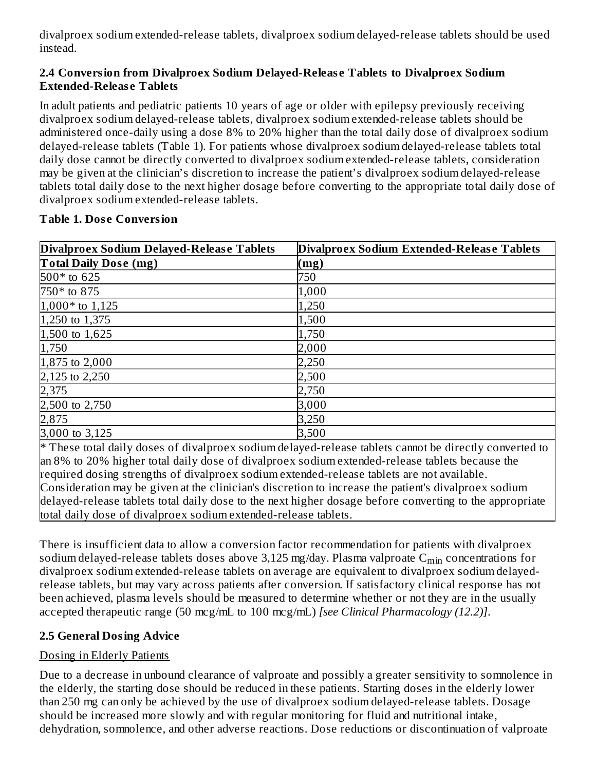divalproex sodium extended-release tablets, divalproex sodium delayed-release tablets should be used instead.

### 2.4 Conversion from Divalproex Sodium Delayed-Release Tablets to Divalproex Sodium Extended-Release Tablets

In adult patients and pediatric patients 10 years of age or older with epilepsy previously receiving divalproex sodium delayed-release tablets, divalproex sodium extended-release tablets should be administered once-daily using a dose 8% to 20% higher than the total daily dose of divalproex sodium delayed-release tablets (Table 1). For patients whose divalproex sodium delayed-release tablets total daily dose cannot be directly converted to divalproex sodium extended-release tablets, consideration may be given at the clinician's discretion to increase the patient's divalproex sodium delayed-release tablets total daily dose to the next higher dosage before converting to the appropriate total daily dose of divalproex sodium extended-release tablets.

**Table 1. Dose Conversion**

| Divalproex Sodium Delayed-Release Tablets Total Daily Dose (mg) | Divalproex Sodium Extended-Release Tablets (mg) |
|---|---|
| 500* to 625 | 750 |
| 750* to 875 | 1,000 |
| 1,000* to 1,125 | 1,250 |
| 1,250 to 1,375 | 1,500 |
| 1,500 to 1,625 | 1,750 |
| 1,750 | 2,000 |
| 1,875 to 2,000 | 2,250 |
| 2,125 to 2,250 | 2,500 |
| 2,375 | 2,750 |
| 2,500 to 2,750 | 3,000 |
| 2,875 | 3,250 |
| 3,000 to 3,125 | 3,500 |

* These total daily doses of divalproex sodium delayed-release tablets cannot be directly converted to an 8% to 20% higher total daily dose of divalproex sodium extended-release tablets because the required dosing strengths of divalproex sodium extended-release tablets are not available. Consideration may be given at the clinician's discretion to increase the patient's divalproex sodium delayed-release tablets total daily dose to the next higher dosage before converting to the appropriate total daily dose of divalproex sodium extended-release tablets.

There is insufficient data to allow a conversion factor recommendation for patients with divalproex sodium delayed-release tablets doses above 3,125 mg/day. Plasma valproate $C_{min}$ concentrations for divalproex sodium extended-release tablets on average are equivalent to divalproex sodium delayed-release tablets, but may vary across patients after conversion. If satisfactory clinical response has not been achieved, plasma levels should be measured to determine whether or not they are in the usually accepted therapeutic range (50 mcg/mL to 100 mcg/mL) *[see Clinical Pharmacology (12.2)]*.

### 2.5 General Dosing Advice

Dosing in Elderly Patients

Due to a decrease in unbound clearance of valproate and possibly a greater sensitivity to somnolence in the elderly, the starting dose should be reduced in these patients. Starting doses in the elderly lower than 250 mg can only be achieved by the use of divalproex sodium delayed-release tablets. Dosage should be increased more slowly and with regular monitoring for fluid and nutritional intake, dehydration, somnolence, and other adverse reactions. Dose reductions or discontinuation of valproate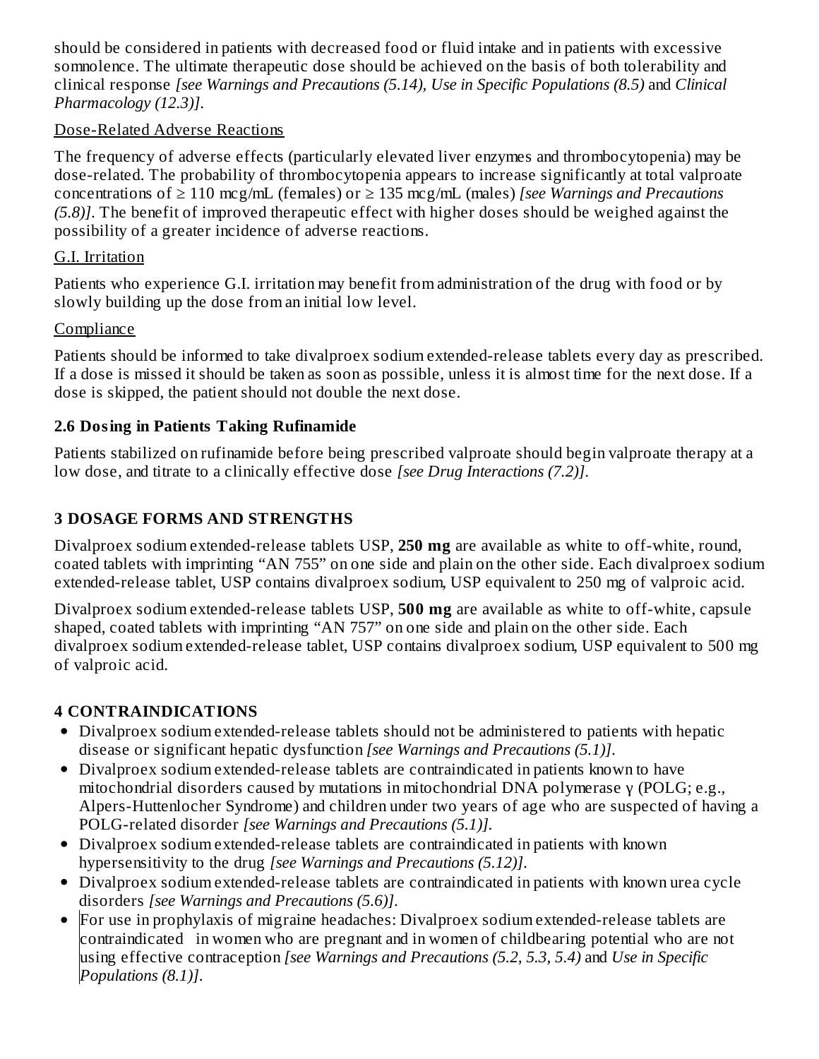should be considered in patients with decreased food or fluid intake and in patients with excessive somnolence. The ultimate therapeutic dose should be achieved on the basis of both tolerability and clinical response *[see Warnings and Precautions (5.14), Use in Specific Populations (8.5)* and *Clinical Pharmacology (12.3)]*.

Dose-Related Adverse Reactions

The frequency of adverse effects (particularly elevated liver enzymes and thrombocytopenia) may be dose-related. The probability of thrombocytopenia appears to increase significantly at total valproate concentrations of ≥ 110 mcg/mL (females) or ≥ 135 mcg/mL (males) *[see Warnings and Precautions (5.8)]*. The benefit of improved therapeutic effect with higher doses should be weighed against the possibility of a greater incidence of adverse reactions.

G.I. Irritation

Patients who experience G.I. irritation may benefit from administration of the drug with food or by slowly building up the dose from an initial low level.

Compliance

Patients should be informed to take divalproex sodium extended-release tablets every day as prescribed. If a dose is missed it should be taken as soon as possible, unless it is almost time for the next dose. If a dose is skipped, the patient should not double the next dose.

### 2.6 Dosing in Patients Taking Rufinamide

Patients stabilized on rufinamide before being prescribed valproate should begin valproate therapy at a low dose, and titrate to a clinically effective dose *[see Drug Interactions (7.2)]*.

## 3 DOSAGE FORMS AND STRENGTHS

Divalproex sodium extended-release tablets USP, **250 mg** are available as white to off-white, round, coated tablets with imprinting "AN 755" on one side and plain on the other side. Each divalproex sodium extended-release tablet, USP contains divalproex sodium, USP equivalent to 250 mg of valproic acid.

Divalproex sodium extended-release tablets USP, **500 mg** are available as white to off-white, capsule shaped, coated tablets with imprinting "AN 757" on one side and plain on the other side. Each divalproex sodium extended-release tablet, USP contains divalproex sodium, USP equivalent to 500 mg of valproic acid.

## 4 CONTRAINDICATIONS

- Divalproex sodium extended-release tablets should not be administered to patients with hepatic disease or significant hepatic dysfunction *[see Warnings and Precautions (5.1)]*.
- Divalproex sodium extended-release tablets are contraindicated in patients known to have mitochondrial disorders caused by mutations in mitochondrial DNA polymerase γ (POLG; e.g., Alpers-Huttenlocher Syndrome) and children under two years of age who are suspected of having a POLG-related disorder *[see Warnings and Precautions (5.1)]*.
- Divalproex sodium extended-release tablets are contraindicated in patients with known hypersensitivity to the drug *[see Warnings and Precautions (5.12)]*.
- Divalproex sodium extended-release tablets are contraindicated in patients with known urea cycle disorders *[see Warnings and Precautions (5.6)]*.
- For use in prophylaxis of migraine headaches: Divalproex sodium extended-release tablets are contraindicated in women who are pregnant and in women of childbearing potential who are not using effective contraception *[see Warnings and Precautions (5.2, 5.3, 5.4)* and *Use in Specific Populations (8.1)]*.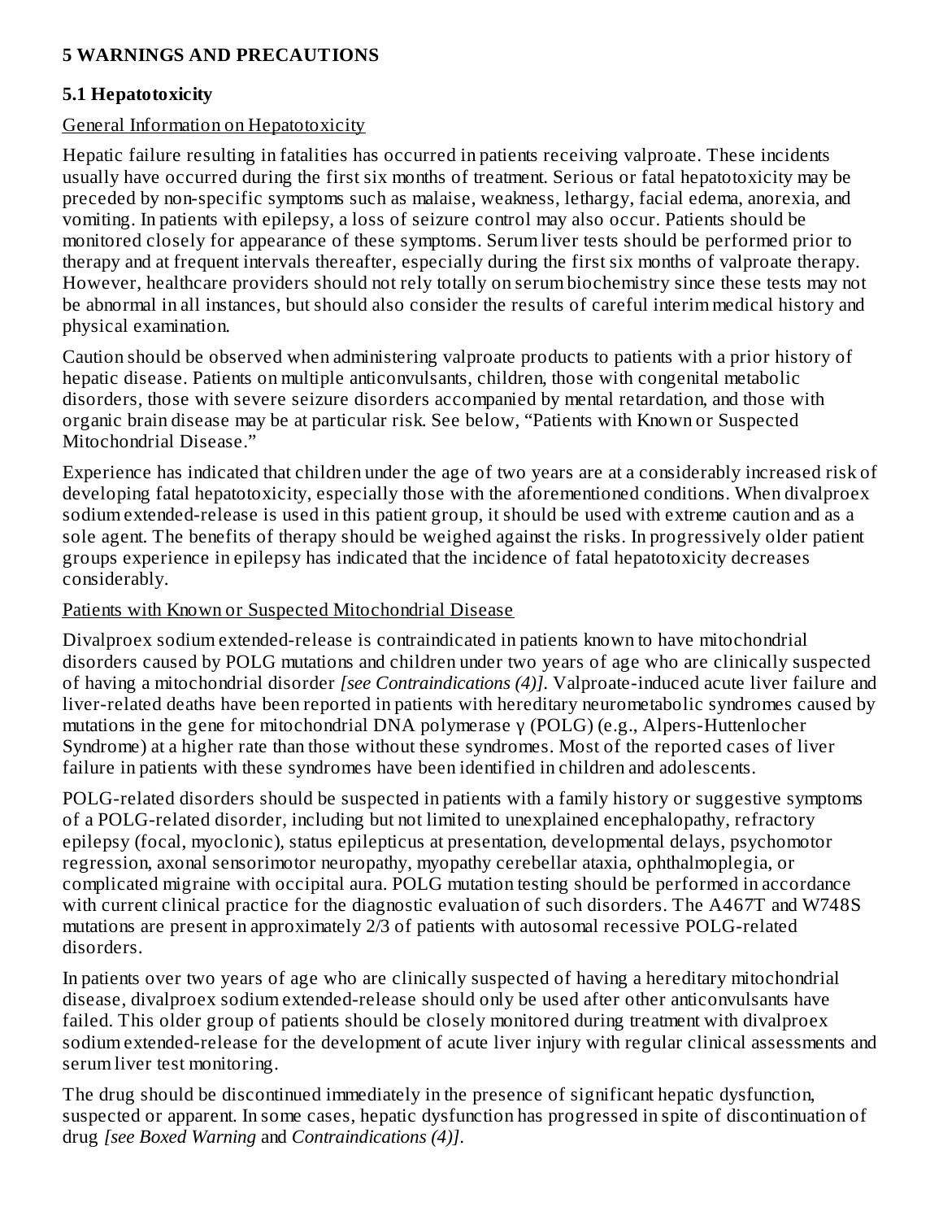## 5 WARNINGS AND PRECAUTIONS

### 5.1 Hepatotoxicity

General Information on Hepatotoxicity

Hepatic failure resulting in fatalities has occurred in patients receiving valproate. These incidents usually have occurred during the first six months of treatment. Serious or fatal hepatotoxicity may be preceded by non-specific symptoms such as malaise, weakness, lethargy, facial edema, anorexia, and vomiting. In patients with epilepsy, a loss of seizure control may also occur. Patients should be monitored closely for appearance of these symptoms. Serum liver tests should be performed prior to therapy and at frequent intervals thereafter, especially during the first six months of valproate therapy. However, healthcare providers should not rely totally on serum biochemistry since these tests may not be abnormal in all instances, but should also consider the results of careful interim medical history and physical examination.

Caution should be observed when administering valproate products to patients with a prior history of hepatic disease. Patients on multiple anticonvulsants, children, those with congenital metabolic disorders, those with severe seizure disorders accompanied by mental retardation, and those with organic brain disease may be at particular risk. See below, "Patients with Known or Suspected Mitochondrial Disease."

Experience has indicated that children under the age of two years are at a considerably increased risk of developing fatal hepatotoxicity, especially those with the aforementioned conditions. When divalproex sodium extended-release is used in this patient group, it should be used with extreme caution and as a sole agent. The benefits of therapy should be weighed against the risks. In progressively older patient groups experience in epilepsy has indicated that the incidence of fatal hepatotoxicity decreases considerably.

Patients with Known or Suspected Mitochondrial Disease

Divalproex sodium extended-release is contraindicated in patients known to have mitochondrial disorders caused by POLG mutations and children under two years of age who are clinically suspected of having a mitochondrial disorder *[see Contraindications (4)]*. Valproate-induced acute liver failure and liver-related deaths have been reported in patients with hereditary neurometabolic syndromes caused by mutations in the gene for mitochondrial DNA polymerase γ (POLG) (e.g., Alpers-Huttenlocher Syndrome) at a higher rate than those without these syndromes. Most of the reported cases of liver failure in patients with these syndromes have been identified in children and adolescents.

POLG-related disorders should be suspected in patients with a family history or suggestive symptoms of a POLG-related disorder, including but not limited to unexplained encephalopathy, refractory epilepsy (focal, myoclonic), status epilepticus at presentation, developmental delays, psychomotor regression, axonal sensorimotor neuropathy, myopathy cerebellar ataxia, ophthalmoplegia, or complicated migraine with occipital aura. POLG mutation testing should be performed in accordance with current clinical practice for the diagnostic evaluation of such disorders. The A467T and W748S mutations are present in approximately 2/3 of patients with autosomal recessive POLG-related disorders.

In patients over two years of age who are clinically suspected of having a hereditary mitochondrial disease, divalproex sodium extended-release should only be used after other anticonvulsants have failed. This older group of patients should be closely monitored during treatment with divalproex sodium extended-release for the development of acute liver injury with regular clinical assessments and serum liver test monitoring.

The drug should be discontinued immediately in the presence of significant hepatic dysfunction, suspected or apparent. In some cases, hepatic dysfunction has progressed in spite of discontinuation of drug *[see Boxed Warning* and *Contraindications (4)]*.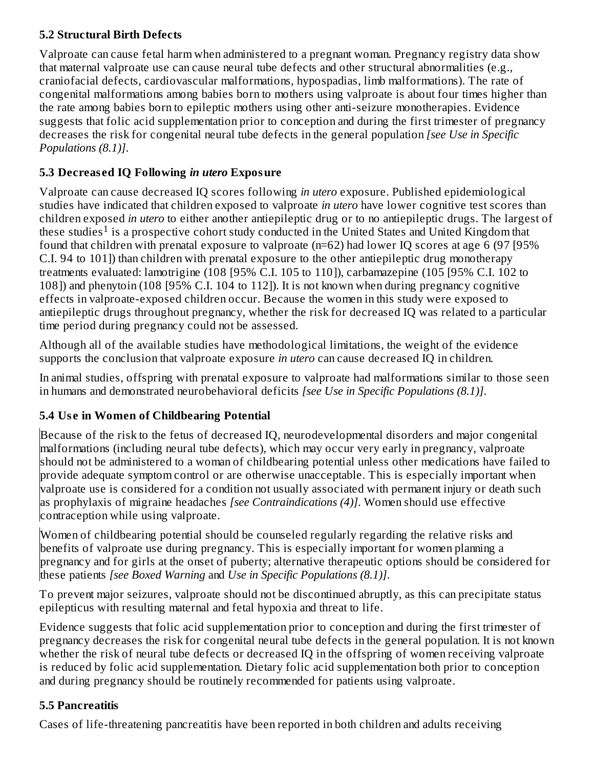### 5.2 Structural Birth Defects

Valproate can cause fetal harm when administered to a pregnant woman. Pregnancy registry data show that maternal valproate use can cause neural tube defects and other structural abnormalities (e.g., craniofacial defects, cardiovascular malformations, hypospadias, limb malformations). The rate of congenital malformations among babies born to mothers using valproate is about four times higher than the rate among babies born to epileptic mothers using other anti-seizure monotherapies. Evidence suggests that folic acid supplementation prior to conception and during the first trimester of pregnancy decreases the risk for congenital neural tube defects in the general population *[see Use in Specific Populations (8.1)]*.

### 5.3 Decreased IQ Following *in utero* Exposure

Valproate can cause decreased IQ scores following *in utero* exposure. Published epidemiological studies have indicated that children exposed to valproate *in utero* have lower cognitive test scores than children exposed *in utero* to either another antiepileptic drug or to no antiepileptic drugs. The largest of these studies[1] is a prospective cohort study conducted in the United States and United Kingdom that found that children with prenatal exposure to valproate (n=62) had lower IQ scores at age 6 (97 [95% C.I. 94 to 101]) than children with prenatal exposure to the other antiepileptic drug monotherapy treatments evaluated: lamotrigine (108 [95% C.I. 105 to 110]), carbamazepine (105 [95% C.I. 102 to 108]) and phenytoin (108 [95% C.I. 104 to 112]). It is not known when during pregnancy cognitive effects in valproate-exposed children occur. Because the women in this study were exposed to antiepileptic drugs throughout pregnancy, whether the risk for decreased IQ was related to a particular time period during pregnancy could not be assessed.

Although all of the available studies have methodological limitations, the weight of the evidence supports the conclusion that valproate exposure *in utero* can cause decreased IQ in children.

In animal studies, offspring with prenatal exposure to valproate had malformations similar to those seen in humans and demonstrated neurobehavioral deficits *[see Use in Specific Populations (8.1)]*.

### 5.4 Use in Women of Childbearing Potential

Because of the risk to the fetus of decreased IQ, neurodevelopmental disorders and major congenital malformations (including neural tube defects), which may occur very early in pregnancy, valproate should not be administered to a woman of childbearing potential unless other medications have failed to provide adequate symptom control or are otherwise unacceptable. This is especially important when valproate use is considered for a condition not usually associated with permanent injury or death such as prophylaxis of migraine headaches *[see Contraindications (4)]*. Women should use effective contraception while using valproate.

Women of childbearing potential should be counseled regularly regarding the relative risks and benefits of valproate use during pregnancy. This is especially important for women planning a pregnancy and for girls at the onset of puberty; alternative therapeutic options should be considered for these patients *[see Boxed Warning* and *Use in Specific Populations (8.1)]*.

To prevent major seizures, valproate should not be discontinued abruptly, as this can precipitate status epilepticus with resulting maternal and fetal hypoxia and threat to life.

Evidence suggests that folic acid supplementation prior to conception and during the first trimester of pregnancy decreases the risk for congenital neural tube defects in the general population. It is not known whether the risk of neural tube defects or decreased IQ in the offspring of women receiving valproate is reduced by folic acid supplementation. Dietary folic acid supplementation both prior to conception and during pregnancy should be routinely recommended for patients using valproate.

### 5.5 Pancreatitis

Cases of life-threatening pancreatitis have been reported in both children and adults receiving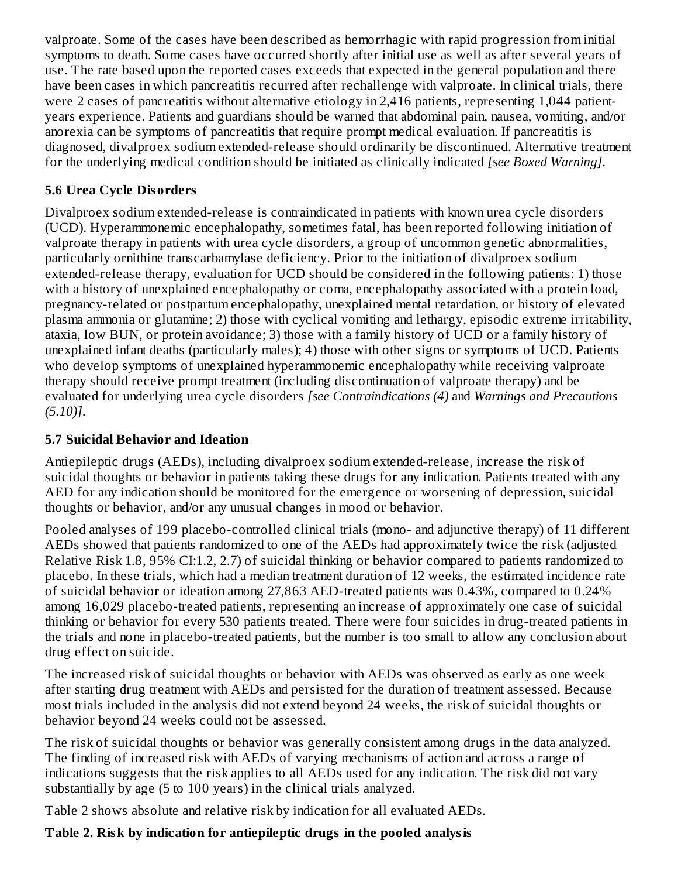valproate. Some of the cases have been described as hemorrhagic with rapid progression from initial symptoms to death. Some cases have occurred shortly after initial use as well as after several years of use. The rate based upon the reported cases exceeds that expected in the general population and there have been cases in which pancreatitis recurred after rechallenge with valproate. In clinical trials, there were 2 cases of pancreatitis without alternative etiology in 2,416 patients, representing 1,044 patient-years experience. Patients and guardians should be warned that abdominal pain, nausea, vomiting, and/or anorexia can be symptoms of pancreatitis that require prompt medical evaluation. If pancreatitis is diagnosed, divalproex sodium extended-release should ordinarily be discontinued. Alternative treatment for the underlying medical condition should be initiated as clinically indicated *[see Boxed Warning]*.

### 5.6 Urea Cycle Disorders

Divalproex sodium extended-release is contraindicated in patients with known urea cycle disorders (UCD). Hyperammonemic encephalopathy, sometimes fatal, has been reported following initiation of valproate therapy in patients with urea cycle disorders, a group of uncommon genetic abnormalities, particularly ornithine transcarbamylase deficiency. Prior to the initiation of divalproex sodium extended-release therapy, evaluation for UCD should be considered in the following patients: 1) those with a history of unexplained encephalopathy or coma, encephalopathy associated with a protein load, pregnancy-related or postpartum encephalopathy, unexplained mental retardation, or history of elevated plasma ammonia or glutamine; 2) those with cyclical vomiting and lethargy, episodic extreme irritability, ataxia, low BUN, or protein avoidance; 3) those with a family history of UCD or a family history of unexplained infant deaths (particularly males); 4) those with other signs or symptoms of UCD. Patients who develop symptoms of unexplained hyperammonemic encephalopathy while receiving valproate therapy should receive prompt treatment (including discontinuation of valproate therapy) and be evaluated for underlying urea cycle disorders *[see Contraindications (4)* and *Warnings and Precautions (5.10)]*.

### 5.7 Suicidal Behavior and Ideation

Antiepileptic drugs (AEDs), including divalproex sodium extended-release, increase the risk of suicidal thoughts or behavior in patients taking these drugs for any indication. Patients treated with any AED for any indication should be monitored for the emergence or worsening of depression, suicidal thoughts or behavior, and/or any unusual changes in mood or behavior.

Pooled analyses of 199 placebo-controlled clinical trials (mono- and adjunctive therapy) of 11 different AEDs showed that patients randomized to one of the AEDs had approximately twice the risk (adjusted Relative Risk 1.8, 95% CI:1.2, 2.7) of suicidal thinking or behavior compared to patients randomized to placebo. In these trials, which had a median treatment duration of 12 weeks, the estimated incidence rate of suicidal behavior or ideation among 27,863 AED-treated patients was 0.43%, compared to 0.24% among 16,029 placebo-treated patients, representing an increase of approximately one case of suicidal thinking or behavior for every 530 patients treated. There were four suicides in drug-treated patients in the trials and none in placebo-treated patients, but the number is too small to allow any conclusion about drug effect on suicide.

The increased risk of suicidal thoughts or behavior with AEDs was observed as early as one week after starting drug treatment with AEDs and persisted for the duration of treatment assessed. Because most trials included in the analysis did not extend beyond 24 weeks, the risk of suicidal thoughts or behavior beyond 24 weeks could not be assessed.

The risk of suicidal thoughts or behavior was generally consistent among drugs in the data analyzed. The finding of increased risk with AEDs of varying mechanisms of action and across a range of indications suggests that the risk applies to all AEDs used for any indication. The risk did not vary substantially by age (5 to 100 years) in the clinical trials analyzed.

Table 2 shows absolute and relative risk by indication for all evaluated AEDs.

**Table 2. Risk by indication for antiepileptic drugs in the pooled analysis**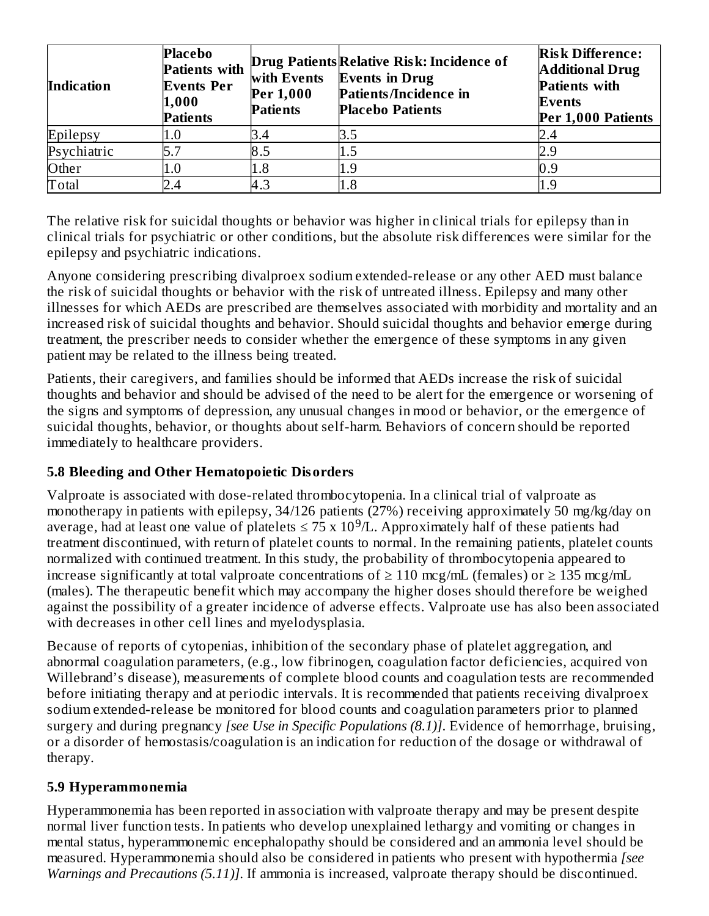| Indication | Placebo Patients with Events Per 1,000 Patients | Drug Patients with Events Per 1,000 Patients | Relative Risk: Incidence of Events in Drug Patients/Incidence in Placebo Patients | Risk Difference: Additional Drug Patients with Events Per 1,000 Patients |
|---|---|---|---|---|
| Epilepsy | 1.0 | 3.4 | 3.5 | 2.4 |
| Psychiatric | 5.7 | 8.5 | 1.5 | 2.9 |
| Other | 1.0 | 1.8 | 1.9 | 0.9 |
| Total | 2.4 | 4.3 | 1.8 | 1.9 |

The relative risk for suicidal thoughts or behavior was higher in clinical trials for epilepsy than in clinical trials for psychiatric or other conditions, but the absolute risk differences were similar for the epilepsy and psychiatric indications.

Anyone considering prescribing divalproex sodium extended-release or any other AED must balance the risk of suicidal thoughts or behavior with the risk of untreated illness. Epilepsy and many other illnesses for which AEDs are prescribed are themselves associated with morbidity and mortality and an increased risk of suicidal thoughts and behavior. Should suicidal thoughts and behavior emerge during treatment, the prescriber needs to consider whether the emergence of these symptoms in any given patient may be related to the illness being treated.

Patients, their caregivers, and families should be informed that AEDs increase the risk of suicidal thoughts and behavior and should be advised of the need to be alert for the emergence or worsening of the signs and symptoms of depression, any unusual changes in mood or behavior, or the emergence of suicidal thoughts, behavior, or thoughts about self-harm. Behaviors of concern should be reported immediately to healthcare providers.

### 5.8 Bleeding and Other Hematopoietic Disorders

Valproate is associated with dose-related thrombocytopenia. In a clinical trial of valproate as monotherapy in patients with epilepsy, 34/126 patients (27%) receiving approximately 50 mg/kg/day on average, had at least one value of platelets ≤ 75 x $10^9$/L. Approximately half of these patients had treatment discontinued, with return of platelet counts to normal. In the remaining patients, platelet counts normalized with continued treatment. In this study, the probability of thrombocytopenia appeared to increase significantly at total valproate concentrations of ≥ 110 mcg/mL (females) or ≥ 135 mcg/mL (males). The therapeutic benefit which may accompany the higher doses should therefore be weighed against the possibility of a greater incidence of adverse effects. Valproate use has also been associated with decreases in other cell lines and myelodysplasia.

Because of reports of cytopenias, inhibition of the secondary phase of platelet aggregation, and abnormal coagulation parameters, (e.g., low fibrinogen, coagulation factor deficiencies, acquired von Willebrand's disease), measurements of complete blood counts and coagulation tests are recommended before initiating therapy and at periodic intervals. It is recommended that patients receiving divalproex sodium extended-release be monitored for blood counts and coagulation parameters prior to planned surgery and during pregnancy *[see Use in Specific Populations (8.1)]*. Evidence of hemorrhage, bruising, or a disorder of hemostasis/coagulation is an indication for reduction of the dosage or withdrawal of therapy.

### 5.9 Hyperammonemia

Hyperammonemia has been reported in association with valproate therapy and may be present despite normal liver function tests. In patients who develop unexplained lethargy and vomiting or changes in mental status, hyperammonemic encephalopathy should be considered and an ammonia level should be measured. Hyperammonemia should also be considered in patients who present with hypothermia *[see Warnings and Precautions (5.11)]*. If ammonia is increased, valproate therapy should be discontinued.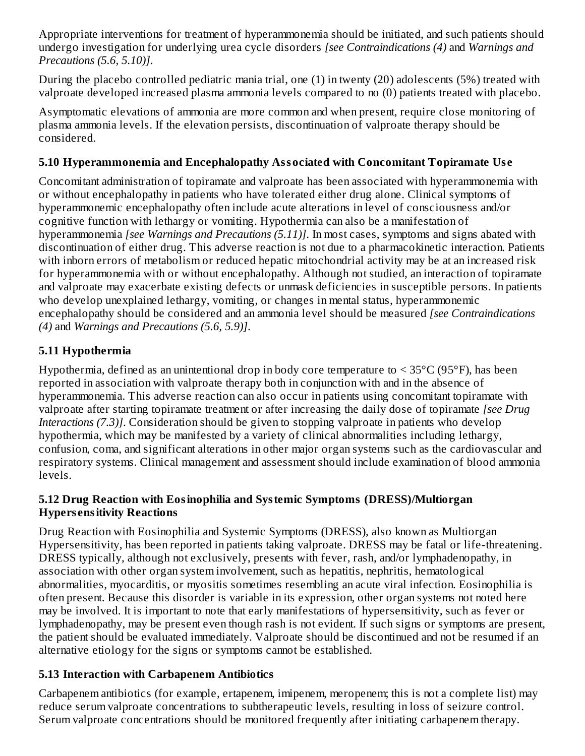Appropriate interventions for treatment of hyperammonemia should be initiated, and such patients should undergo investigation for underlying urea cycle disorders *[see Contraindications (4)* and *Warnings and Precautions (5.6, 5.10)]*.

During the placebo controlled pediatric mania trial, one (1) in twenty (20) adolescents (5%) treated with valproate developed increased plasma ammonia levels compared to no (0) patients treated with placebo.

Asymptomatic elevations of ammonia are more common and when present, require close monitoring of plasma ammonia levels. If the elevation persists, discontinuation of valproate therapy should be considered.

### 5.10 Hyperammonemia and Encephalopathy Associated with Concomitant Topiramate Use

Concomitant administration of topiramate and valproate has been associated with hyperammonemia with or without encephalopathy in patients who have tolerated either drug alone. Clinical symptoms of hyperammonemic encephalopathy often include acute alterations in level of consciousness and/or cognitive function with lethargy or vomiting. Hypothermia can also be a manifestation of hyperammonemia *[see Warnings and Precautions (5.11)]*. In most cases, symptoms and signs abated with discontinuation of either drug. This adverse reaction is not due to a pharmacokinetic interaction. Patients with inborn errors of metabolism or reduced hepatic mitochondrial activity may be at an increased risk for hyperammonemia with or without encephalopathy. Although not studied, an interaction of topiramate and valproate may exacerbate existing defects or unmask deficiencies in susceptible persons. In patients who develop unexplained lethargy, vomiting, or changes in mental status, hyperammonemic encephalopathy should be considered and an ammonia level should be measured *[see Contraindications (4)* and *Warnings and Precautions (5.6, 5.9)]*.

### 5.11 Hypothermia

Hypothermia, defined as an unintentional drop in body core temperature to < 35°C (95°F), has been reported in association with valproate therapy both in conjunction with and in the absence of hyperammonemia. This adverse reaction can also occur in patients using concomitant topiramate with valproate after starting topiramate treatment or after increasing the daily dose of topiramate *[see Drug Interactions (7.3)]*. Consideration should be given to stopping valproate in patients who develop hypothermia, which may be manifested by a variety of clinical abnormalities including lethargy, confusion, coma, and significant alterations in other major organ systems such as the cardiovascular and respiratory systems. Clinical management and assessment should include examination of blood ammonia levels.

### 5.12 Drug Reaction with Eosinophilia and Systemic Symptoms (DRESS)/Multiorgan Hypersensitivity Reactions

Drug Reaction with Eosinophilia and Systemic Symptoms (DRESS), also known as Multiorgan Hypersensitivity, has been reported in patients taking valproate. DRESS may be fatal or life-threatening. DRESS typically, although not exclusively, presents with fever, rash, and/or lymphadenopathy, in association with other organ system involvement, such as hepatitis, nephritis, hematological abnormalities, myocarditis, or myositis sometimes resembling an acute viral infection. Eosinophilia is often present. Because this disorder is variable in its expression, other organ systems not noted here may be involved. It is important to note that early manifestations of hypersensitivity, such as fever or lymphadenopathy, may be present even though rash is not evident. If such signs or symptoms are present, the patient should be evaluated immediately. Valproate should be discontinued and not be resumed if an alternative etiology for the signs or symptoms cannot be established.

### 5.13 Interaction with Carbapenem Antibiotics

Carbapenem antibiotics (for example, ertapenem, imipenem, meropenem; this is not a complete list) may reduce serum valproate concentrations to subtherapeutic levels, resulting in loss of seizure control. Serum valproate concentrations should be monitored frequently after initiating carbapenem therapy.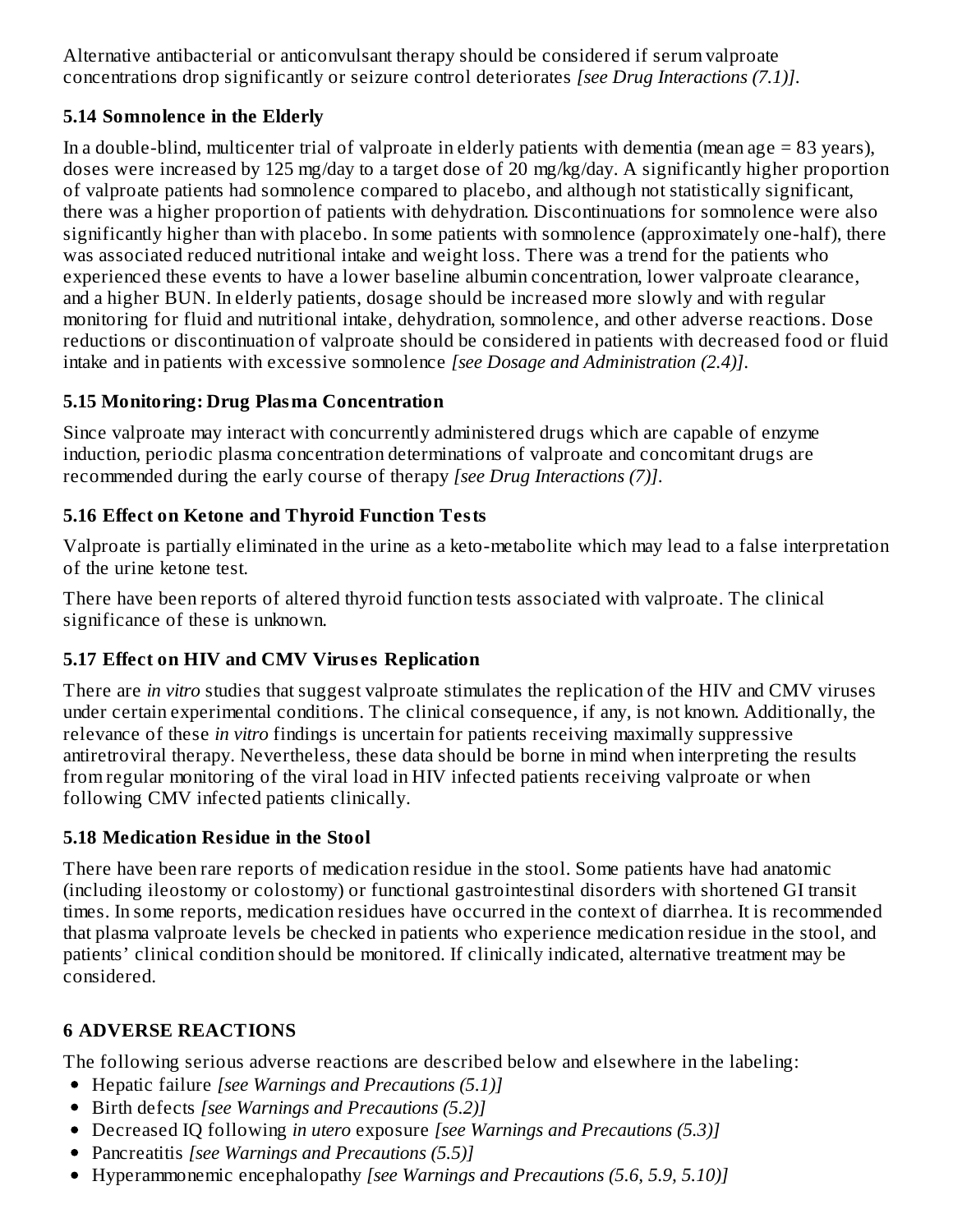Alternative antibacterial or anticonvulsant therapy should be considered if serum valproate concentrations drop significantly or seizure control deteriorates *[see Drug Interactions (7.1)]*.

### 5.14 Somnolence in the Elderly

In a double-blind, multicenter trial of valproate in elderly patients with dementia (mean age = 83 years), doses were increased by 125 mg/day to a target dose of 20 mg/kg/day. A significantly higher proportion of valproate patients had somnolence compared to placebo, and although not statistically significant, there was a higher proportion of patients with dehydration. Discontinuations for somnolence were also significantly higher than with placebo. In some patients with somnolence (approximately one-half), there was associated reduced nutritional intake and weight loss. There was a trend for the patients who experienced these events to have a lower baseline albumin concentration, lower valproate clearance, and a higher BUN. In elderly patients, dosage should be increased more slowly and with regular monitoring for fluid and nutritional intake, dehydration, somnolence, and other adverse reactions. Dose reductions or discontinuation of valproate should be considered in patients with decreased food or fluid intake and in patients with excessive somnolence *[see Dosage and Administration (2.4)]*.

### 5.15 Monitoring: Drug Plasma Concentration

Since valproate may interact with concurrently administered drugs which are capable of enzyme induction, periodic plasma concentration determinations of valproate and concomitant drugs are recommended during the early course of therapy *[see Drug Interactions (7)]*.

### 5.16 Effect on Ketone and Thyroid Function Tests

Valproate is partially eliminated in the urine as a keto-metabolite which may lead to a false interpretation of the urine ketone test.

There have been reports of altered thyroid function tests associated with valproate. The clinical significance of these is unknown.

### 5.17 Effect on HIV and CMV Viruses Replication

There are *in vitro* studies that suggest valproate stimulates the replication of the HIV and CMV viruses under certain experimental conditions. The clinical consequence, if any, is not known. Additionally, the relevance of these *in vitro* findings is uncertain for patients receiving maximally suppressive antiretroviral therapy. Nevertheless, these data should be borne in mind when interpreting the results from regular monitoring of the viral load in HIV infected patients receiving valproate or when following CMV infected patients clinically.

### 5.18 Medication Residue in the Stool

There have been rare reports of medication residue in the stool. Some patients have had anatomic (including ileostomy or colostomy) or functional gastrointestinal disorders with shortened GI transit times. In some reports, medication residues have occurred in the context of diarrhea. It is recommended that plasma valproate levels be checked in patients who experience medication residue in the stool, and patients' clinical condition should be monitored. If clinically indicated, alternative treatment may be considered.

## 6 ADVERSE REACTIONS

The following serious adverse reactions are described below and elsewhere in the labeling:

- Hepatic failure *[see Warnings and Precautions (5.1)]*
- Birth defects *[see Warnings and Precautions (5.2)]*
- Decreased IQ following *in utero* exposure *[see Warnings and Precautions (5.3)]*
- Pancreatitis *[see Warnings and Precautions (5.5)]*
- Hyperammonemic encephalopathy *[see Warnings and Precautions (5.6, 5.9, 5.10)]*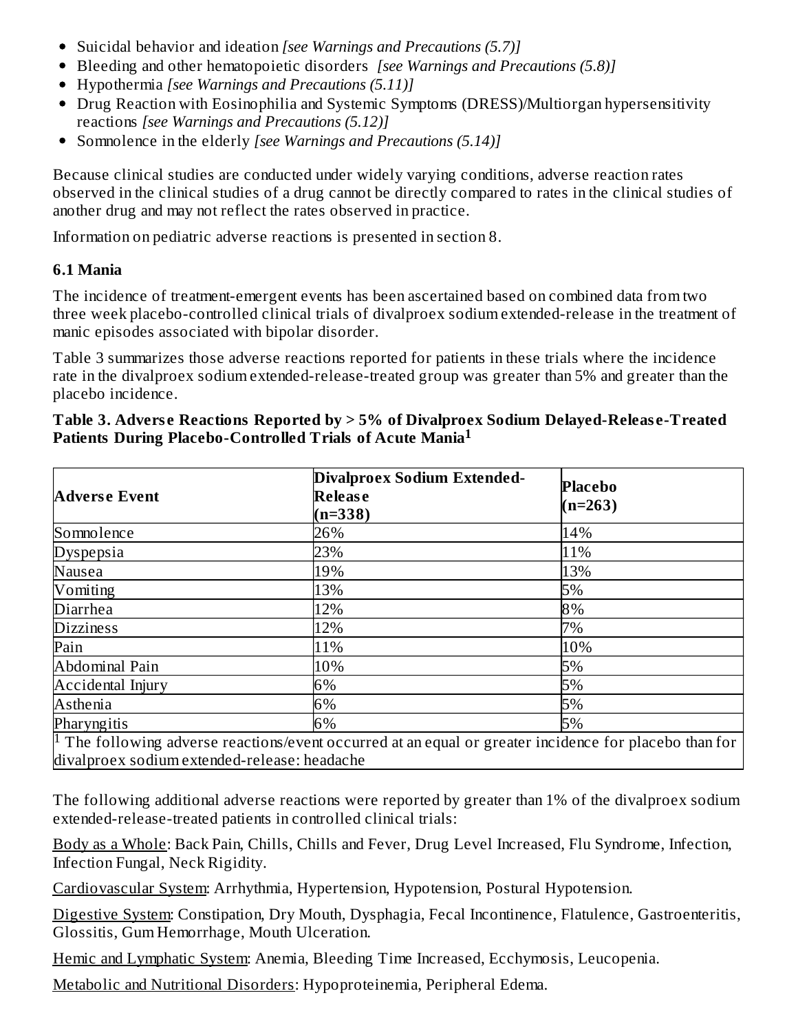- Suicidal behavior and ideation *[see Warnings and Precautions (5.7)]*
- Bleeding and other hematopoietic disorders *[see Warnings and Precautions (5.8)]*
- Hypothermia *[see Warnings and Precautions (5.11)]*
- Drug Reaction with Eosinophilia and Systemic Symptoms (DRESS)/Multiorgan hypersensitivity reactions *[see Warnings and Precautions (5.12)]*
- Somnolence in the elderly *[see Warnings and Precautions (5.14)]*

Because clinical studies are conducted under widely varying conditions, adverse reaction rates observed in the clinical studies of a drug cannot be directly compared to rates in the clinical studies of another drug and may not reflect the rates observed in practice.

Information on pediatric adverse reactions is presented in section 8.

### 6.1 Mania

The incidence of treatment-emergent events has been ascertained based on combined data from two three week placebo-controlled clinical trials of divalproex sodium extended-release in the treatment of manic episodes associated with bipolar disorder.

Table 3 summarizes those adverse reactions reported for patients in these trials where the incidence rate in the divalproex sodium extended-release-treated group was greater than 5% and greater than the placebo incidence.

**Table 3. Adverse Reactions Reported by > 5% of Divalproex Sodium Delayed-Release-Treated Patients During Placebo-Controlled Trials of Acute Mania[1]**

| Adverse Event | Divalproex Sodium Extended-Release (n=338) | Placebo (n=263) |
|---|---|---|
| Somnolence | 26% | 14% |
| Dyspepsia | 23% | 11% |
| Nausea | 19% | 13% |
| Vomiting | 13% | 5% |
| Diarrhea | 12% | 8% |
| Dizziness | 12% | 7% |
| Pain | 11% | 10% |
| Abdominal Pain | 10% | 5% |
| Accidental Injury | 6% | 5% |
| Asthenia | 6% | 5% |
| Pharyngitis | 6% | 5% |

[1] The following adverse reactions/event occurred at an equal or greater incidence for placebo than for divalproex sodium extended-release: headache

The following additional adverse reactions were reported by greater than 1% of the divalproex sodium extended-release-treated patients in controlled clinical trials:

Body as a Whole: Back Pain, Chills, Chills and Fever, Drug Level Increased, Flu Syndrome, Infection, Infection Fungal, Neck Rigidity.

Cardiovascular System: Arrhythmia, Hypertension, Hypotension, Postural Hypotension.

Digestive System: Constipation, Dry Mouth, Dysphagia, Fecal Incontinence, Flatulence, Gastroenteritis, Glossitis, Gum Hemorrhage, Mouth Ulceration.

Hemic and Lymphatic System: Anemia, Bleeding Time Increased, Ecchymosis, Leucopenia.

Metabolic and Nutritional Disorders: Hypoproteinemia, Peripheral Edema.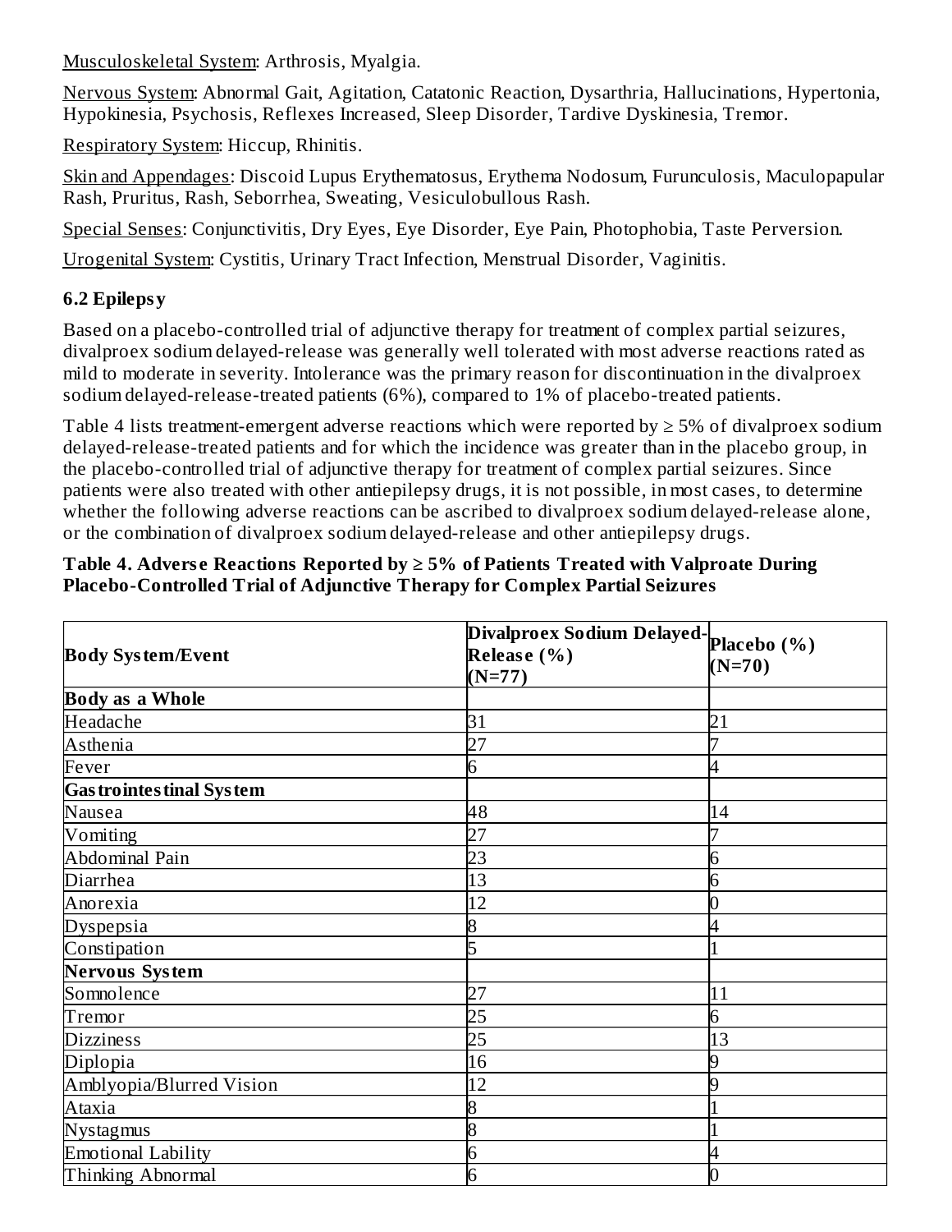Musculoskeletal System: Arthrosis, Myalgia.

Nervous System: Abnormal Gait, Agitation, Catatonic Reaction, Dysarthria, Hallucinations, Hypertonia, Hypokinesia, Psychosis, Reflexes Increased, Sleep Disorder, Tardive Dyskinesia, Tremor.

Respiratory System: Hiccup, Rhinitis.

Skin and Appendages: Discoid Lupus Erythematosus, Erythema Nodosum, Furunculosis, Maculopapular Rash, Pruritus, Rash, Seborrhea, Sweating, Vesiculobullous Rash.

Special Senses: Conjunctivitis, Dry Eyes, Eye Disorder, Eye Pain, Photophobia, Taste Perversion.

Urogenital System: Cystitis, Urinary Tract Infection, Menstrual Disorder, Vaginitis.

### 6.2 Epilepsy

Based on a placebo-controlled trial of adjunctive therapy for treatment of complex partial seizures, divalproex sodium delayed-release was generally well tolerated with most adverse reactions rated as mild to moderate in severity. Intolerance was the primary reason for discontinuation in the divalproex sodium delayed-release-treated patients (6%), compared to 1% of placebo-treated patients.

Table 4 lists treatment-emergent adverse reactions which were reported by ≥ 5% of divalproex sodium delayed-release-treated patients and for which the incidence was greater than in the placebo group, in the placebo-controlled trial of adjunctive therapy for treatment of complex partial seizures. Since patients were also treated with other antiepilepsy drugs, it is not possible, in most cases, to determine whether the following adverse reactions can be ascribed to divalproex sodium delayed-release alone, or the combination of divalproex sodium delayed-release and other antiepilepsy drugs.

**Table 4. Adverse Reactions Reported by ≥ 5% of Patients Treated with Valproate During Placebo-Controlled Trial of Adjunctive Therapy for Complex Partial Seizures**

| Body System/Event | Divalproex Sodium Delayed-Release (%) (N=77) | Placebo (%) (N=70) |
|---|---|---|
| **Body as a Whole** | | |
| Headache | 31 | 21 |
| Asthenia | 27 | 7 |
| Fever | 6 | 4 |
| **Gastrointestinal System** | | |
| Nausea | 48 | 14 |
| Vomiting | 27 | 7 |
| Abdominal Pain | 23 | 6 |
| Diarrhea | 13 | 6 |
| Anorexia | 12 | 0 |
| Dyspepsia | 8 | 4 |
| Constipation | 5 | 1 |
| **Nervous System** | | |
| Somnolence | 27 | 11 |
| Tremor | 25 | 6 |
| Dizziness | 25 | 13 |
| Diplopia | 16 | 9 |
| Amblyopia/Blurred Vision | 12 | 9 |
| Ataxia | 8 | 1 |
| Nystagmus | 8 | 1 |
| Emotional Lability | 6 | 4 |
| Thinking Abnormal | 6 | 0 |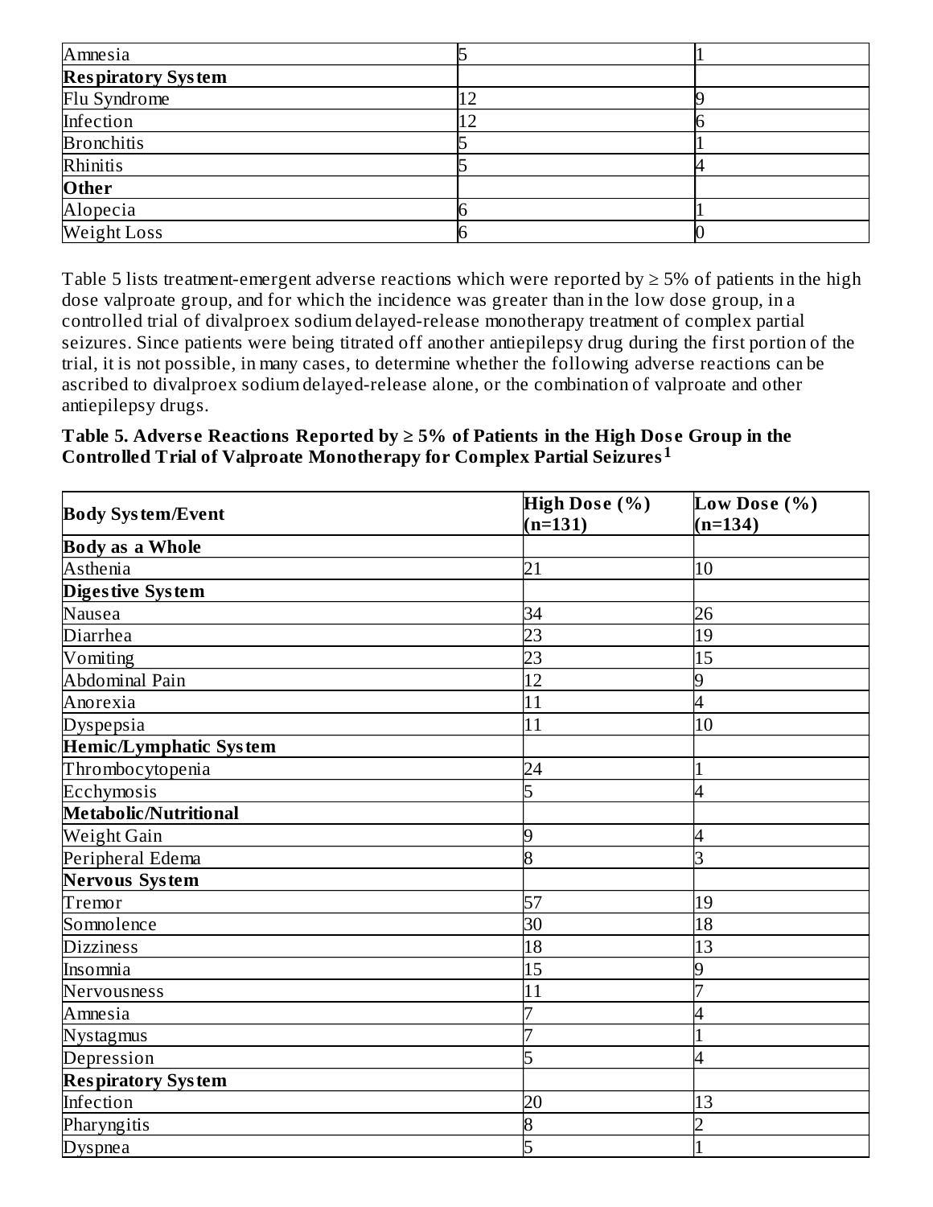| | | |
|---|---|---|
| Amnesia | 5 | 1 |
| **Respiratory System** | | |
| Flu Syndrome | 12 | 9 |
| Infection | 12 | 6 |
| Bronchitis | 5 | 1 |
| Rhinitis | 5 | 4 |
| **Other** | | |
| Alopecia | 6 | 1 |
| Weight Loss | 6 | 0 |

Table 5 lists treatment-emergent adverse reactions which were reported by ≥ 5% of patients in the high dose valproate group, and for which the incidence was greater than in the low dose group, in a controlled trial of divalproex sodium delayed-release monotherapy treatment of complex partial seizures. Since patients were being titrated off another antiepilepsy drug during the first portion of the trial, it is not possible, in many cases, to determine whether the following adverse reactions can be ascribed to divalproex sodium delayed-release alone, or the combination of valproate and other antiepilepsy drugs.

**Table 5. Adverse Reactions Reported by ≥ 5% of Patients in the High Dose Group in the Controlled Trial of Valproate Monotherapy for Complex Partial Seizures**[1]

| Body System/Event | High Dose (%) (n=131) | Low Dose (%) (n=134) |
|---|---|---|
| **Body as a Whole** | | |
| Asthenia | 21 | 10 |
| **Digestive System** | | |
| Nausea | 34 | 26 |
| Diarrhea | 23 | 19 |
| Vomiting | 23 | 15 |
| Abdominal Pain | 12 | 9 |
| Anorexia | 11 | 4 |
| Dyspepsia | 11 | 10 |
| **Hemic/Lymphatic System** | | |
| Thrombocytopenia | 24 | 1 |
| Ecchymosis | 5 | 4 |
| **Metabolic/Nutritional** | | |
| Weight Gain | 9 | 4 |
| Peripheral Edema | 8 | 3 |
| **Nervous System** | | |
| Tremor | 57 | 19 |
| Somnolence | 30 | 18 |
| Dizziness | 18 | 13 |
| Insomnia | 15 | 9 |
| Nervousness | 11 | 7 |
| Amnesia | 7 | 4 |
| Nystagmus | 7 | 1 |
| Depression | 5 | 4 |
| **Respiratory System** | | |
| Infection | 20 | 13 |
| Pharyngitis | 8 | 2 |
| Dyspnea | 5 | 1 |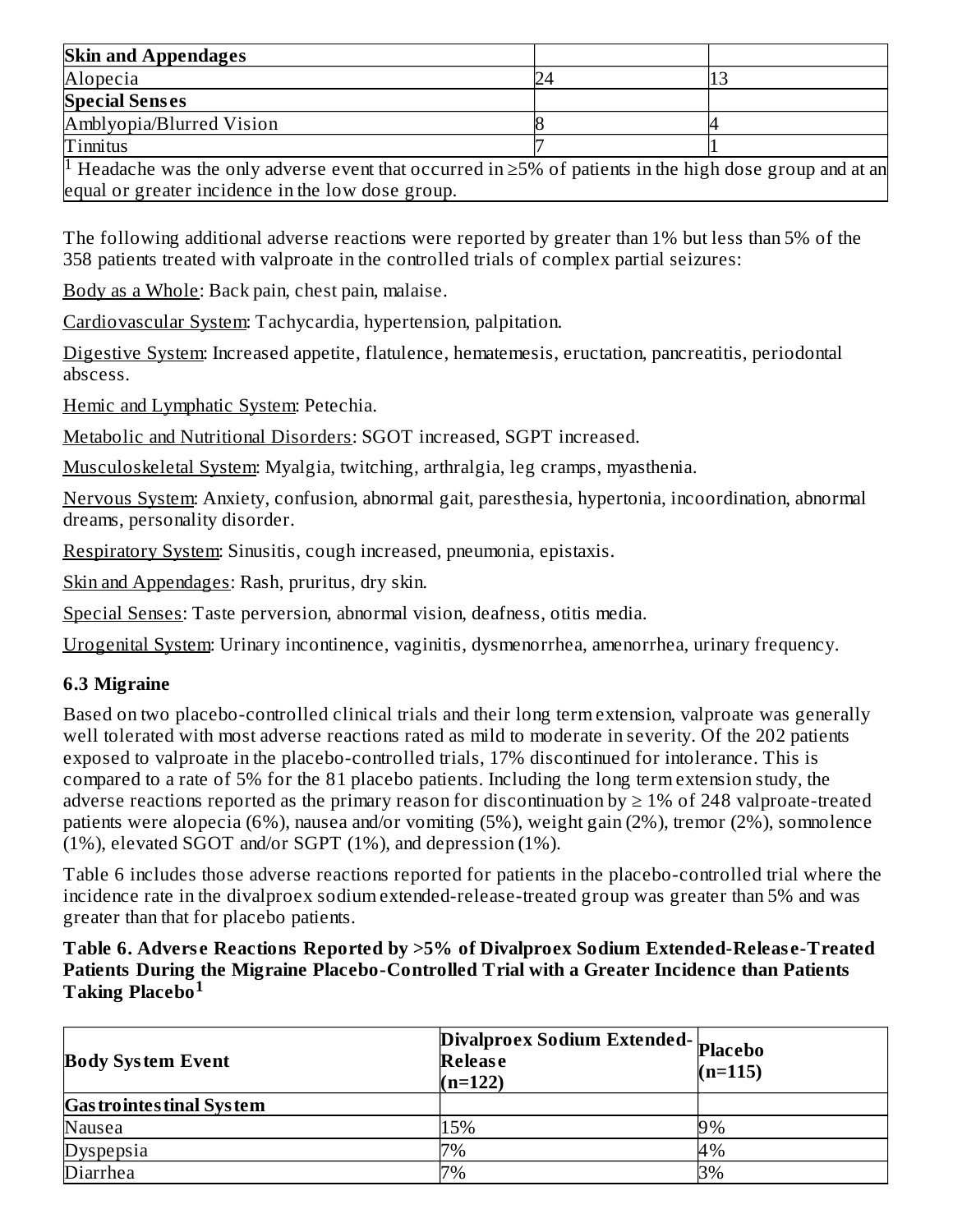| | | |
|---|---|---|
| **Skin and Appendages** | | |
| Alopecia | 24 | 13 |
| **Special Senses** | | |
| Amblyopia/Blurred Vision | 8 | 4 |
| Tinnitus | 7 | 1 |

[1] Headache was the only adverse event that occurred in ≥5% of patients in the high dose group and at an equal or greater incidence in the low dose group.

The following additional adverse reactions were reported by greater than 1% but less than 5% of the 358 patients treated with valproate in the controlled trials of complex partial seizures:

Body as a Whole: Back pain, chest pain, malaise.

Cardiovascular System: Tachycardia, hypertension, palpitation.

Digestive System: Increased appetite, flatulence, hematemesis, eructation, pancreatitis, periodontal abscess.

Hemic and Lymphatic System: Petechia.

Metabolic and Nutritional Disorders: SGOT increased, SGPT increased.

Musculoskeletal System: Myalgia, twitching, arthralgia, leg cramps, myasthenia.

Nervous System: Anxiety, confusion, abnormal gait, paresthesia, hypertonia, incoordination, abnormal dreams, personality disorder.

Respiratory System: Sinusitis, cough increased, pneumonia, epistaxis.

Skin and Appendages: Rash, pruritus, dry skin.

Special Senses: Taste perversion, abnormal vision, deafness, otitis media.

Urogenital System: Urinary incontinence, vaginitis, dysmenorrhea, amenorrhea, urinary frequency.

### 6.3 Migraine

Based on two placebo-controlled clinical trials and their long term extension, valproate was generally well tolerated with most adverse reactions rated as mild to moderate in severity. Of the 202 patients exposed to valproate in the placebo-controlled trials, 17% discontinued for intolerance. This is compared to a rate of 5% for the 81 placebo patients. Including the long term extension study, the adverse reactions reported as the primary reason for discontinuation by ≥ 1% of 248 valproate-treated patients were alopecia (6%), nausea and/or vomiting (5%), weight gain (2%), tremor (2%), somnolence (1%), elevated SGOT and/or SGPT (1%), and depression (1%).

Table 6 includes those adverse reactions reported for patients in the placebo-controlled trial where the incidence rate in the divalproex sodium extended-release-treated group was greater than 5% and was greater than that for placebo patients.

**Table 6. Adverse Reactions Reported by >5% of Divalproex Sodium Extended-Release-Treated Patients During the Migraine Placebo-Controlled Trial with a Greater Incidence than Patients Taking Placebo[1]**

| Body System Event | Divalproex Sodium Extended-Release (n=122) | Placebo (n=115) |
|---|---|---|
| **Gastrointestinal System** | | |
| Nausea | 15% | 9% |
| Dyspepsia | 7% | 4% |
| Diarrhea | 7% | 3% |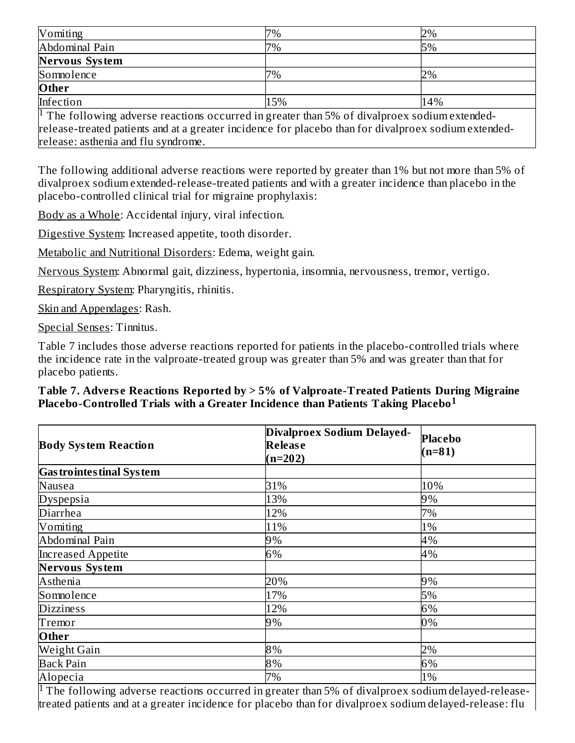| | | |
|---|---|---|
| Vomiting | 7% | 2% |
| Abdominal Pain | 7% | 5% |
| **Nervous System** | | |
| Somnolence | 7% | 2% |
| **Other** | | |
| Infection | 15% | 14% |

[1] The following adverse reactions occurred in greater than 5% of divalproex sodium extended-release-treated patients and at a greater incidence for placebo than for divalproex sodium extended-release: asthenia and flu syndrome.

The following additional adverse reactions were reported by greater than 1% but not more than 5% of divalproex sodium extended-release-treated patients and with a greater incidence than placebo in the placebo-controlled clinical trial for migraine prophylaxis:

Body as a Whole: Accidental injury, viral infection.

Digestive System: Increased appetite, tooth disorder.

Metabolic and Nutritional Disorders: Edema, weight gain.

Nervous System: Abnormal gait, dizziness, hypertonia, insomnia, nervousness, tremor, vertigo.

Respiratory System: Pharyngitis, rhinitis.

Skin and Appendages: Rash.

Special Senses: Tinnitus.

Table 7 includes those adverse reactions reported for patients in the placebo-controlled trials where the incidence rate in the valproate-treated group was greater than 5% and was greater than that for placebo patients.

**Table 7. Adverse Reactions Reported by > 5% of Valproate-Treated Patients During Migraine Placebo-Controlled Trials with a Greater Incidence than Patients Taking Placebo[1]**

| Body System Reaction | Divalproex Sodium Delayed-Release (n=202) | Placebo (n=81) |
|---|---|---|
| **Gastrointestinal System** | | |
| Nausea | 31% | 10% |
| Dyspepsia | 13% | 9% |
| Diarrhea | 12% | 7% |
| Vomiting | 11% | 1% |
| Abdominal Pain | 9% | 4% |
| Increased Appetite | 6% | 4% |
| **Nervous System** | | |
| Asthenia | 20% | 9% |
| Somnolence | 17% | 5% |
| Dizziness | 12% | 6% |
| Tremor | 9% | 0% |
| **Other** | | |
| Weight Gain | 8% | 2% |
| Back Pain | 8% | 6% |
| Alopecia | 7% | 1% |

[1] The following adverse reactions occurred in greater than 5% of divalproex sodium delayed-release-treated patients and at a greater incidence for placebo than for divalproex sodium delayed-release: flu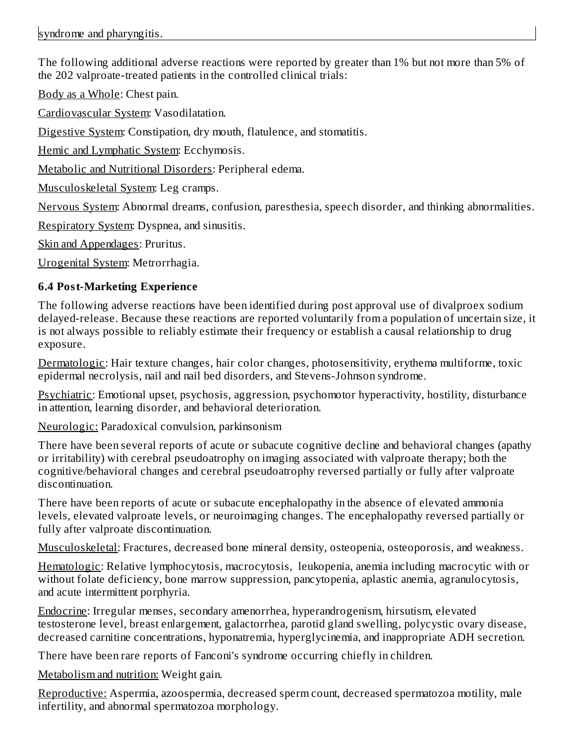syndrome and pharyngitis.

The following additional adverse reactions were reported by greater than 1% but not more than 5% of the 202 valproate-treated patients in the controlled clinical trials:

Body as a Whole: Chest pain.

Cardiovascular System: Vasodilatation.

Digestive System: Constipation, dry mouth, flatulence, and stomatitis.

Hemic and Lymphatic System: Ecchymosis.

Metabolic and Nutritional Disorders: Peripheral edema.

Musculoskeletal System: Leg cramps.

Nervous System: Abnormal dreams, confusion, paresthesia, speech disorder, and thinking abnormalities.

Respiratory System: Dyspnea, and sinusitis.

Skin and Appendages: Pruritus.

Urogenital System: Metrorrhagia.

### 6.4 Post-Marketing Experience

The following adverse reactions have been identified during post approval use of divalproex sodium delayed-release. Because these reactions are reported voluntarily from a population of uncertain size, it is not always possible to reliably estimate their frequency or establish a causal relationship to drug exposure.

Dermatologic: Hair texture changes, hair color changes, photosensitivity, erythema multiforme, toxic epidermal necrolysis, nail and nail bed disorders, and Stevens-Johnson syndrome.

Psychiatric: Emotional upset, psychosis, aggression, psychomotor hyperactivity, hostility, disturbance in attention, learning disorder, and behavioral deterioration.

Neurologic: Paradoxical convulsion, parkinsonism

There have been several reports of acute or subacute cognitive decline and behavioral changes (apathy or irritability) with cerebral pseudoatrophy on imaging associated with valproate therapy; both the cognitive/behavioral changes and cerebral pseudoatrophy reversed partially or fully after valproate discontinuation.

There have been reports of acute or subacute encephalopathy in the absence of elevated ammonia levels, elevated valproate levels, or neuroimaging changes. The encephalopathy reversed partially or fully after valproate discontinuation.

Musculoskeletal: Fractures, decreased bone mineral density, osteopenia, osteoporosis, and weakness.

Hematologic: Relative lymphocytosis, macrocytosis, leukopenia, anemia including macrocytic with or without folate deficiency, bone marrow suppression, pancytopenia, aplastic anemia, agranulocytosis, and acute intermittent porphyria.

Endocrine: Irregular menses, secondary amenorrhea, hyperandrogenism, hirsutism, elevated testosterone level, breast enlargement, galactorrhea, parotid gland swelling, polycystic ovary disease, decreased carnitine concentrations, hyponatremia, hyperglycinemia, and inappropriate ADH secretion.

There have been rare reports of Fanconi's syndrome occurring chiefly in children.

Metabolism and nutrition: Weight gain.

Reproductive: Aspermia, azoospermia, decreased sperm count, decreased spermatozoa motility, male infertility, and abnormal spermatozoa morphology.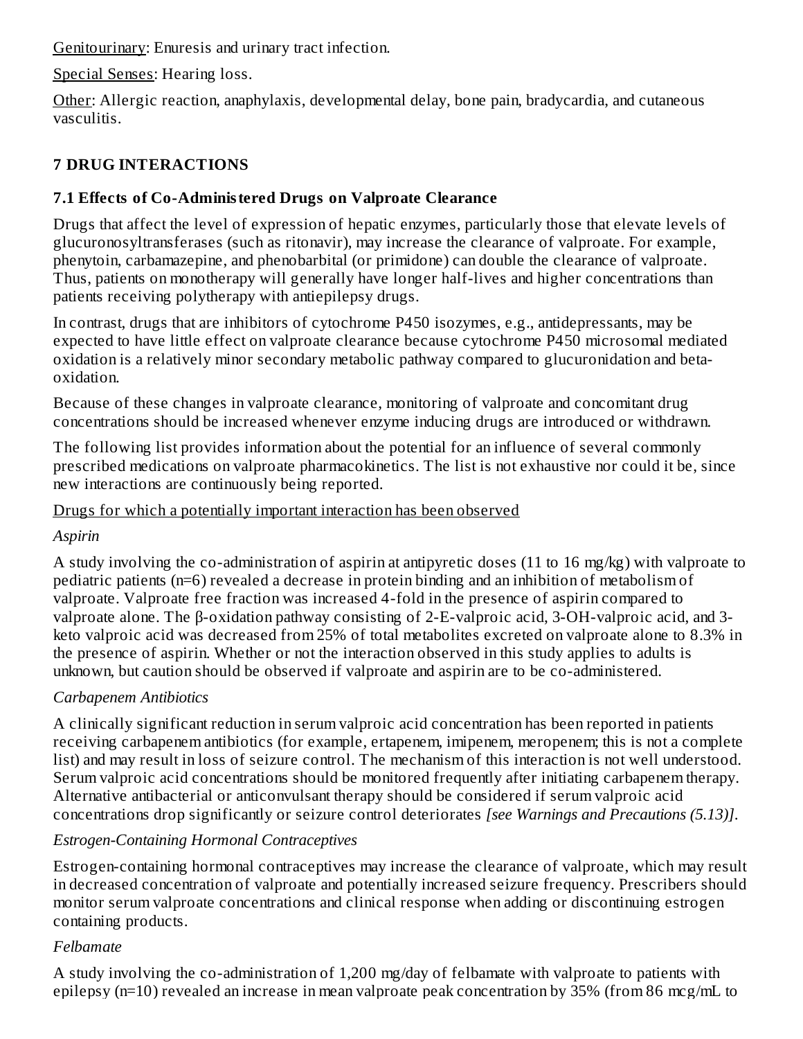Genitourinary: Enuresis and urinary tract infection.

Special Senses: Hearing loss.

Other: Allergic reaction, anaphylaxis, developmental delay, bone pain, bradycardia, and cutaneous vasculitis.

## 7 DRUG INTERACTIONS

### 7.1 Effects of Co-Administered Drugs on Valproate Clearance

Drugs that affect the level of expression of hepatic enzymes, particularly those that elevate levels of glucuronosyltransferases (such as ritonavir), may increase the clearance of valproate. For example, phenytoin, carbamazepine, and phenobarbital (or primidone) can double the clearance of valproate. Thus, patients on monotherapy will generally have longer half-lives and higher concentrations than patients receiving polytherapy with antiepilepsy drugs.

In contrast, drugs that are inhibitors of cytochrome P450 isozymes, e.g., antidepressants, may be expected to have little effect on valproate clearance because cytochrome P450 microsomal mediated oxidation is a relatively minor secondary metabolic pathway compared to glucuronidation and beta-oxidation.

Because of these changes in valproate clearance, monitoring of valproate and concomitant drug concentrations should be increased whenever enzyme inducing drugs are introduced or withdrawn.

The following list provides information about the potential for an influence of several commonly prescribed medications on valproate pharmacokinetics. The list is not exhaustive nor could it be, since new interactions are continuously being reported.

Drugs for which a potentially important interaction has been observed

*Aspirin*

A study involving the co-administration of aspirin at antipyretic doses (11 to 16 mg/kg) with valproate to pediatric patients (n=6) revealed a decrease in protein binding and an inhibition of metabolism of valproate. Valproate free fraction was increased 4-fold in the presence of aspirin compared to valproate alone. The β-oxidation pathway consisting of 2-E-valproic acid, 3-OH-valproic acid, and 3-keto valproic acid was decreased from 25% of total metabolites excreted on valproate alone to 8.3% in the presence of aspirin. Whether or not the interaction observed in this study applies to adults is unknown, but caution should be observed if valproate and aspirin are to be co-administered.

*Carbapenem Antibiotics*

A clinically significant reduction in serum valproic acid concentration has been reported in patients receiving carbapenem antibiotics (for example, ertapenem, imipenem, meropenem; this is not a complete list) and may result in loss of seizure control. The mechanism of this interaction is not well understood. Serum valproic acid concentrations should be monitored frequently after initiating carbapenem therapy. Alternative antibacterial or anticonvulsant therapy should be considered if serum valproic acid concentrations drop significantly or seizure control deteriorates *[see Warnings and Precautions (5.13)]*.

*Estrogen-Containing Hormonal Contraceptives*

Estrogen-containing hormonal contraceptives may increase the clearance of valproate, which may result in decreased concentration of valproate and potentially increased seizure frequency. Prescribers should monitor serum valproate concentrations and clinical response when adding or discontinuing estrogen containing products.

*Felbamate*

A study involving the co-administration of 1,200 mg/day of felbamate with valproate to patients with epilepsy (n=10) revealed an increase in mean valproate peak concentration by 35% (from 86 mcg/mL to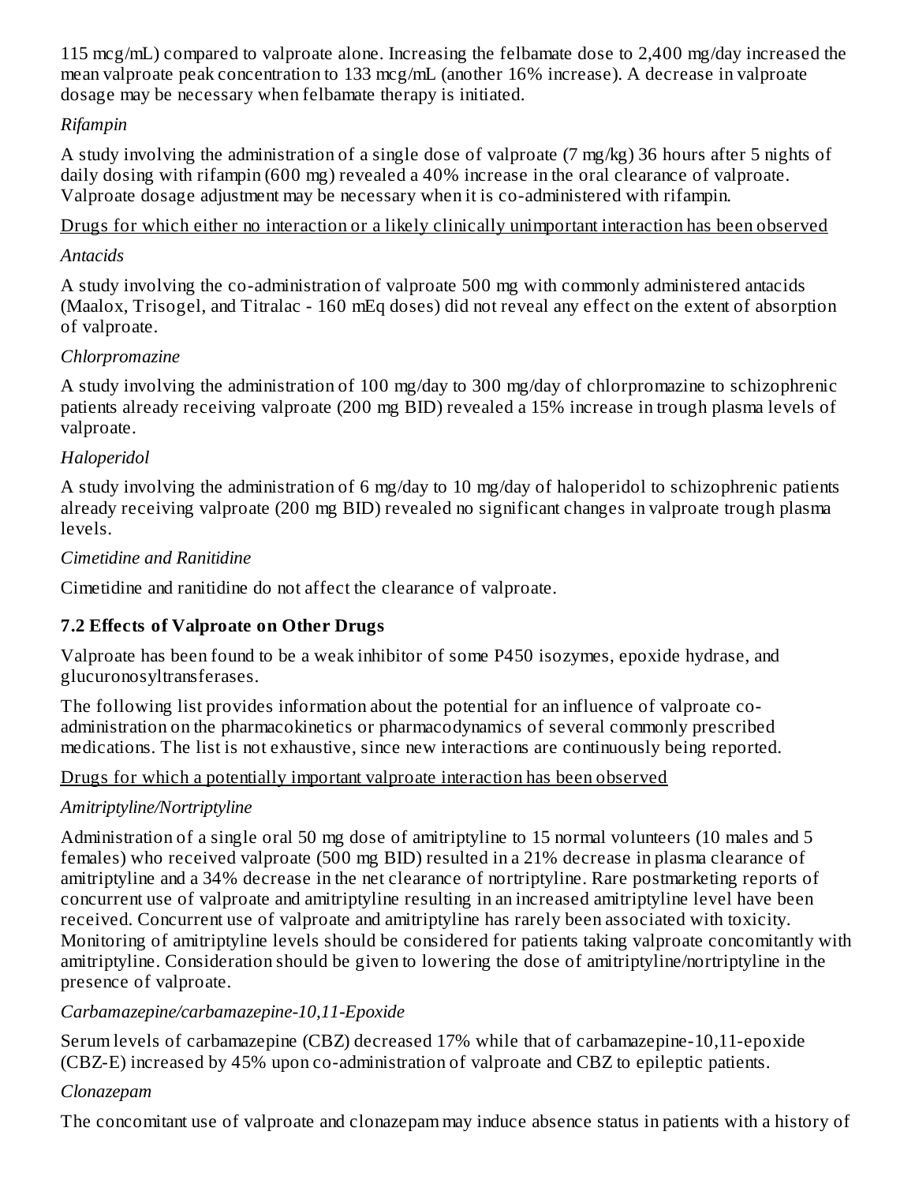115 mcg/mL) compared to valproate alone. Increasing the felbamate dose to 2,400 mg/day increased the mean valproate peak concentration to 133 mcg/mL (another 16% increase). A decrease in valproate dosage may be necessary when felbamate therapy is initiated.

*Rifampin*

A study involving the administration of a single dose of valproate (7 mg/kg) 36 hours after 5 nights of daily dosing with rifampin (600 mg) revealed a 40% increase in the oral clearance of valproate. Valproate dosage adjustment may be necessary when it is co-administered with rifampin.

<u>Drugs for which either no interaction or a likely clinically unimportant interaction has been observed</u>

*Antacids*

A study involving the co-administration of valproate 500 mg with commonly administered antacids (Maalox, Trisogel, and Titralac - 160 mEq doses) did not reveal any effect on the extent of absorption of valproate.

*Chlorpromazine*

A study involving the administration of 100 mg/day to 300 mg/day of chlorpromazine to schizophrenic patients already receiving valproate (200 mg BID) revealed a 15% increase in trough plasma levels of valproate.

*Haloperidol*

A study involving the administration of 6 mg/day to 10 mg/day of haloperidol to schizophrenic patients already receiving valproate (200 mg BID) revealed no significant changes in valproate trough plasma levels.

*Cimetidine and Ranitidine*

Cimetidine and ranitidine do not affect the clearance of valproate.

### 7.2 Effects of Valproate on Other Drugs

Valproate has been found to be a weak inhibitor of some P450 isozymes, epoxide hydrase, and glucuronosyltransferases.

The following list provides information about the potential for an influence of valproate co-administration on the pharmacokinetics or pharmacodynamics of several commonly prescribed medications. The list is not exhaustive, since new interactions are continuously being reported.

<u>Drugs for which a potentially important valproate interaction has been observed</u>

*Amitriptyline/Nortriptyline*

Administration of a single oral 50 mg dose of amitriptyline to 15 normal volunteers (10 males and 5 females) who received valproate (500 mg BID) resulted in a 21% decrease in plasma clearance of amitriptyline and a 34% decrease in the net clearance of nortriptyline. Rare postmarketing reports of concurrent use of valproate and amitriptyline resulting in an increased amitriptyline level have been received. Concurrent use of valproate and amitriptyline has rarely been associated with toxicity. Monitoring of amitriptyline levels should be considered for patients taking valproate concomitantly with amitriptyline. Consideration should be given to lowering the dose of amitriptyline/nortriptyline in the presence of valproate.

*Carbamazepine/carbamazepine-10,11-Epoxide*

Serum levels of carbamazepine (CBZ) decreased 17% while that of carbamazepine-10,11-epoxide (CBZ-E) increased by 45% upon co-administration of valproate and CBZ to epileptic patients.

*Clonazepam*

The concomitant use of valproate and clonazepam may induce absence status in patients with a history of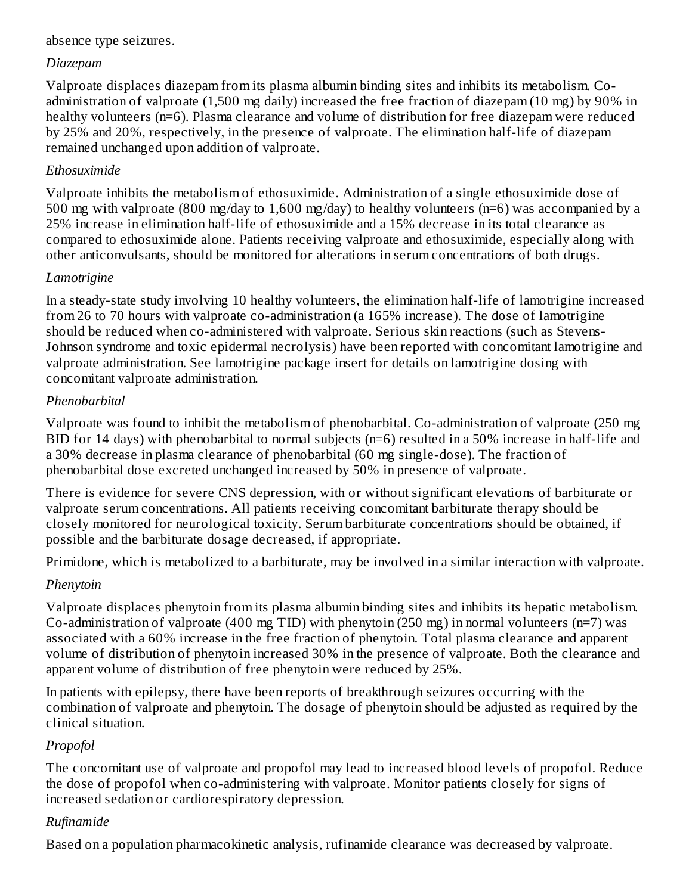absence type seizures.

*Diazepam*

Valproate displaces diazepam from its plasma albumin binding sites and inhibits its metabolism. Co-administration of valproate (1,500 mg daily) increased the free fraction of diazepam (10 mg) by 90% in healthy volunteers (n=6). Plasma clearance and volume of distribution for free diazepam were reduced by 25% and 20%, respectively, in the presence of valproate. The elimination half-life of diazepam remained unchanged upon addition of valproate.

*Ethosuximide*

Valproate inhibits the metabolism of ethosuximide. Administration of a single ethosuximide dose of 500 mg with valproate (800 mg/day to 1,600 mg/day) to healthy volunteers (n=6) was accompanied by a 25% increase in elimination half-life of ethosuximide and a 15% decrease in its total clearance as compared to ethosuximide alone. Patients receiving valproate and ethosuximide, especially along with other anticonvulsants, should be monitored for alterations in serum concentrations of both drugs.

*Lamotrigine*

In a steady-state study involving 10 healthy volunteers, the elimination half-life of lamotrigine increased from 26 to 70 hours with valproate co-administration (a 165% increase). The dose of lamotrigine should be reduced when co-administered with valproate. Serious skin reactions (such as Stevens-Johnson syndrome and toxic epidermal necrolysis) have been reported with concomitant lamotrigine and valproate administration. See lamotrigine package insert for details on lamotrigine dosing with concomitant valproate administration.

*Phenobarbital*

Valproate was found to inhibit the metabolism of phenobarbital. Co-administration of valproate (250 mg BID for 14 days) with phenobarbital to normal subjects (n=6) resulted in a 50% increase in half-life and a 30% decrease in plasma clearance of phenobarbital (60 mg single-dose). The fraction of phenobarbital dose excreted unchanged increased by 50% in presence of valproate.

There is evidence for severe CNS depression, with or without significant elevations of barbiturate or valproate serum concentrations. All patients receiving concomitant barbiturate therapy should be closely monitored for neurological toxicity. Serum barbiturate concentrations should be obtained, if possible and the barbiturate dosage decreased, if appropriate.

Primidone, which is metabolized to a barbiturate, may be involved in a similar interaction with valproate.

*Phenytoin*

Valproate displaces phenytoin from its plasma albumin binding sites and inhibits its hepatic metabolism. Co-administration of valproate (400 mg TID) with phenytoin (250 mg) in normal volunteers (n=7) was associated with a 60% increase in the free fraction of phenytoin. Total plasma clearance and apparent volume of distribution of phenytoin increased 30% in the presence of valproate. Both the clearance and apparent volume of distribution of free phenytoin were reduced by 25%.

In patients with epilepsy, there have been reports of breakthrough seizures occurring with the combination of valproate and phenytoin. The dosage of phenytoin should be adjusted as required by the clinical situation.

*Propofol*

The concomitant use of valproate and propofol may lead to increased blood levels of propofol. Reduce the dose of propofol when co-administering with valproate. Monitor patients closely for signs of increased sedation or cardiorespiratory depression.

*Rufinamide*

Based on a population pharmacokinetic analysis, rufinamide clearance was decreased by valproate.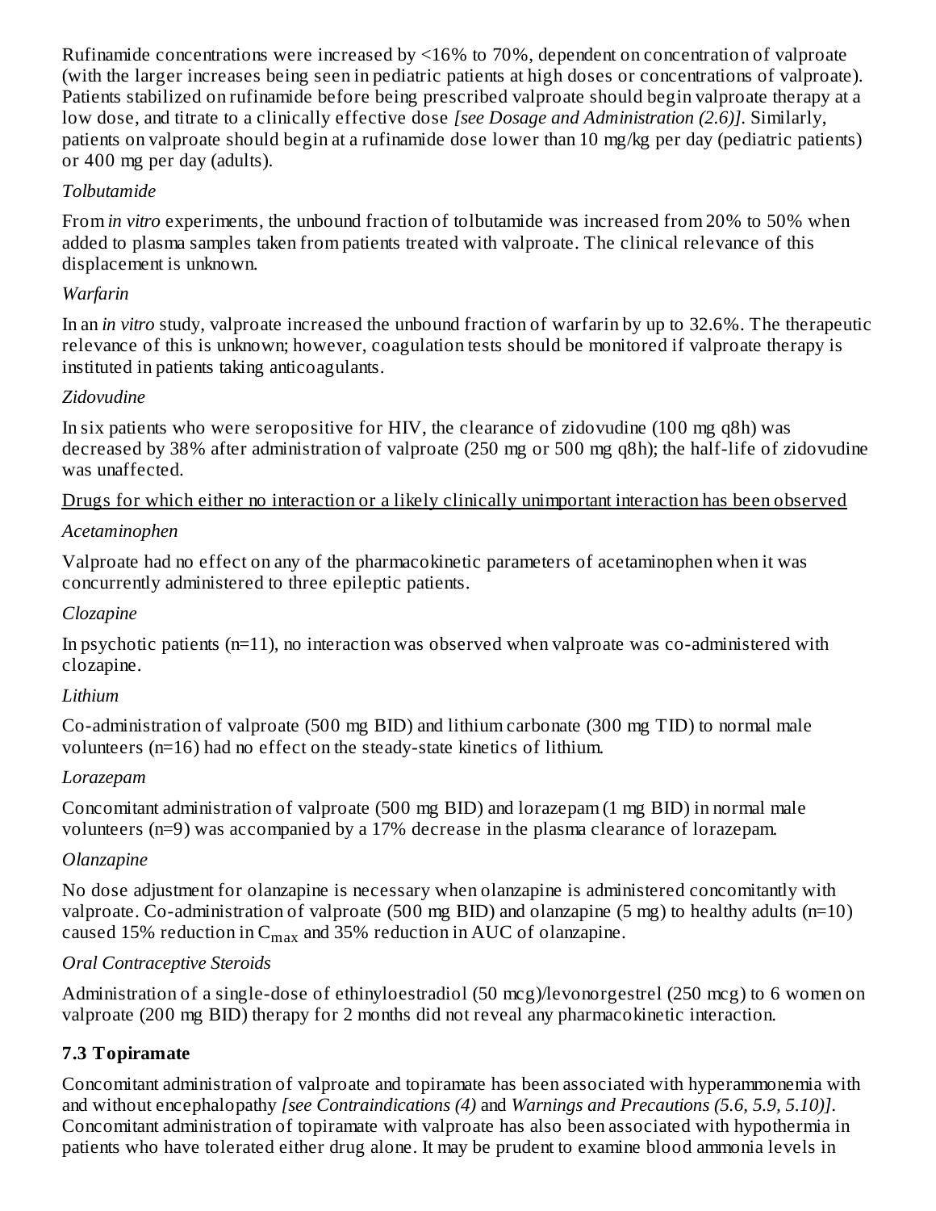Rufinamide concentrations were increased by <16% to 70%, dependent on concentration of valproate (with the larger increases being seen in pediatric patients at high doses or concentrations of valproate). Patients stabilized on rufinamide before being prescribed valproate should begin valproate therapy at a low dose, and titrate to a clinically effective dose *[see Dosage and Administration (2.6)]*. Similarly, patients on valproate should begin at a rufinamide dose lower than 10 mg/kg per day (pediatric patients) or 400 mg per day (adults).

*Tolbutamide*

From *in vitro* experiments, the unbound fraction of tolbutamide was increased from 20% to 50% when added to plasma samples taken from patients treated with valproate. The clinical relevance of this displacement is unknown.

*Warfarin*

In an *in vitro* study, valproate increased the unbound fraction of warfarin by up to 32.6%. The therapeutic relevance of this is unknown; however, coagulation tests should be monitored if valproate therapy is instituted in patients taking anticoagulants.

*Zidovudine*

In six patients who were seropositive for HIV, the clearance of zidovudine (100 mg q8h) was decreased by 38% after administration of valproate (250 mg or 500 mg q8h); the half-life of zidovudine was unaffected.

Drugs for which either no interaction or a likely clinically unimportant interaction has been observed

*Acetaminophen*

Valproate had no effect on any of the pharmacokinetic parameters of acetaminophen when it was concurrently administered to three epileptic patients.

*Clozapine*

In psychotic patients (n=11), no interaction was observed when valproate was co-administered with clozapine.

*Lithium*

Co-administration of valproate (500 mg BID) and lithium carbonate (300 mg TID) to normal male volunteers (n=16) had no effect on the steady-state kinetics of lithium.

*Lorazepam*

Concomitant administration of valproate (500 mg BID) and lorazepam (1 mg BID) in normal male volunteers (n=9) was accompanied by a 17% decrease in the plasma clearance of lorazepam.

*Olanzapine*

No dose adjustment for olanzapine is necessary when olanzapine is administered concomitantly with valproate. Co-administration of valproate (500 mg BID) and olanzapine (5 mg) to healthy adults (n=10) caused 15% reduction in $C_{max}$ and 35% reduction in AUC of olanzapine.

*Oral Contraceptive Steroids*

Administration of a single-dose of ethinyloestradiol (50 mcg)/levonorgestrel (250 mcg) to 6 women on valproate (200 mg BID) therapy for 2 months did not reveal any pharmacokinetic interaction.

### 7.3 Topiramate

Concomitant administration of valproate and topiramate has been associated with hyperammonemia with and without encephalopathy *[see Contraindications (4)* and *Warnings and Precautions (5.6, 5.9, 5.10)]*. Concomitant administration of topiramate with valproate has also been associated with hypothermia in patients who have tolerated either drug alone. It may be prudent to examine blood ammonia levels in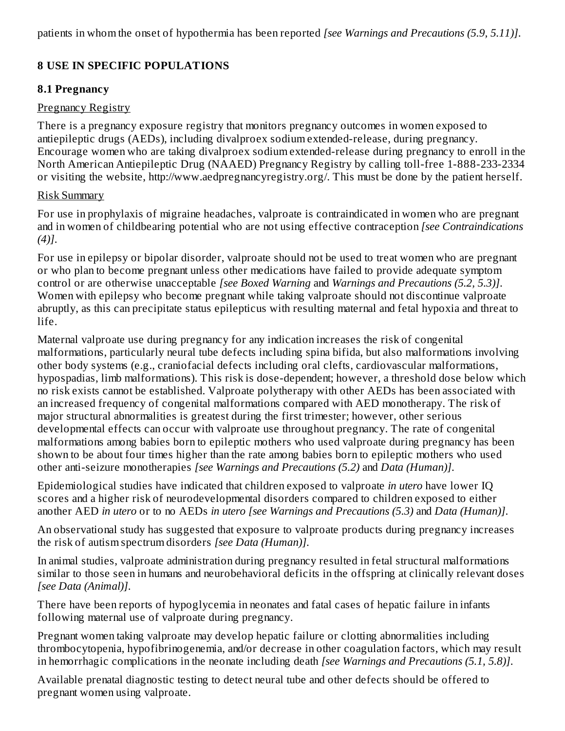patients in whom the onset of hypothermia has been reported *[see Warnings and Precautions (5.9, 5.11)]*.

## 8 USE IN SPECIFIC POPULATIONS

### 8.1 Pregnancy

Pregnancy Registry

There is a pregnancy exposure registry that monitors pregnancy outcomes in women exposed to antiepileptic drugs (AEDs), including divalproex sodium extended-release, during pregnancy. Encourage women who are taking divalproex sodium extended-release during pregnancy to enroll in the North American Antiepileptic Drug (NAAED) Pregnancy Registry by calling toll-free 1-888-233-2334 or visiting the website, http://www.aedpregnancyregistry.org/. This must be done by the patient herself.

Risk Summary

For use in prophylaxis of migraine headaches, valproate is contraindicated in women who are pregnant and in women of childbearing potential who are not using effective contraception *[see Contraindications (4)]*.

For use in epilepsy or bipolar disorder, valproate should not be used to treat women who are pregnant or who plan to become pregnant unless other medications have failed to provide adequate symptom control or are otherwise unacceptable *[see Boxed Warning* and *Warnings and Precautions (5.2, 5.3)]*. Women with epilepsy who become pregnant while taking valproate should not discontinue valproate abruptly, as this can precipitate status epilepticus with resulting maternal and fetal hypoxia and threat to life.

Maternal valproate use during pregnancy for any indication increases the risk of congenital malformations, particularly neural tube defects including spina bifida, but also malformations involving other body systems (e.g., craniofacial defects including oral clefts, cardiovascular malformations, hypospadias, limb malformations). This risk is dose-dependent; however, a threshold dose below which no risk exists cannot be established. Valproate polytherapy with other AEDs has been associated with an increased frequency of congenital malformations compared with AED monotherapy. The risk of major structural abnormalities is greatest during the first trimester; however, other serious developmental effects can occur with valproate use throughout pregnancy. The rate of congenital malformations among babies born to epileptic mothers who used valproate during pregnancy has been shown to be about four times higher than the rate among babies born to epileptic mothers who used other anti-seizure monotherapies *[see Warnings and Precautions (5.2)* and *Data (Human)]*.

Epidemiological studies have indicated that children exposed to valproate *in utero* have lower IQ scores and a higher risk of neurodevelopmental disorders compared to children exposed to either another AED *in utero* or to no AEDs *in utero [see Warnings and Precautions (5.3)* and *Data (Human)]*.

An observational study has suggested that exposure to valproate products during pregnancy increases the risk of autism spectrum disorders *[see Data (Human)]*.

In animal studies, valproate administration during pregnancy resulted in fetal structural malformations similar to those seen in humans and neurobehavioral deficits in the offspring at clinically relevant doses *[see Data (Animal)]*.

There have been reports of hypoglycemia in neonates and fatal cases of hepatic failure in infants following maternal use of valproate during pregnancy.

Pregnant women taking valproate may develop hepatic failure or clotting abnormalities including thrombocytopenia, hypofibrinogenemia, and/or decrease in other coagulation factors, which may result in hemorrhagic complications in the neonate including death *[see Warnings and Precautions (5.1, 5.8)]*.

Available prenatal diagnostic testing to detect neural tube and other defects should be offered to pregnant women using valproate.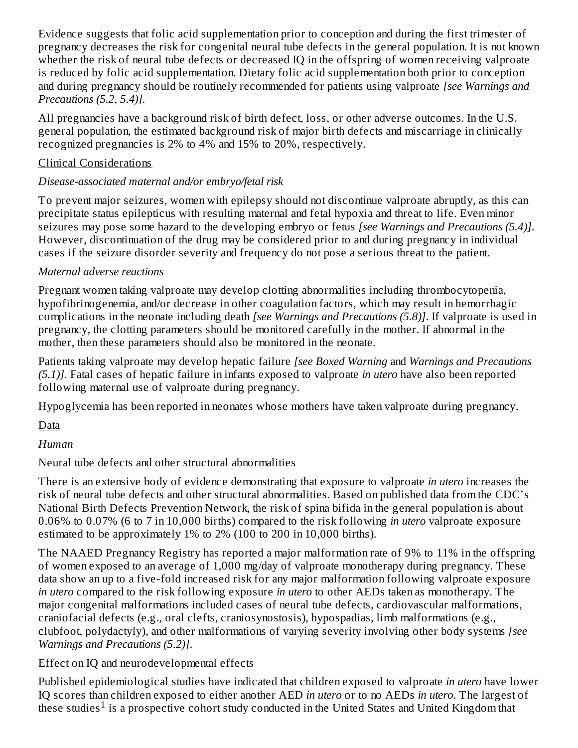Evidence suggests that folic acid supplementation prior to conception and during the first trimester of pregnancy decreases the risk for congenital neural tube defects in the general population. It is not known whether the risk of neural tube defects or decreased IQ in the offspring of women receiving valproate is reduced by folic acid supplementation. Dietary folic acid supplementation both prior to conception and during pregnancy should be routinely recommended for patients using valproate *[see Warnings and Precautions (5.2, 5.4)]*.

All pregnancies have a background risk of birth defect, loss, or other adverse outcomes. In the U.S. general population, the estimated background risk of major birth defects and miscarriage in clinically recognized pregnancies is 2% to 4% and 15% to 20%, respectively.

Clinical Considerations

*Disease-associated maternal and/or embryo/fetal risk*

To prevent major seizures, women with epilepsy should not discontinue valproate abruptly, as this can precipitate status epilepticus with resulting maternal and fetal hypoxia and threat to life. Even minor seizures may pose some hazard to the developing embryo or fetus *[see Warnings and Precautions (5.4)]*. However, discontinuation of the drug may be considered prior to and during pregnancy in individual cases if the seizure disorder severity and frequency do not pose a serious threat to the patient.

*Maternal adverse reactions*

Pregnant women taking valproate may develop clotting abnormalities including thrombocytopenia, hypofibrinogenemia, and/or decrease in other coagulation factors, which may result in hemorrhagic complications in the neonate including death *[see Warnings and Precautions (5.8)]*. If valproate is used in pregnancy, the clotting parameters should be monitored carefully in the mother. If abnormal in the mother, then these parameters should also be monitored in the neonate.

Patients taking valproate may develop hepatic failure *[see Boxed Warning* and *Warnings and Precautions (5.1)]*. Fatal cases of hepatic failure in infants exposed to valproate *in utero* have also been reported following maternal use of valproate during pregnancy.

Hypoglycemia has been reported in neonates whose mothers have taken valproate during pregnancy.

Data

*Human*

Neural tube defects and other structural abnormalities

There is an extensive body of evidence demonstrating that exposure to valproate *in utero* increases the risk of neural tube defects and other structural abnormalities. Based on published data from the CDC's National Birth Defects Prevention Network, the risk of spina bifida in the general population is about 0.06% to 0.07% (6 to 7 in 10,000 births) compared to the risk following *in utero* valproate exposure estimated to be approximately 1% to 2% (100 to 200 in 10,000 births).

The NAAED Pregnancy Registry has reported a major malformation rate of 9% to 11% in the offspring of women exposed to an average of 1,000 mg/day of valproate monotherapy during pregnancy. These data show an up to a five-fold increased risk for any major malformation following valproate exposure *in utero* compared to the risk following exposure *in utero* to other AEDs taken as monotherapy. The major congenital malformations included cases of neural tube defects, cardiovascular malformations, craniofacial defects (e.g., oral clefts, craniosynostosis), hypospadias, limb malformations (e.g., clubfoot, polydactyly), and other malformations of varying severity involving other body systems *[see Warnings and Precautions (5.2)]*.

Effect on IQ and neurodevelopmental effects

Published epidemiological studies have indicated that children exposed to valproate *in utero* have lower IQ scores than children exposed to either another AED *in utero* or to no AEDs *in utero*. The largest of these studies[1] is a prospective cohort study conducted in the United States and United Kingdom that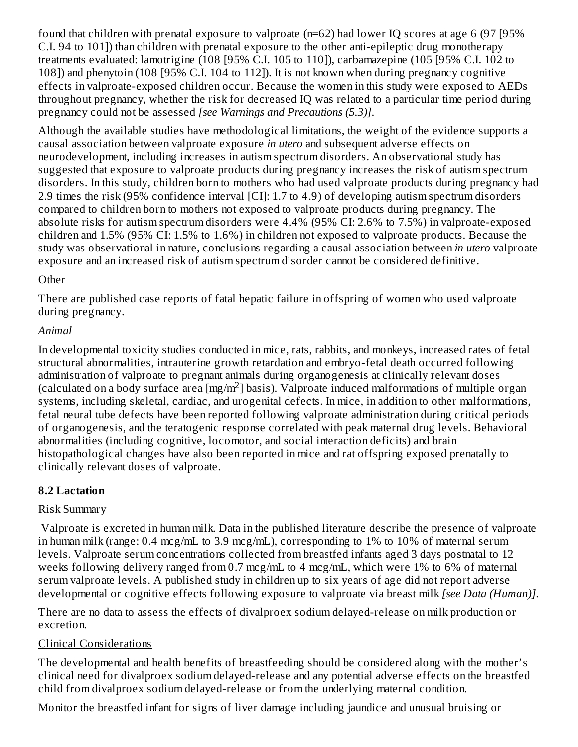found that children with prenatal exposure to valproate (n=62) had lower IQ scores at age 6 (97 [95% C.I. 94 to 101]) than children with prenatal exposure to the other anti-epileptic drug monotherapy treatments evaluated: lamotrigine (108 [95% C.I. 105 to 110]), carbamazepine (105 [95% C.I. 102 to 108]) and phenytoin (108 [95% C.I. 104 to 112]). It is not known when during pregnancy cognitive effects in valproate-exposed children occur. Because the women in this study were exposed to AEDs throughout pregnancy, whether the risk for decreased IQ was related to a particular time period during pregnancy could not be assessed *[see Warnings and Precautions (5.3)]*.

Although the available studies have methodological limitations, the weight of the evidence supports a causal association between valproate exposure *in utero* and subsequent adverse effects on neurodevelopment, including increases in autism spectrum disorders. An observational study has suggested that exposure to valproate products during pregnancy increases the risk of autism spectrum disorders. In this study, children born to mothers who had used valproate products during pregnancy had 2.9 times the risk (95% confidence interval [CI]: 1.7 to 4.9) of developing autism spectrum disorders compared to children born to mothers not exposed to valproate products during pregnancy. The absolute risks for autism spectrum disorders were 4.4% (95% CI: 2.6% to 7.5%) in valproate-exposed children and 1.5% (95% CI: 1.5% to 1.6%) in children not exposed to valproate products. Because the study was observational in nature, conclusions regarding a causal association between *in utero* valproate exposure and an increased risk of autism spectrum disorder cannot be considered definitive.

Other

There are published case reports of fatal hepatic failure in offspring of women who used valproate during pregnancy.

*Animal*

In developmental toxicity studies conducted in mice, rats, rabbits, and monkeys, increased rates of fetal structural abnormalities, intrauterine growth retardation and embryo-fetal death occurred following administration of valproate to pregnant animals during organogenesis at clinically relevant doses (calculated on a body surface area [mg/m$^2$] basis). Valproate induced malformations of multiple organ systems, including skeletal, cardiac, and urogenital defects. In mice, in addition to other malformations, fetal neural tube defects have been reported following valproate administration during critical periods of organogenesis, and the teratogenic response correlated with peak maternal drug levels. Behavioral abnormalities (including cognitive, locomotor, and social interaction deficits) and brain histopathological changes have also been reported in mice and rat offspring exposed prenatally to clinically relevant doses of valproate.

### 8.2 Lactation

Risk Summary

Valproate is excreted in human milk. Data in the published literature describe the presence of valproate in human milk (range: 0.4 mcg/mL to 3.9 mcg/mL), corresponding to 1% to 10% of maternal serum levels. Valproate serum concentrations collected from breastfed infants aged 3 days postnatal to 12 weeks following delivery ranged from 0.7 mcg/mL to 4 mcg/mL, which were 1% to 6% of maternal serum valproate levels. A published study in children up to six years of age did not report adverse developmental or cognitive effects following exposure to valproate via breast milk *[see Data (Human)]*.

There are no data to assess the effects of divalproex sodium delayed-release on milk production or excretion.

Clinical Considerations

The developmental and health benefits of breastfeeding should be considered along with the mother's clinical need for divalproex sodium delayed-release and any potential adverse effects on the breastfed child from divalproex sodium delayed-release or from the underlying maternal condition.

Monitor the breastfed infant for signs of liver damage including jaundice and unusual bruising or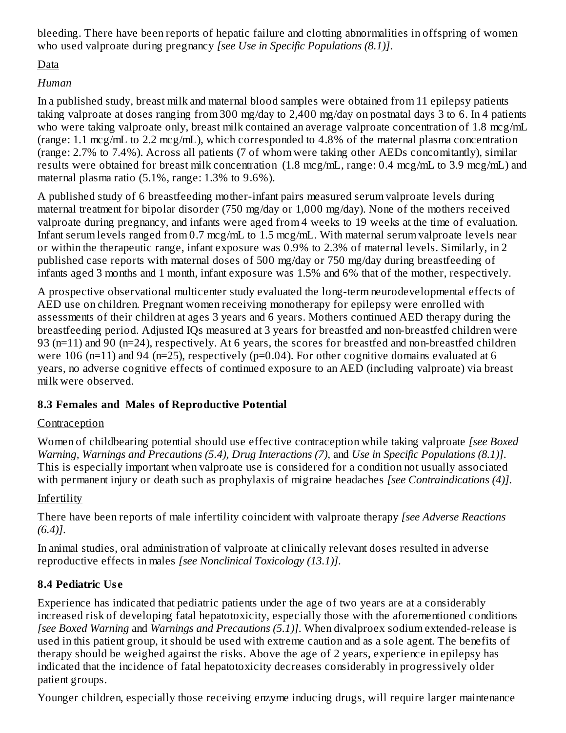bleeding. There have been reports of hepatic failure and clotting abnormalities in offspring of women who used valproate during pregnancy *[see Use in Specific Populations (8.1)]*.

Data

*Human*

In a published study, breast milk and maternal blood samples were obtained from 11 epilepsy patients taking valproate at doses ranging from 300 mg/day to 2,400 mg/day on postnatal days 3 to 6. In 4 patients who were taking valproate only, breast milk contained an average valproate concentration of 1.8 mcg/mL (range: 1.1 mcg/mL to 2.2 mcg/mL), which corresponded to 4.8% of the maternal plasma concentration (range: 2.7% to 7.4%). Across all patients (7 of whom were taking other AEDs concomitantly), similar results were obtained for breast milk concentration (1.8 mcg/mL, range: 0.4 mcg/mL to 3.9 mcg/mL) and maternal plasma ratio (5.1%, range: 1.3% to 9.6%).

A published study of 6 breastfeeding mother-infant pairs measured serum valproate levels during maternal treatment for bipolar disorder (750 mg/day or 1,000 mg/day). None of the mothers received valproate during pregnancy, and infants were aged from 4 weeks to 19 weeks at the time of evaluation. Infant serum levels ranged from 0.7 mcg/mL to 1.5 mcg/mL. With maternal serum valproate levels near or within the therapeutic range, infant exposure was 0.9% to 2.3% of maternal levels. Similarly, in 2 published case reports with maternal doses of 500 mg/day or 750 mg/day during breastfeeding of infants aged 3 months and 1 month, infant exposure was 1.5% and 6% that of the mother, respectively.

A prospective observational multicenter study evaluated the long-term neurodevelopmental effects of AED use on children. Pregnant women receiving monotherapy for epilepsy were enrolled with assessments of their children at ages 3 years and 6 years. Mothers continued AED therapy during the breastfeeding period. Adjusted IQs measured at 3 years for breastfed and non-breastfed children were 93 (n=11) and 90 (n=24), respectively. At 6 years, the scores for breastfed and non-breastfed children were 106 (n=11) and 94 (n=25), respectively (p=0.04). For other cognitive domains evaluated at 6 years, no adverse cognitive effects of continued exposure to an AED (including valproate) via breast milk were observed.

### 8.3 Females and Males of Reproductive Potential

Contraception

Women of childbearing potential should use effective contraception while taking valproate *[see Boxed Warning, Warnings and Precautions (5.4), Drug Interactions (7),* and *Use in Specific Populations (8.1)]*. This is especially important when valproate use is considered for a condition not usually associated with permanent injury or death such as prophylaxis of migraine headaches *[see Contraindications (4)]*.

Infertility

There have been reports of male infertility coincident with valproate therapy *[see Adverse Reactions (6.4)]*.

In animal studies, oral administration of valproate at clinically relevant doses resulted in adverse reproductive effects in males *[see Nonclinical Toxicology (13.1)]*.

### 8.4 Pediatric Use

Experience has indicated that pediatric patients under the age of two years are at a considerably increased risk of developing fatal hepatotoxicity, especially those with the aforementioned conditions *[see Boxed Warning* and *Warnings and Precautions (5.1)]*. When divalproex sodium extended-release is used in this patient group, it should be used with extreme caution and as a sole agent. The benefits of therapy should be weighed against the risks. Above the age of 2 years, experience in epilepsy has indicated that the incidence of fatal hepatotoxicity decreases considerably in progressively older patient groups.

Younger children, especially those receiving enzyme inducing drugs, will require larger maintenance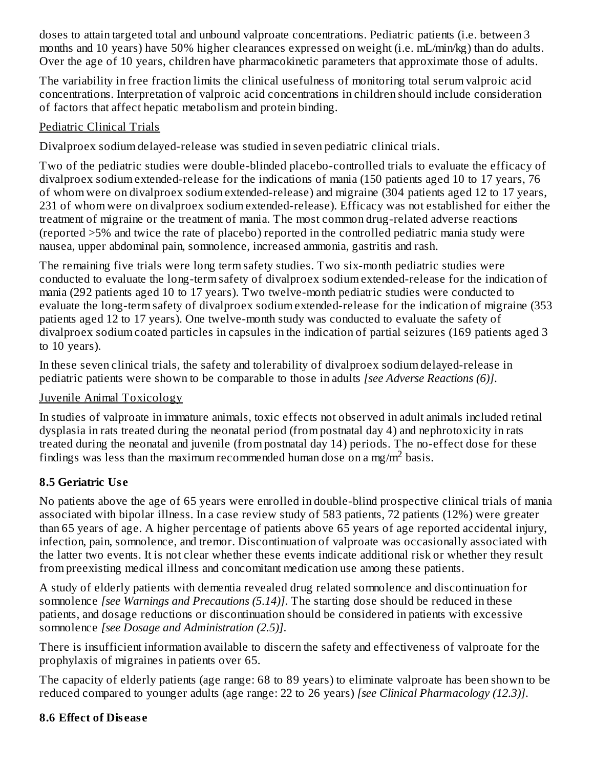doses to attain targeted total and unbound valproate concentrations. Pediatric patients (i.e. between 3 months and 10 years) have 50% higher clearances expressed on weight (i.e. mL/min/kg) than do adults. Over the age of 10 years, children have pharmacokinetic parameters that approximate those of adults.

The variability in free fraction limits the clinical usefulness of monitoring total serum valproic acid concentrations. Interpretation of valproic acid concentrations in children should include consideration of factors that affect hepatic metabolism and protein binding.

Pediatric Clinical Trials

Divalproex sodium delayed-release was studied in seven pediatric clinical trials.

Two of the pediatric studies were double-blinded placebo-controlled trials to evaluate the efficacy of divalproex sodium extended-release for the indications of mania (150 patients aged 10 to 17 years, 76 of whom were on divalproex sodium extended-release) and migraine (304 patients aged 12 to 17 years, 231 of whom were on divalproex sodium extended-release). Efficacy was not established for either the treatment of migraine or the treatment of mania. The most common drug-related adverse reactions (reported >5% and twice the rate of placebo) reported in the controlled pediatric mania study were nausea, upper abdominal pain, somnolence, increased ammonia, gastritis and rash.

The remaining five trials were long term safety studies. Two six-month pediatric studies were conducted to evaluate the long-term safety of divalproex sodium extended-release for the indication of mania (292 patients aged 10 to 17 years). Two twelve-month pediatric studies were conducted to evaluate the long-term safety of divalproex sodium extended-release for the indication of migraine (353 patients aged 12 to 17 years). One twelve-month study was conducted to evaluate the safety of divalproex sodium coated particles in capsules in the indication of partial seizures (169 patients aged 3 to 10 years).

In these seven clinical trials, the safety and tolerability of divalproex sodium delayed-release in pediatric patients were shown to be comparable to those in adults *[see Adverse Reactions (6)]*.

Juvenile Animal Toxicology

In studies of valproate in immature animals, toxic effects not observed in adult animals included retinal dysplasia in rats treated during the neonatal period (from postnatal day 4) and nephrotoxicity in rats treated during the neonatal and juvenile (from postnatal day 14) periods. The no-effect dose for these findings was less than the maximum recommended human dose on a mg/m$^2$ basis.

### 8.5 Geriatric Use

No patients above the age of 65 years were enrolled in double-blind prospective clinical trials of mania associated with bipolar illness. In a case review study of 583 patients, 72 patients (12%) were greater than 65 years of age. A higher percentage of patients above 65 years of age reported accidental injury, infection, pain, somnolence, and tremor. Discontinuation of valproate was occasionally associated with the latter two events. It is not clear whether these events indicate additional risk or whether they result from preexisting medical illness and concomitant medication use among these patients.

A study of elderly patients with dementia revealed drug related somnolence and discontinuation for somnolence *[see Warnings and Precautions (5.14)]*. The starting dose should be reduced in these patients, and dosage reductions or discontinuation should be considered in patients with excessive somnolence *[see Dosage and Administration (2.5)]*.

There is insufficient information available to discern the safety and effectiveness of valproate for the prophylaxis of migraines in patients over 65.

The capacity of elderly patients (age range: 68 to 89 years) to eliminate valproate has been shown to be reduced compared to younger adults (age range: 22 to 26 years) *[see Clinical Pharmacology (12.3)]*.

### 8.6 Effect of Disease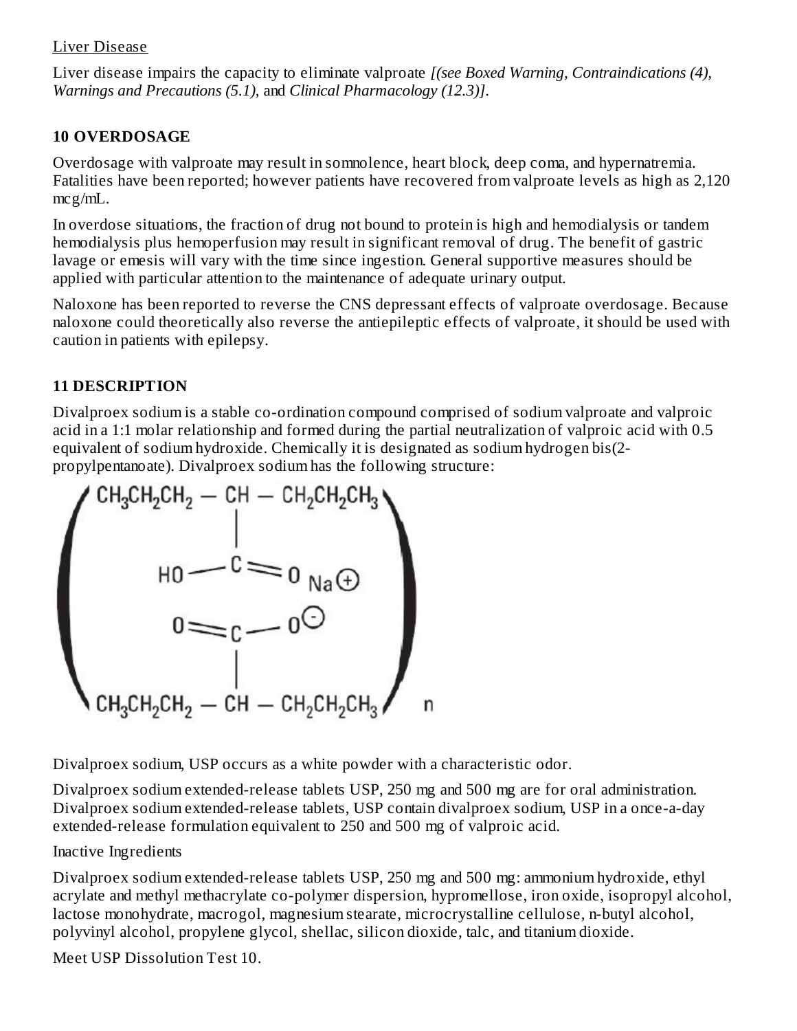Liver Disease

Liver disease impairs the capacity to eliminate valproate *[(see Boxed Warning, Contraindications (4), Warnings and Precautions (5.1),* and *Clinical Pharmacology (12.3)].*

## 10 OVERDOSAGE

Overdosage with valproate may result in somnolence, heart block, deep coma, and hypernatremia. Fatalities have been reported; however patients have recovered from valproate levels as high as 2,120 mcg/mL.

In overdose situations, the fraction of drug not bound to protein is high and hemodialysis or tandem hemodialysis plus hemoperfusion may result in significant removal of drug. The benefit of gastric lavage or emesis will vary with the time since ingestion. General supportive measures should be applied with particular attention to the maintenance of adequate urinary output.

Naloxone has been reported to reverse the CNS depressant effects of valproate overdosage. Because naloxone could theoretically also reverse the antiepileptic effects of valproate, it should be used with caution in patients with epilepsy.

## 11 DESCRIPTION

Divalproex sodium is a stable co-ordination compound comprised of sodium valproate and valproic acid in a 1:1 molar relationship and formed during the partial neutralization of valproic acid with 0.5 equivalent of sodium hydroxide. Chemically it is designated as sodium hydrogen bis(2-propylpentanoate). Divalproex sodium has the following structure:

Divalproex sodium, USP occurs as a white powder with a characteristic odor.

Divalproex sodium extended-release tablets USP, 250 mg and 500 mg are for oral administration. Divalproex sodium extended-release tablets, USP contain divalproex sodium, USP in a once-a-day extended-release formulation equivalent to 250 and 500 mg of valproic acid.

Inactive Ingredients

Divalproex sodium extended-release tablets USP, 250 mg and 500 mg: ammonium hydroxide, ethyl acrylate and methyl methacrylate co-polymer dispersion, hypromellose, iron oxide, isopropyl alcohol, lactose monohydrate, macrogol, magnesium stearate, microcrystalline cellulose, n-butyl alcohol, polyvinyl alcohol, propylene glycol, shellac, silicon dioxide, talc, and titanium dioxide.

Meet USP Dissolution Test 10.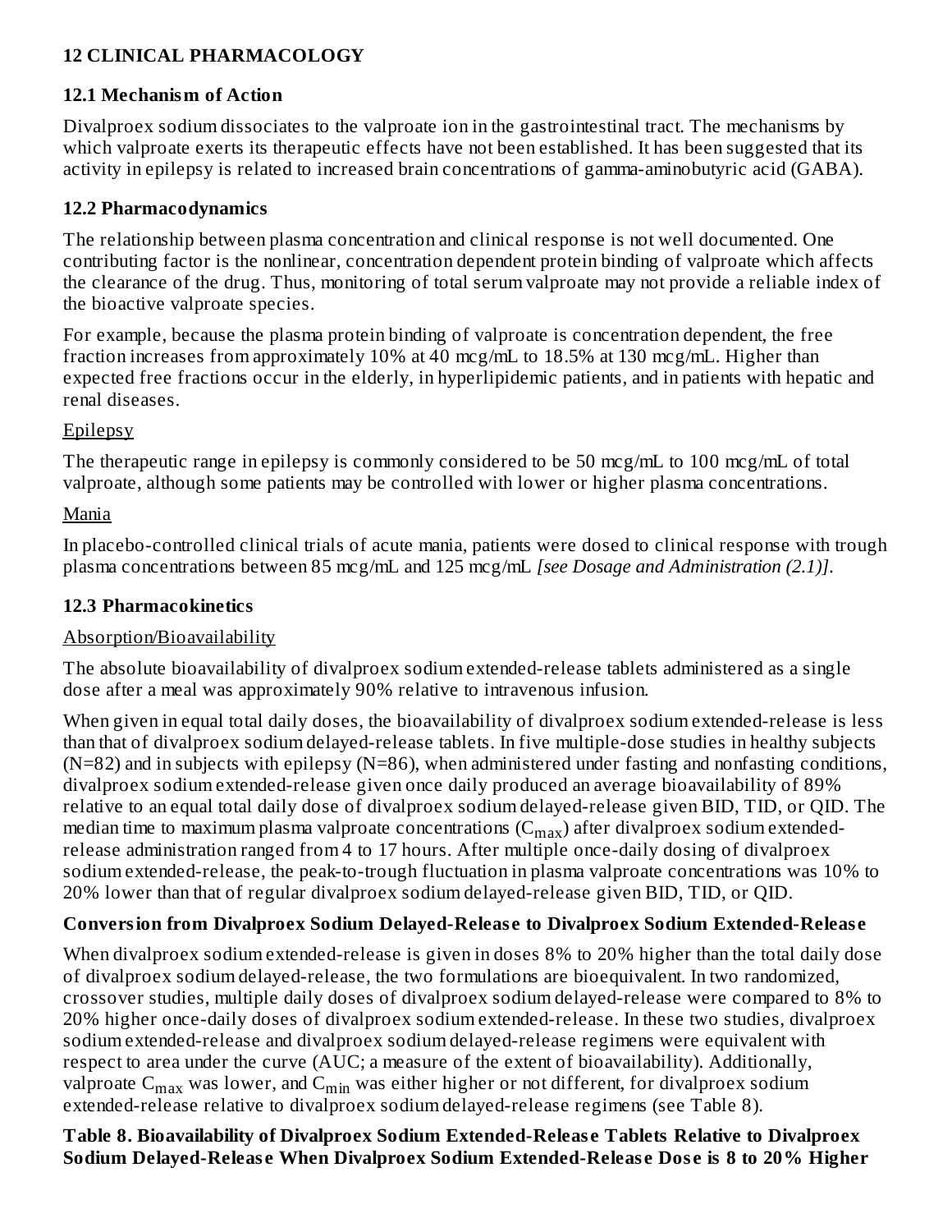## 12 CLINICAL PHARMACOLOGY

### 12.1 Mechanism of Action

Divalproex sodium dissociates to the valproate ion in the gastrointestinal tract. The mechanisms by which valproate exerts its therapeutic effects have not been established. It has been suggested that its activity in epilepsy is related to increased brain concentrations of gamma-aminobutyric acid (GABA).

### 12.2 Pharmacodynamics

The relationship between plasma concentration and clinical response is not well documented. One contributing factor is the nonlinear, concentration dependent protein binding of valproate which affects the clearance of the drug. Thus, monitoring of total serum valproate may not provide a reliable index of the bioactive valproate species.

For example, because the plasma protein binding of valproate is concentration dependent, the free fraction increases from approximately 10% at 40 mcg/mL to 18.5% at 130 mcg/mL. Higher than expected free fractions occur in the elderly, in hyperlipidemic patients, and in patients with hepatic and renal diseases.

Epilepsy

The therapeutic range in epilepsy is commonly considered to be 50 mcg/mL to 100 mcg/mL of total valproate, although some patients may be controlled with lower or higher plasma concentrations.

Mania

In placebo-controlled clinical trials of acute mania, patients were dosed to clinical response with trough plasma concentrations between 85 mcg/mL and 125 mcg/mL *[see Dosage and Administration (2.1)]*.

### 12.3 Pharmacokinetics

Absorption/Bioavailability

The absolute bioavailability of divalproex sodium extended-release tablets administered as a single dose after a meal was approximately 90% relative to intravenous infusion.

When given in equal total daily doses, the bioavailability of divalproex sodium extended-release is less than that of divalproex sodium delayed-release tablets. In five multiple-dose studies in healthy subjects (N=82) and in subjects with epilepsy (N=86), when administered under fasting and nonfasting conditions, divalproex sodium extended-release given once daily produced an average bioavailability of 89% relative to an equal total daily dose of divalproex sodium delayed-release given BID, TID, or QID. The median time to maximum plasma valproate concentrations ($C_{max}$) after divalproex sodium extended-release administration ranged from 4 to 17 hours. After multiple once-daily dosing of divalproex sodium extended-release, the peak-to-trough fluctuation in plasma valproate concentrations was 10% to 20% lower than that of regular divalproex sodium delayed-release given BID, TID, or QID.

**Conversion from Divalproex Sodium Delayed-Release to Divalproex Sodium Extended-Release**

When divalproex sodium extended-release is given in doses 8% to 20% higher than the total daily dose of divalproex sodium delayed-release, the two formulations are bioequivalent. In two randomized, crossover studies, multiple daily doses of divalproex sodium delayed-release were compared to 8% to 20% higher once-daily doses of divalproex sodium extended-release. In these two studies, divalproex sodium extended-release and divalproex sodium delayed-release regimens were equivalent with respect to area under the curve (AUC; a measure of the extent of bioavailability). Additionally, valproate $C_{max}$ was lower, and $C_{min}$ was either higher or not different, for divalproex sodium extended-release relative to divalproex sodium delayed-release regimens (see Table 8).

**Table 8. Bioavailability of Divalproex Sodium Extended-Release Tablets Relative to Divalproex Sodium Delayed-Release When Divalproex Sodium Extended-Release Dose is 8 to 20% Higher**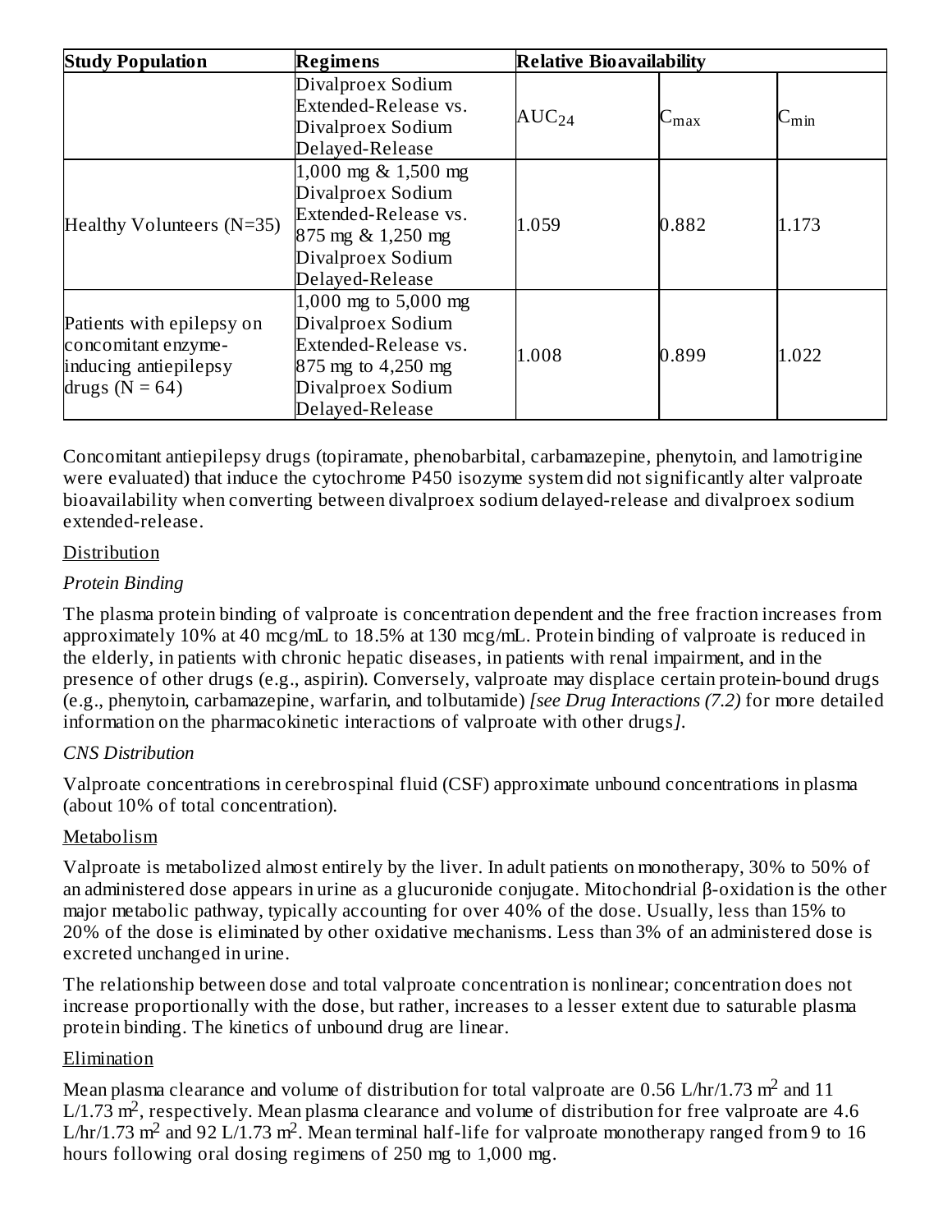| Study Population | Regimens | Relative Bioavailability | | |
|---|---|---|---|---|
| | Divalproex Sodium Extended-Release vs. Divalproex Sodium Delayed-Release | $AUC_{24}$ | $C_{max}$ | $C_{min}$ |
| Healthy Volunteers (N=35) | 1,000 mg & 1,500 mg Divalproex Sodium Extended-Release vs. 875 mg & 1,250 mg Divalproex Sodium Delayed-Release | 1.059 | 0.882 | 1.173 |
| Patients with epilepsy on concomitant enzyme-inducing antiepilepsy drugs (N = 64) | 1,000 mg to 5,000 mg Divalproex Sodium Extended-Release vs. 875 mg to 4,250 mg Divalproex Sodium Delayed-Release | 1.008 | 0.899 | 1.022 |

Concomitant antiepilepsy drugs (topiramate, phenobarbital, carbamazepine, phenytoin, and lamotrigine were evaluated) that induce the cytochrome P450 isozyme system did not significantly alter valproate bioavailability when converting between divalproex sodium delayed-release and divalproex sodium extended-release.

Distribution

*Protein Binding*

The plasma protein binding of valproate is concentration dependent and the free fraction increases from approximately 10% at 40 mcg/mL to 18.5% at 130 mcg/mL. Protein binding of valproate is reduced in the elderly, in patients with chronic hepatic diseases, in patients with renal impairment, and in the presence of other drugs (e.g., aspirin). Conversely, valproate may displace certain protein-bound drugs (e.g., phenytoin, carbamazepine, warfarin, and tolbutamide) *[see Drug Interactions (7.2)* for more detailed information on the pharmacokinetic interactions of valproate with other drugs*]*.

*CNS Distribution*

Valproate concentrations in cerebrospinal fluid (CSF) approximate unbound concentrations in plasma (about 10% of total concentration).

Metabolism

Valproate is metabolized almost entirely by the liver. In adult patients on monotherapy, 30% to 50% of an administered dose appears in urine as a glucuronide conjugate. Mitochondrial β-oxidation is the other major metabolic pathway, typically accounting for over 40% of the dose. Usually, less than 15% to 20% of the dose is eliminated by other oxidative mechanisms. Less than 3% of an administered dose is excreted unchanged in urine.

The relationship between dose and total valproate concentration is nonlinear; concentration does not increase proportionally with the dose, but rather, increases to a lesser extent due to saturable plasma protein binding. The kinetics of unbound drug are linear.

Elimination

Mean plasma clearance and volume of distribution for total valproate are 0.56 L/hr/1.73 $m^2$ and 11 L/1.73 $m^2$, respectively. Mean plasma clearance and volume of distribution for free valproate are 4.6 L/hr/1.73 $m^2$ and 92 L/1.73 $m^2$. Mean terminal half-life for valproate monotherapy ranged from 9 to 16 hours following oral dosing regimens of 250 mg to 1,000 mg.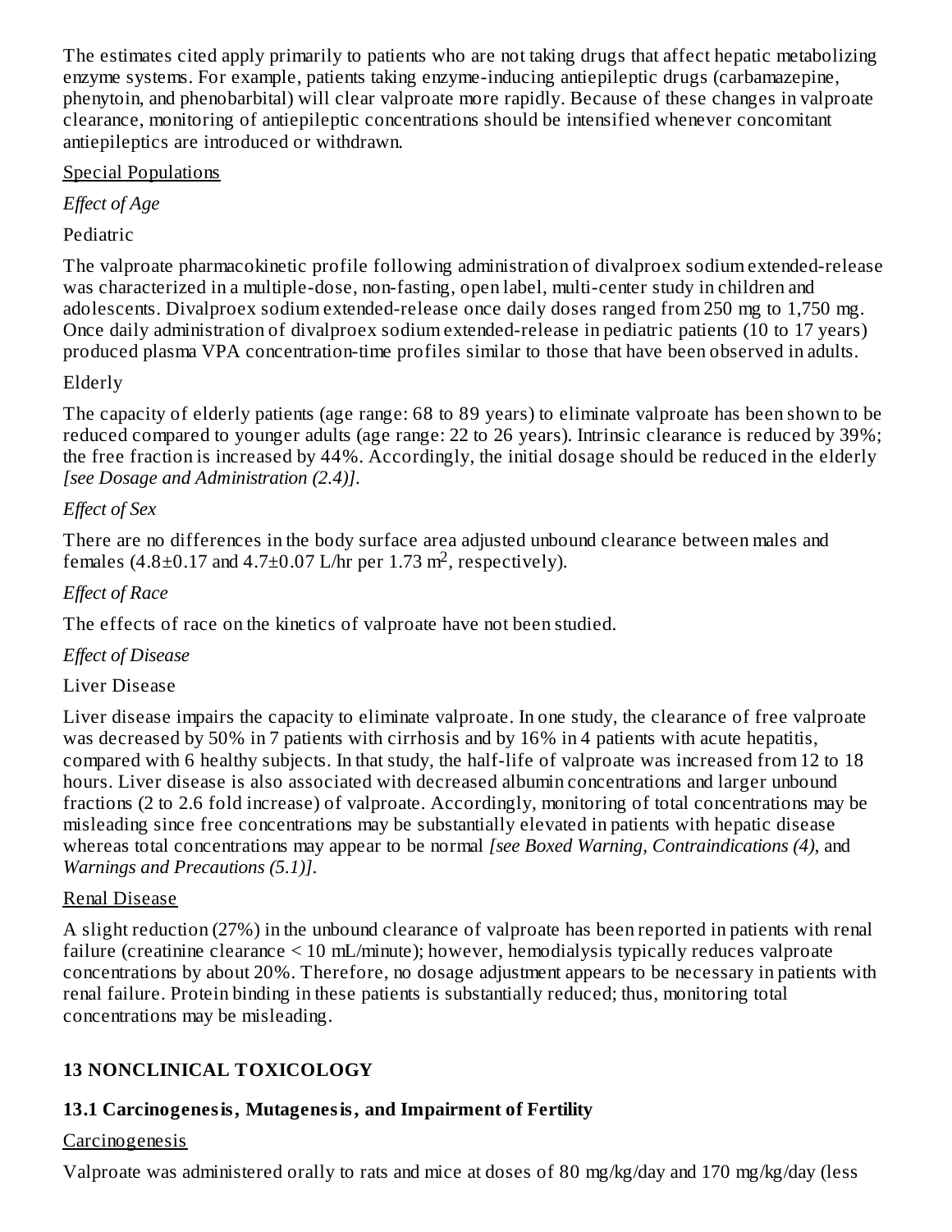The estimates cited apply primarily to patients who are not taking drugs that affect hepatic metabolizing enzyme systems. For example, patients taking enzyme-inducing antiepileptic drugs (carbamazepine, phenytoin, and phenobarbital) will clear valproate more rapidly. Because of these changes in valproate clearance, monitoring of antiepileptic concentrations should be intensified whenever concomitant antiepileptics are introduced or withdrawn.

Special Populations

*Effect of Age*

Pediatric

The valproate pharmacokinetic profile following administration of divalproex sodium extended-release was characterized in a multiple-dose, non-fasting, open label, multi-center study in children and adolescents. Divalproex sodium extended-release once daily doses ranged from 250 mg to 1,750 mg. Once daily administration of divalproex sodium extended-release in pediatric patients (10 to 17 years) produced plasma VPA concentration-time profiles similar to those that have been observed in adults.

Elderly

The capacity of elderly patients (age range: 68 to 89 years) to eliminate valproate has been shown to be reduced compared to younger adults (age range: 22 to 26 years). Intrinsic clearance is reduced by 39%; the free fraction is increased by 44%. Accordingly, the initial dosage should be reduced in the elderly *[see Dosage and Administration (2.4)]*.

*Effect of Sex*

There are no differences in the body surface area adjusted unbound clearance between males and females (4.8±0.17 and 4.7±0.07 L/hr per 1.73 $m^2$, respectively).

*Effect of Race*

The effects of race on the kinetics of valproate have not been studied.

*Effect of Disease*

Liver Disease

Liver disease impairs the capacity to eliminate valproate. In one study, the clearance of free valproate was decreased by 50% in 7 patients with cirrhosis and by 16% in 4 patients with acute hepatitis, compared with 6 healthy subjects. In that study, the half-life of valproate was increased from 12 to 18 hours. Liver disease is also associated with decreased albumin concentrations and larger unbound fractions (2 to 2.6 fold increase) of valproate. Accordingly, monitoring of total concentrations may be misleading since free concentrations may be substantially elevated in patients with hepatic disease whereas total concentrations may appear to be normal *[see Boxed Warning, Contraindications (4),* and *Warnings and Precautions (5.1)]*.

Renal Disease

A slight reduction (27%) in the unbound clearance of valproate has been reported in patients with renal failure (creatinine clearance < 10 mL/minute); however, hemodialysis typically reduces valproate concentrations by about 20%. Therefore, no dosage adjustment appears to be necessary in patients with renal failure. Protein binding in these patients is substantially reduced; thus, monitoring total concentrations may be misleading.

## 13 NONCLINICAL TOXICOLOGY

### 13.1 Carcinogenesis, Mutagenesis, and Impairment of Fertility

Carcinogenesis

Valproate was administered orally to rats and mice at doses of 80 mg/kg/day and 170 mg/kg/day (less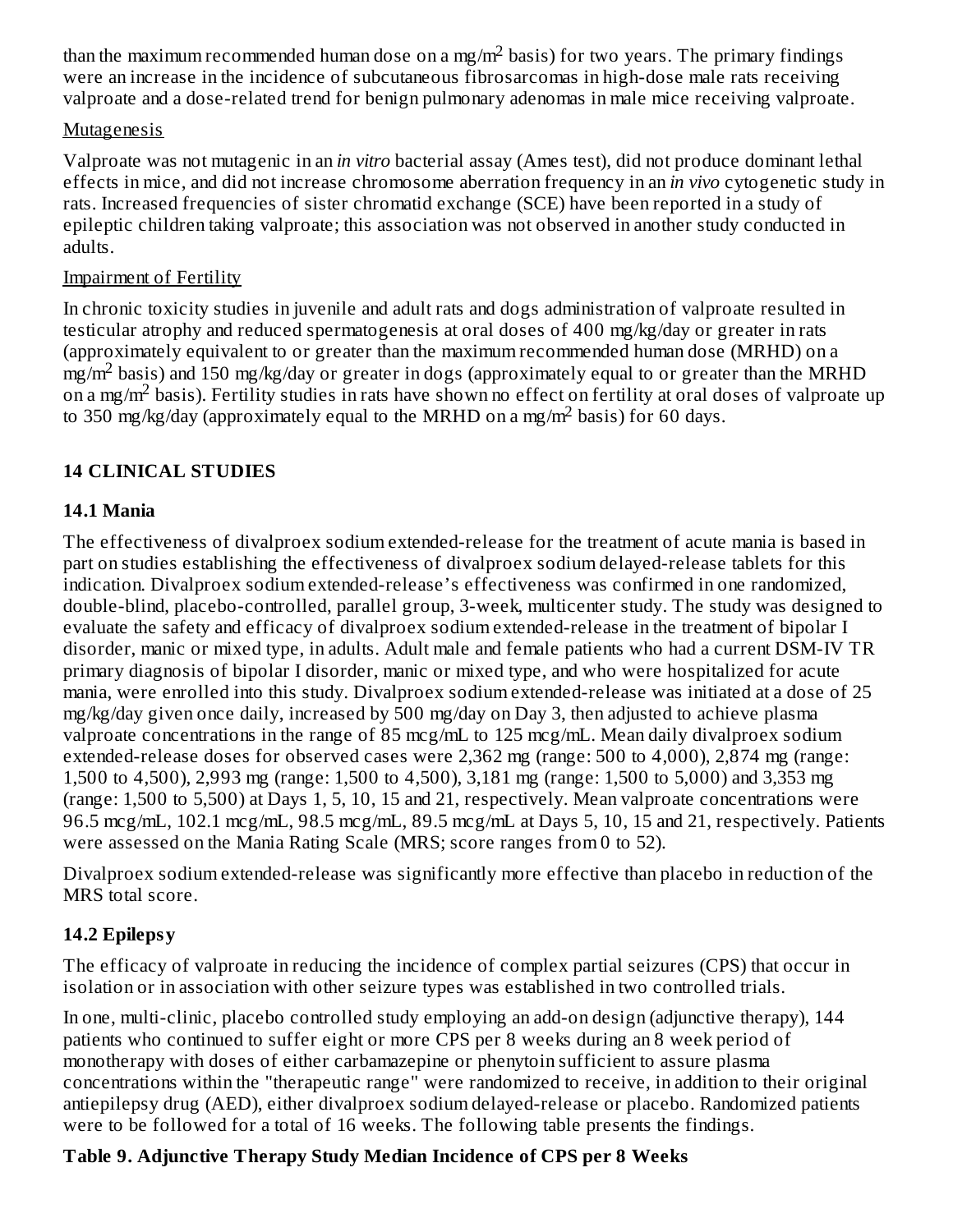than the maximum recommended human dose on a mg/m$^2$ basis) for two years. The primary findings were an increase in the incidence of subcutaneous fibrosarcomas in high-dose male rats receiving valproate and a dose-related trend for benign pulmonary adenomas in male mice receiving valproate.

Mutagenesis

Valproate was not mutagenic in an *in vitro* bacterial assay (Ames test), did not produce dominant lethal effects in mice, and did not increase chromosome aberration frequency in an *in vivo* cytogenetic study in rats. Increased frequencies of sister chromatid exchange (SCE) have been reported in a study of epileptic children taking valproate; this association was not observed in another study conducted in adults.

Impairment of Fertility

In chronic toxicity studies in juvenile and adult rats and dogs administration of valproate resulted in testicular atrophy and reduced spermatogenesis at oral doses of 400 mg/kg/day or greater in rats (approximately equivalent to or greater than the maximum recommended human dose (MRHD) on a mg/m$^2$ basis) and 150 mg/kg/day or greater in dogs (approximately equal to or greater than the MRHD on a mg/m$^2$ basis). Fertility studies in rats have shown no effect on fertility at oral doses of valproate up to 350 mg/kg/day (approximately equal to the MRHD on a mg/m$^2$ basis) for 60 days.

## 14 CLINICAL STUDIES

### 14.1 Mania

The effectiveness of divalproex sodium extended-release for the treatment of acute mania is based in part on studies establishing the effectiveness of divalproex sodium delayed-release tablets for this indication. Divalproex sodium extended-release's effectiveness was confirmed in one randomized, double-blind, placebo-controlled, parallel group, 3-week, multicenter study. The study was designed to evaluate the safety and efficacy of divalproex sodium extended-release in the treatment of bipolar I disorder, manic or mixed type, in adults. Adult male and female patients who had a current DSM-IV TR primary diagnosis of bipolar I disorder, manic or mixed type, and who were hospitalized for acute mania, were enrolled into this study. Divalproex sodium extended-release was initiated at a dose of 25 mg/kg/day given once daily, increased by 500 mg/day on Day 3, then adjusted to achieve plasma valproate concentrations in the range of 85 mcg/mL to 125 mcg/mL. Mean daily divalproex sodium extended-release doses for observed cases were 2,362 mg (range: 500 to 4,000), 2,874 mg (range: 1,500 to 4,500), 2,993 mg (range: 1,500 to 4,500), 3,181 mg (range: 1,500 to 5,000) and 3,353 mg (range: 1,500 to 5,500) at Days 1, 5, 10, 15 and 21, respectively. Mean valproate concentrations were 96.5 mcg/mL, 102.1 mcg/mL, 98.5 mcg/mL, 89.5 mcg/mL at Days 5, 10, 15 and 21, respectively. Patients were assessed on the Mania Rating Scale (MRS; score ranges from 0 to 52).

Divalproex sodium extended-release was significantly more effective than placebo in reduction of the MRS total score.

### 14.2 Epilepsy

The efficacy of valproate in reducing the incidence of complex partial seizures (CPS) that occur in isolation or in association with other seizure types was established in two controlled trials.

In one, multi-clinic, placebo controlled study employing an add-on design (adjunctive therapy), 144 patients who continued to suffer eight or more CPS per 8 weeks during an 8 week period of monotherapy with doses of either carbamazepine or phenytoin sufficient to assure plasma concentrations within the "therapeutic range" were randomized to receive, in addition to their original antiepilepsy drug (AED), either divalproex sodium delayed-release or placebo. Randomized patients were to be followed for a total of 16 weeks. The following table presents the findings.

**Table 9. Adjunctive Therapy Study Median Incidence of CPS per 8 Weeks**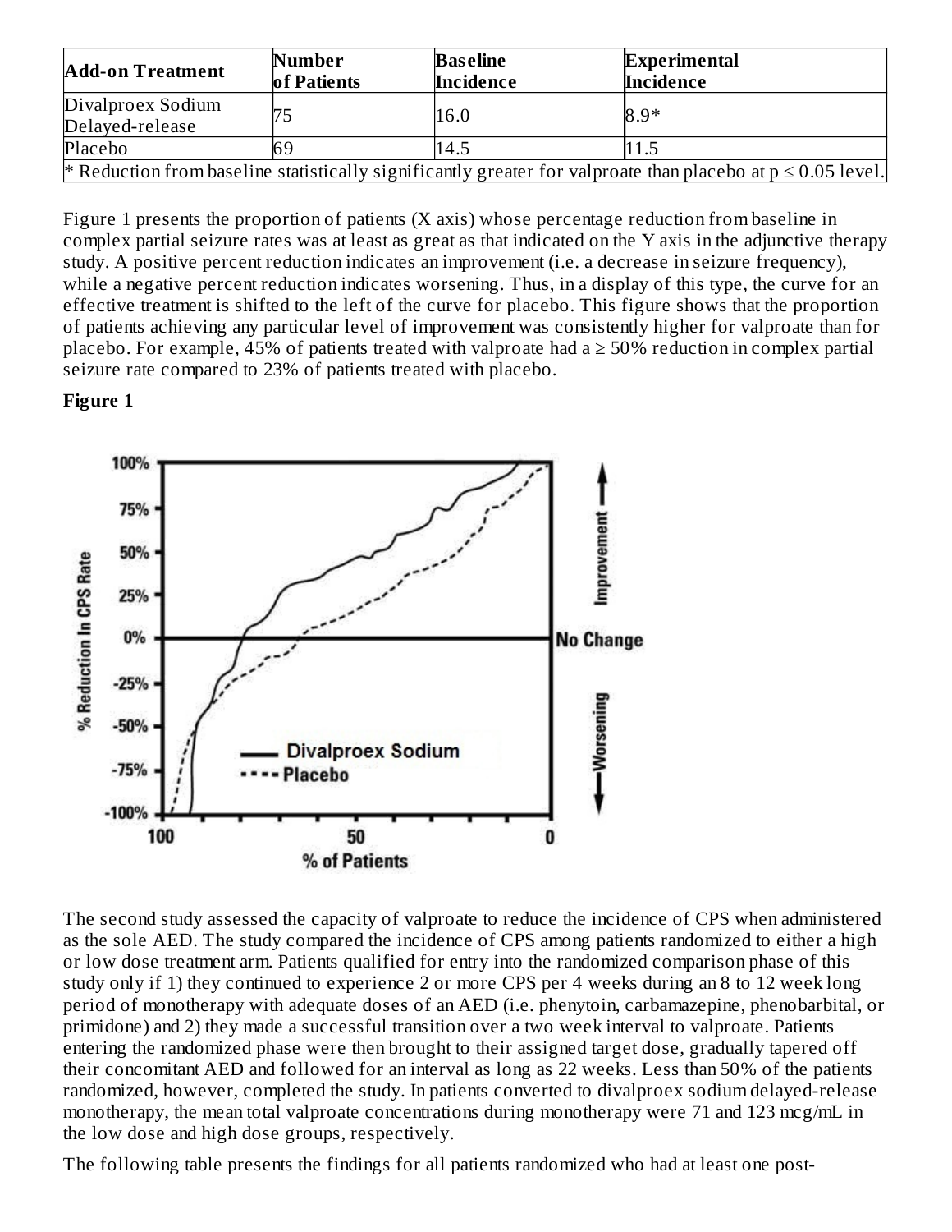| Add-on Treatment | Number of Patients | Baseline Incidence | Experimental Incidence |
|---|---|---|---|
| Divalproex Sodium Delayed-release | 75 | 16.0 | 8.9* |
| Placebo | 69 | 14.5 | 11.5 |

\* Reduction from baseline statistically significantly greater for valproate than placebo at $p \leq 0.05$ level.

Figure 1 presents the proportion of patients (X axis) whose percentage reduction from baseline in complex partial seizure rates was at least as great as that indicated on the Y axis in the adjunctive therapy study. A positive percent reduction indicates an improvement (i.e. a decrease in seizure frequency), while a negative percent reduction indicates worsening. Thus, in a display of this type, the curve for an effective treatment is shifted to the left of the curve for placebo. This figure shows that the proportion of patients achieving any particular level of improvement was consistently higher for valproate than for placebo. For example, 45% of patients treated with valproate had a ≥ 50% reduction in complex partial seizure rate compared to 23% of patients treated with placebo.

**Figure 1**

The second study assessed the capacity of valproate to reduce the incidence of CPS when administered as the sole AED. The study compared the incidence of CPS among patients randomized to either a high or low dose treatment arm. Patients qualified for entry into the randomized comparison phase of this study only if 1) they continued to experience 2 or more CPS per 4 weeks during an 8 to 12 week long period of monotherapy with adequate doses of an AED (i.e. phenytoin, carbamazepine, phenobarbital, or primidone) and 2) they made a successful transition over a two week interval to valproate. Patients entering the randomized phase were then brought to their assigned target dose, gradually tapered off their concomitant AED and followed for an interval as long as 22 weeks. Less than 50% of the patients randomized, however, completed the study. In patients converted to divalproex sodium delayed-release monotherapy, the mean total valproate concentrations during monotherapy were 71 and 123 mcg/mL in the low dose and high dose groups, respectively.

The following table presents the findings for all patients randomized who had at least one post-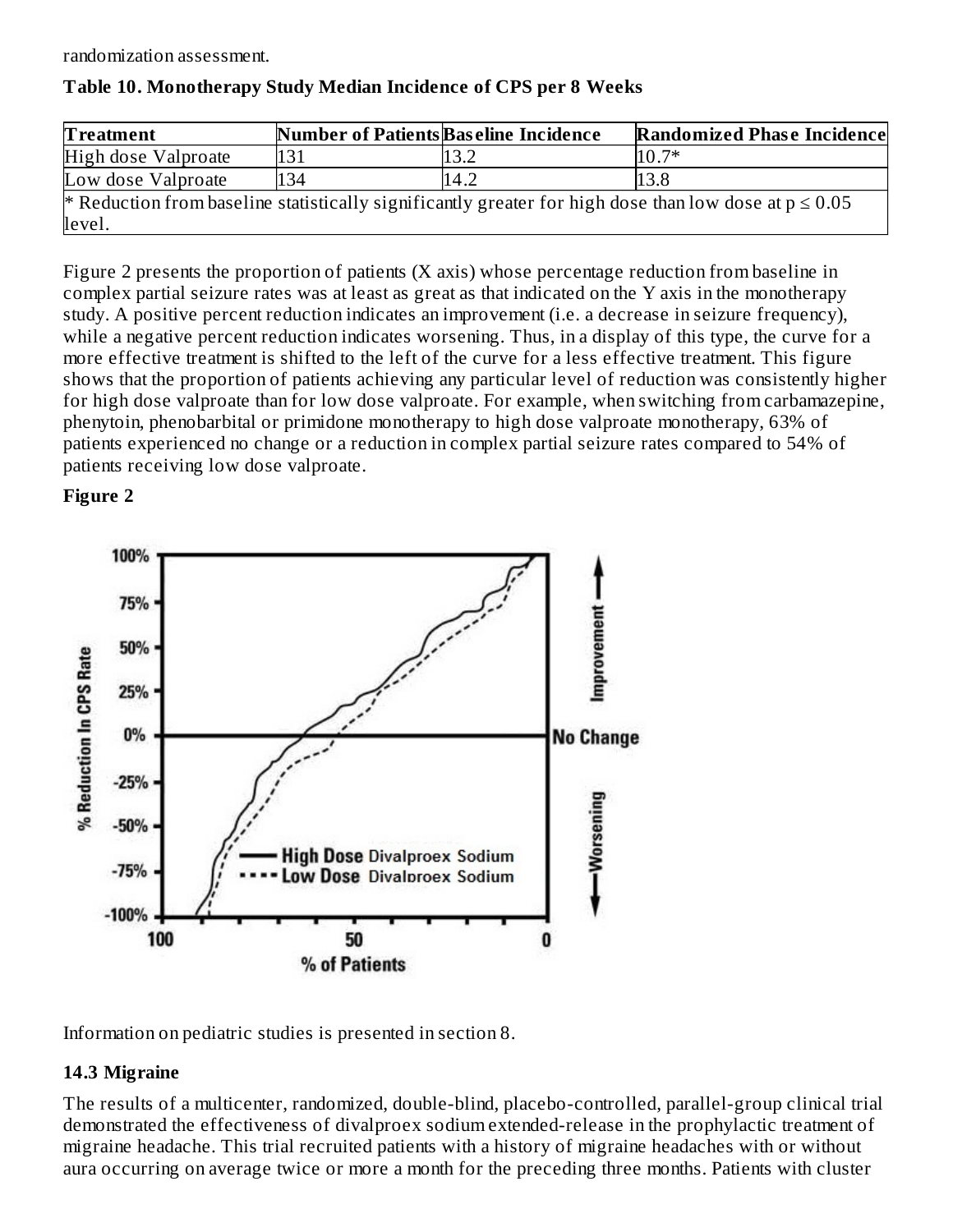randomization assessment.

**Table 10. Monotherapy Study Median Incidence of CPS per 8 Weeks**

| Treatment | Number of Patients | Baseline Incidence | Randomized Phase Incidence |
|---|---|---|---|
| High dose Valproate | 131 | 13.2 | 10.7* |
| Low dose Valproate | 134 | 14.2 | 13.8 |
| * Reduction from baseline statistically significantly greater for high dose than low dose at $p \leq 0.05$ level. | | | |

Figure 2 presents the proportion of patients (X axis) whose percentage reduction from baseline in complex partial seizure rates was at least as great as that indicated on the Y axis in the monotherapy study. A positive percent reduction indicates an improvement (i.e. a decrease in seizure frequency), while a negative percent reduction indicates worsening. Thus, in a display of this type, the curve for a more effective treatment is shifted to the left of the curve for a less effective treatment. This figure shows that the proportion of patients achieving any particular level of reduction was consistently higher for high dose valproate than for low dose valproate. For example, when switching from carbamazepine, phenytoin, phenobarbital or primidone monotherapy to high dose valproate monotherapy, 63% of patients experienced no change or a reduction in complex partial seizure rates compared to 54% of patients receiving low dose valproate.

**Figure 2**

Information on pediatric studies is presented in section 8.

### 14.3 Migraine

The results of a multicenter, randomized, double-blind, placebo-controlled, parallel-group clinical trial demonstrated the effectiveness of divalproex sodium extended-release in the prophylactic treatment of migraine headache. This trial recruited patients with a history of migraine headaches with or without aura occurring on average twice or more a month for the preceding three months. Patients with cluster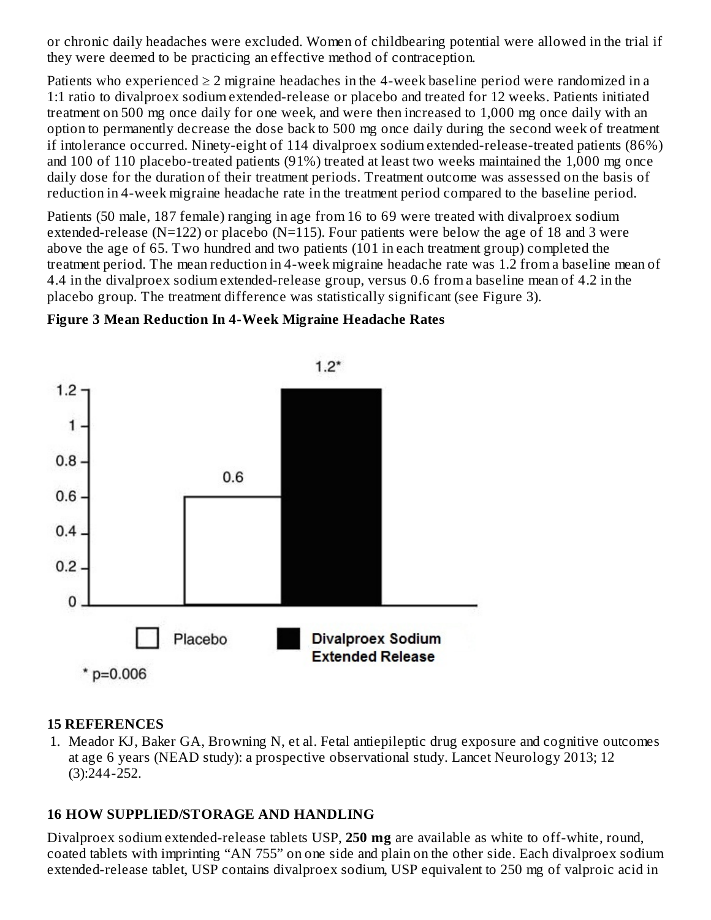or chronic daily headaches were excluded. Women of childbearing potential were allowed in the trial if they were deemed to be practicing an effective method of contraception.

Patients who experienced ≥ 2 migraine headaches in the 4-week baseline period were randomized in a 1:1 ratio to divalproex sodium extended-release or placebo and treated for 12 weeks. Patients initiated treatment on 500 mg once daily for one week, and were then increased to 1,000 mg once daily with an option to permanently decrease the dose back to 500 mg once daily during the second week of treatment if intolerance occurred. Ninety-eight of 114 divalproex sodium extended-release-treated patients (86%) and 100 of 110 placebo-treated patients (91%) treated at least two weeks maintained the 1,000 mg once daily dose for the duration of their treatment periods. Treatment outcome was assessed on the basis of reduction in 4-week migraine headache rate in the treatment period compared to the baseline period.

Patients (50 male, 187 female) ranging in age from 16 to 69 were treated with divalproex sodium extended-release (N=122) or placebo (N=115). Four patients were below the age of 18 and 3 were above the age of 65. Two hundred and two patients (101 in each treatment group) completed the treatment period. The mean reduction in 4-week migraine headache rate was 1.2 from a baseline mean of 4.4 in the divalproex sodium extended-release group, versus 0.6 from a baseline mean of 4.2 in the placebo group. The treatment difference was statistically significant (see Figure 3).

**Figure 3 Mean Reduction In 4-Week Migraine Headache Rates**

| | Mean Reduction |
|---|---|
| Placebo | 0.6 |
| Divalproex Sodium Extended Release | 1.2* |

* p=0.006

## 15 REFERENCES

1. Meador KJ, Baker GA, Browning N, et al. Fetal antiepileptic drug exposure and cognitive outcomes at age 6 years (NEAD study): a prospective observational study. Lancet Neurology 2013; 12 (3):244-252.

## 16 HOW SUPPLIED/STORAGE AND HANDLING

Divalproex sodium extended-release tablets USP, **250 mg** are available as white to off-white, round, coated tablets with imprinting "AN 755" on one side and plain on the other side. Each divalproex sodium extended-release tablet, USP contains divalproex sodium, USP equivalent to 250 mg of valproic acid in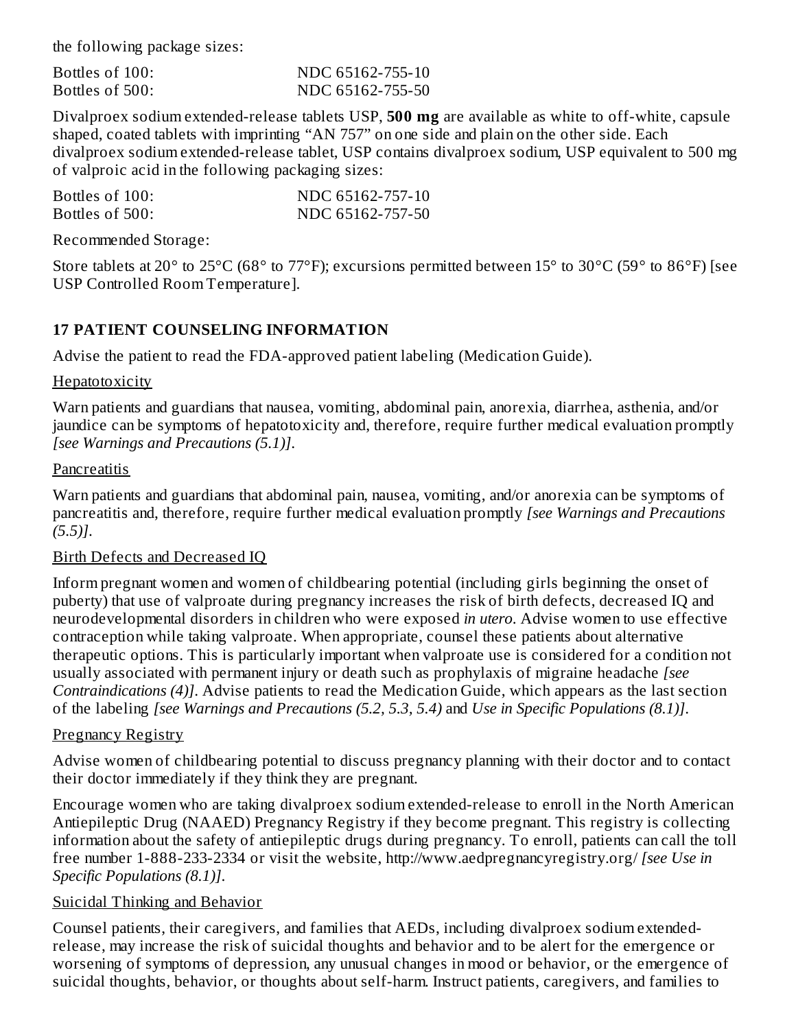the following package sizes:

| Bottles of 100: | NDC 65162-755-10 |
| --- | --- |
| Bottles of 500: | NDC 65162-755-50 |

Divalproex sodium extended-release tablets USP, **500 mg** are available as white to off-white, capsule shaped, coated tablets with imprinting "AN 757" on one side and plain on the other side. Each divalproex sodium extended-release tablet, USP contains divalproex sodium, USP equivalent to 500 mg of valproic acid in the following packaging sizes:

| Bottles of 100: | NDC 65162-757-10 |
| --- | --- |
| Bottles of 500: | NDC 65162-757-50 |

Recommended Storage:

Store tablets at 20° to 25°C (68° to 77°F); excursions permitted between 15° to 30°C (59° to 86°F) [see USP Controlled Room Temperature].

## 17 PATIENT COUNSELING INFORMATION

Advise the patient to read the FDA-approved patient labeling (Medication Guide).

Hepatotoxicity

Warn patients and guardians that nausea, vomiting, abdominal pain, anorexia, diarrhea, asthenia, and/or jaundice can be symptoms of hepatotoxicity and, therefore, require further medical evaluation promptly *[see Warnings and Precautions (5.1)]*.

Pancreatitis

Warn patients and guardians that abdominal pain, nausea, vomiting, and/or anorexia can be symptoms of pancreatitis and, therefore, require further medical evaluation promptly *[see Warnings and Precautions (5.5)]*.

Birth Defects and Decreased IQ

Inform pregnant women and women of childbearing potential (including girls beginning the onset of puberty) that use of valproate during pregnancy increases the risk of birth defects, decreased IQ and neurodevelopmental disorders in children who were exposed *in utero*. Advise women to use effective contraception while taking valproate. When appropriate, counsel these patients about alternative therapeutic options. This is particularly important when valproate use is considered for a condition not usually associated with permanent injury or death such as prophylaxis of migraine headache *[see Contraindications (4)]*. Advise patients to read the Medication Guide, which appears as the last section of the labeling *[see Warnings and Precautions (5.2, 5.3, 5.4)* and *Use in Specific Populations (8.1)]*.

Pregnancy Registry

Advise women of childbearing potential to discuss pregnancy planning with their doctor and to contact their doctor immediately if they think they are pregnant.

Encourage women who are taking divalproex sodium extended-release to enroll in the North American Antiepileptic Drug (NAAED) Pregnancy Registry if they become pregnant. This registry is collecting information about the safety of antiepileptic drugs during pregnancy. To enroll, patients can call the toll free number 1-888-233-2334 or visit the website, http://www.aedpregnancyregistry.org/ *[see Use in Specific Populations (8.1)]*.

Suicidal Thinking and Behavior

Counsel patients, their caregivers, and families that AEDs, including divalproex sodium extended-release, may increase the risk of suicidal thoughts and behavior and to be alert for the emergence or worsening of symptoms of depression, any unusual changes in mood or behavior, or the emergence of suicidal thoughts, behavior, or thoughts about self-harm. Instruct patients, caregivers, and families to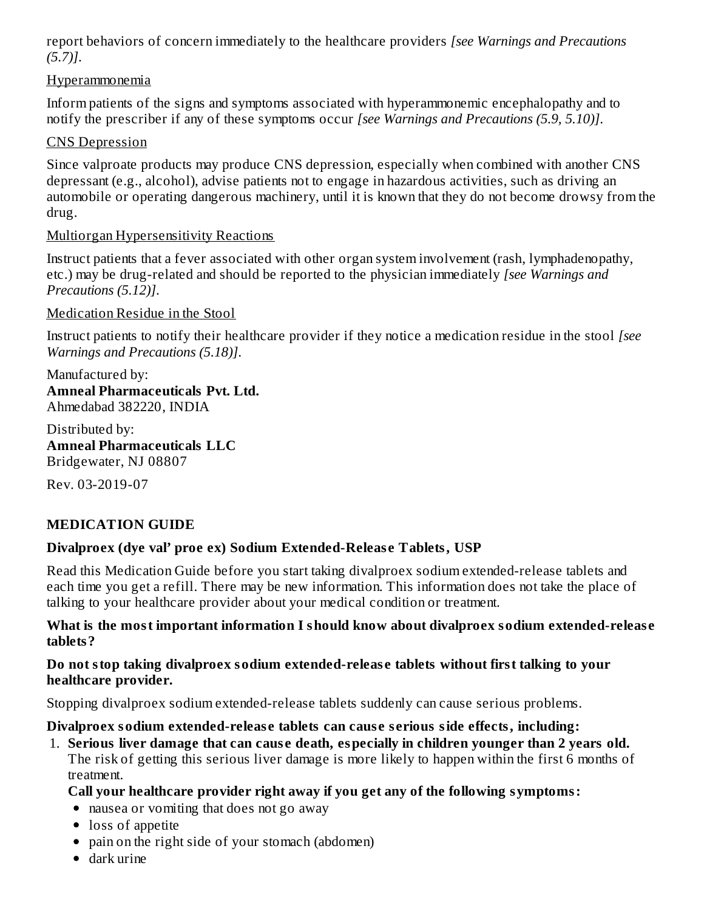report behaviors of concern immediately to the healthcare providers *[see Warnings and Precautions (5.7)]*.

Hyperammonemia

Inform patients of the signs and symptoms associated with hyperammonemic encephalopathy and to notify the prescriber if any of these symptoms occur *[see Warnings and Precautions (5.9, 5.10)]*.

CNS Depression

Since valproate products may produce CNS depression, especially when combined with another CNS depressant (e.g., alcohol), advise patients not to engage in hazardous activities, such as driving an automobile or operating dangerous machinery, until it is known that they do not become drowsy from the drug.

Multiorgan Hypersensitivity Reactions

Instruct patients that a fever associated with other organ system involvement (rash, lymphadenopathy, etc.) may be drug-related and should be reported to the physician immediately *[see Warnings and Precautions (5.12)]*.

Medication Residue in the Stool

Instruct patients to notify their healthcare provider if they notice a medication residue in the stool *[see Warnings and Precautions (5.18)]*.

Manufactured by:
**Amneal Pharmaceuticals Pvt. Ltd.**
Ahmedabad 382220, INDIA

Distributed by:
**Amneal Pharmaceuticals LLC**
Bridgewater, NJ 08807

Rev. 03-2019-07

## MEDICATION GUIDE

### Divalproex (dye val' proe ex) Sodium Extended-Release Tablets, USP

Read this Medication Guide before you start taking divalproex sodium extended-release tablets and each time you get a refill. There may be new information. This information does not take the place of talking to your healthcare provider about your medical condition or treatment.

**What is the most important information I should know about divalproex sodium extended-release tablets?**

**Do not stop taking divalproex sodium extended-release tablets without first talking to your healthcare provider.**

Stopping divalproex sodium extended-release tablets suddenly can cause serious problems.

**Divalproex sodium extended-release tablets can cause serious side effects, including:**

1. **Serious liver damage that can cause death, especially in children younger than 2 years old.** The risk of getting this serious liver damage is more likely to happen within the first 6 months of treatment.

   **Call your healthcare provider right away if you get any of the following symptoms:**

   - nausea or vomiting that does not go away
   - loss of appetite
   - pain on the right side of your stomach (abdomen)
   - dark urine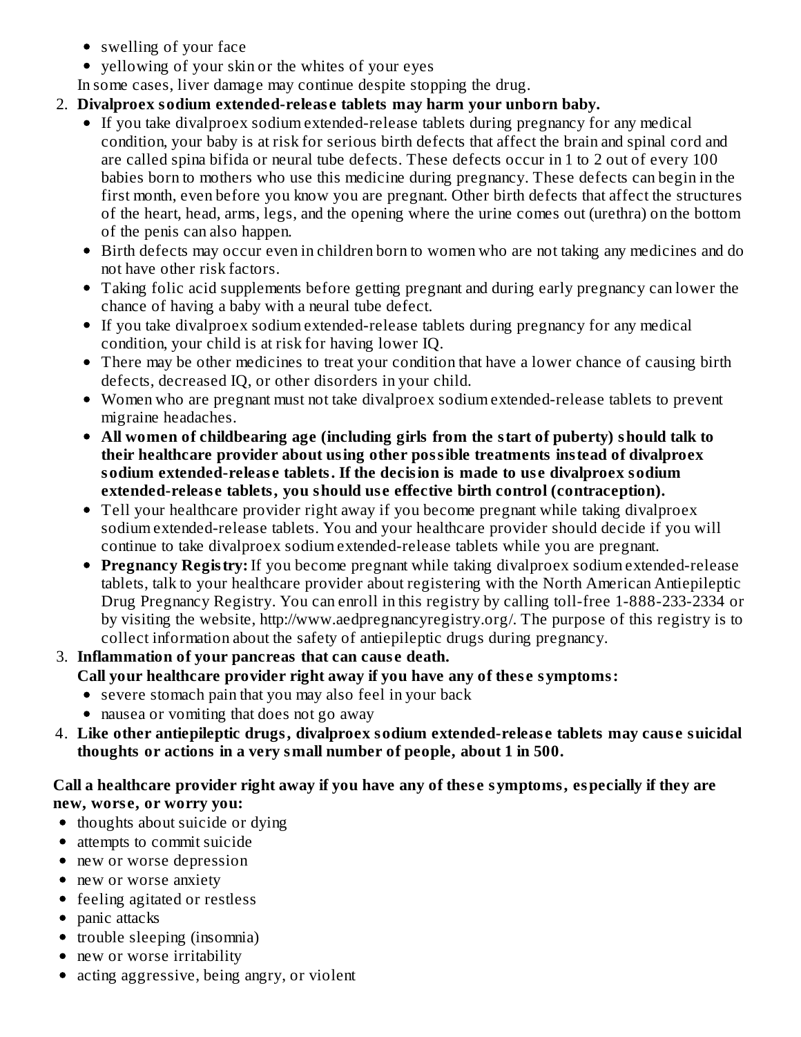- swelling of your face
- yellowing of your skin or the whites of your eyes

In some cases, liver damage may continue despite stopping the drug.

2. **Divalproex sodium extended-release tablets may harm your unborn baby.**
    - If you take divalproex sodium extended-release tablets during pregnancy for any medical condition, your baby is at risk for serious birth defects that affect the brain and spinal cord and are called spina bifida or neural tube defects. These defects occur in 1 to 2 out of every 100 babies born to mothers who use this medicine during pregnancy. These defects can begin in the first month, even before you know you are pregnant. Other birth defects that affect the structures of the heart, head, arms, legs, and the opening where the urine comes out (urethra) on the bottom of the penis can also happen.
    - Birth defects may occur even in children born to women who are not taking any medicines and do not have other risk factors.
    - Taking folic acid supplements before getting pregnant and during early pregnancy can lower the chance of having a baby with a neural tube defect.
    - If you take divalproex sodium extended-release tablets during pregnancy for any medical condition, your child is at risk for having lower IQ.
    - There may be other medicines to treat your condition that have a lower chance of causing birth defects, decreased IQ, or other disorders in your child.
    - Women who are pregnant must not take divalproex sodium extended-release tablets to prevent migraine headaches.
    - **All women of childbearing age (including girls from the start of puberty) should talk to their healthcare provider about using other possible treatments instead of divalproex sodium extended-release tablets. If the decision is made to use divalproex sodium extended-release tablets, you should use effective birth control (contraception).**
    - Tell your healthcare provider right away if you become pregnant while taking divalproex sodium extended-release tablets. You and your healthcare provider should decide if you will continue to take divalproex sodium extended-release tablets while you are pregnant.
    - **Pregnancy Registry:** If you become pregnant while taking divalproex sodium extended-release tablets, talk to your healthcare provider about registering with the North American Antiepileptic Drug Pregnancy Registry. You can enroll in this registry by calling toll-free 1-888-233-2334 or by visiting the website, http://www.aedpregnancyregistry.org/. The purpose of this registry is to collect information about the safety of antiepileptic drugs during pregnancy.
3. **Inflammation of your pancreas that can cause death.**
   **Call your healthcare provider right away if you have any of these symptoms:**
    - severe stomach pain that you may also feel in your back
    - nausea or vomiting that does not go away
4. **Like other antiepileptic drugs, divalproex sodium extended-release tablets may cause suicidal thoughts or actions in a very small number of people, about 1 in 500.**

**Call a healthcare provider right away if you have any of these symptoms, especially if they are new, worse, or worry you:**

- thoughts about suicide or dying
- attempts to commit suicide
- new or worse depression
- new or worse anxiety
- feeling agitated or restless
- panic attacks
- trouble sleeping (insomnia)
- new or worse irritability
- acting aggressive, being angry, or violent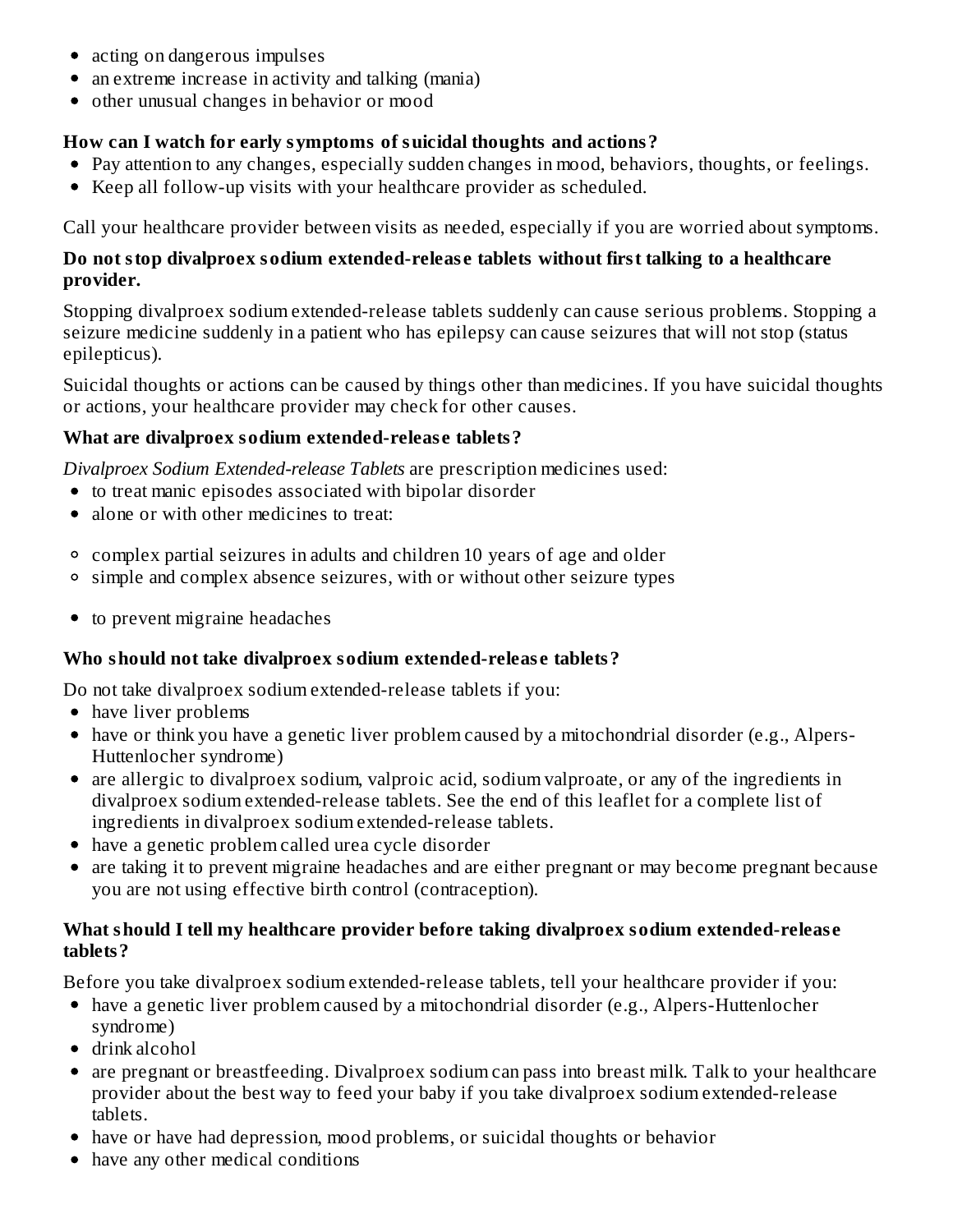- acting on dangerous impulses
- an extreme increase in activity and talking (mania)
- other unusual changes in behavior or mood

**How can I watch for early symptoms of suicidal thoughts and actions?**

- Pay attention to any changes, especially sudden changes in mood, behaviors, thoughts, or feelings.
- Keep all follow-up visits with your healthcare provider as scheduled.

Call your healthcare provider between visits as needed, especially if you are worried about symptoms.

**Do not stop divalproex sodium extended-release tablets without first talking to a healthcare provider.**

Stopping divalproex sodium extended-release tablets suddenly can cause serious problems. Stopping a seizure medicine suddenly in a patient who has epilepsy can cause seizures that will not stop (status epilepticus).

Suicidal thoughts or actions can be caused by things other than medicines. If you have suicidal thoughts or actions, your healthcare provider may check for other causes.

**What are divalproex sodium extended-release tablets?**

*Divalproex Sodium Extended-release Tablets* are prescription medicines used:

- to treat manic episodes associated with bipolar disorder
- alone or with other medicines to treat:
  - complex partial seizures in adults and children 10 years of age and older
  - simple and complex absence seizures, with or without other seizure types
- to prevent migraine headaches

**Who should not take divalproex sodium extended-release tablets?**

Do not take divalproex sodium extended-release tablets if you:

- have liver problems
- have or think you have a genetic liver problem caused by a mitochondrial disorder (e.g., Alpers-Huttenlocher syndrome)
- are allergic to divalproex sodium, valproic acid, sodium valproate, or any of the ingredients in divalproex sodium extended-release tablets. See the end of this leaflet for a complete list of ingredients in divalproex sodium extended-release tablets.
- have a genetic problem called urea cycle disorder
- are taking it to prevent migraine headaches and are either pregnant or may become pregnant because you are not using effective birth control (contraception).

**What should I tell my healthcare provider before taking divalproex sodium extended-release tablets?**

Before you take divalproex sodium extended-release tablets, tell your healthcare provider if you:

- have a genetic liver problem caused by a mitochondrial disorder (e.g., Alpers-Huttenlocher syndrome)
- drink alcohol
- are pregnant or breastfeeding. Divalproex sodium can pass into breast milk. Talk to your healthcare provider about the best way to feed your baby if you take divalproex sodium extended-release tablets.
- have or have had depression, mood problems, or suicidal thoughts or behavior
- have any other medical conditions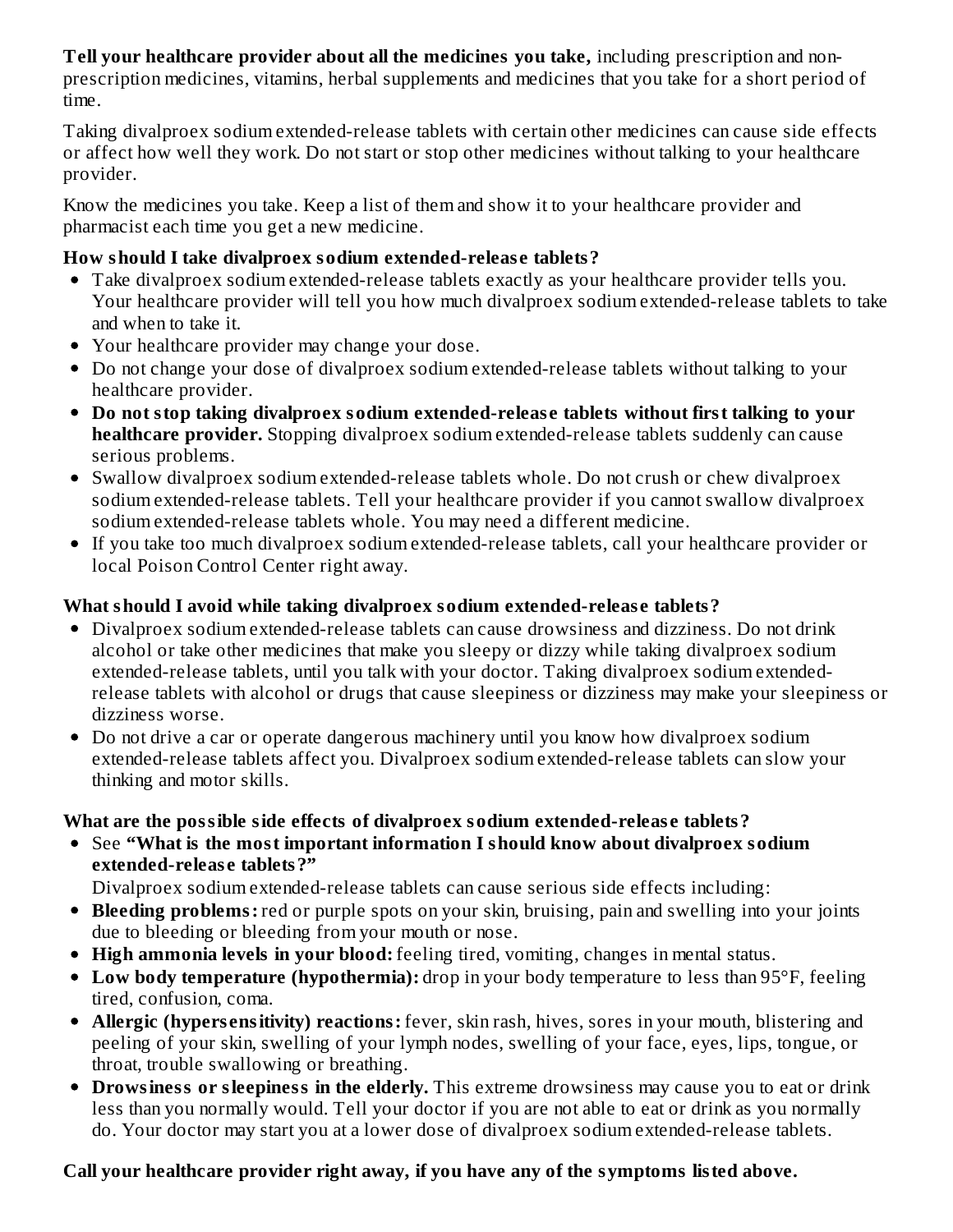**Tell your healthcare provider about all the medicines you take,** including prescription and non-prescription medicines, vitamins, herbal supplements and medicines that you take for a short period of time.

Taking divalproex sodium extended-release tablets with certain other medicines can cause side effects or affect how well they work. Do not start or stop other medicines without talking to your healthcare provider.

Know the medicines you take. Keep a list of them and show it to your healthcare provider and pharmacist each time you get a new medicine.

**How should I take divalproex sodium extended-release tablets?**

- Take divalproex sodium extended-release tablets exactly as your healthcare provider tells you. Your healthcare provider will tell you how much divalproex sodium extended-release tablets to take and when to take it.
- Your healthcare provider may change your dose.
- Do not change your dose of divalproex sodium extended-release tablets without talking to your healthcare provider.
- **Do not stop taking divalproex sodium extended-release tablets without first talking to your healthcare provider.** Stopping divalproex sodium extended-release tablets suddenly can cause serious problems.
- Swallow divalproex sodium extended-release tablets whole. Do not crush or chew divalproex sodium extended-release tablets. Tell your healthcare provider if you cannot swallow divalproex sodium extended-release tablets whole. You may need a different medicine.
- If you take too much divalproex sodium extended-release tablets, call your healthcare provider or local Poison Control Center right away.

**What should I avoid while taking divalproex sodium extended-release tablets?**

- Divalproex sodium extended-release tablets can cause drowsiness and dizziness. Do not drink alcohol or take other medicines that make you sleepy or dizzy while taking divalproex sodium extended-release tablets, until you talk with your doctor. Taking divalproex sodium extended-release tablets with alcohol or drugs that cause sleepiness or dizziness may make your sleepiness or dizziness worse.
- Do not drive a car or operate dangerous machinery until you know how divalproex sodium extended-release tablets affect you. Divalproex sodium extended-release tablets can slow your thinking and motor skills.

**What are the possible side effects of divalproex sodium extended-release tablets?**

- See **"What is the most important information I should know about divalproex sodium extended-release tablets?"**

  Divalproex sodium extended-release tablets can cause serious side effects including:
- **Bleeding problems:** red or purple spots on your skin, bruising, pain and swelling into your joints due to bleeding or bleeding from your mouth or nose.
- **High ammonia levels in your blood:** feeling tired, vomiting, changes in mental status.
- **Low body temperature (hypothermia):** drop in your body temperature to less than 95°F, feeling tired, confusion, coma.
- **Allergic (hypersensitivity) reactions:** fever, skin rash, hives, sores in your mouth, blistering and peeling of your skin, swelling of your lymph nodes, swelling of your face, eyes, lips, tongue, or throat, trouble swallowing or breathing.
- **Drowsiness or sleepiness in the elderly.** This extreme drowsiness may cause you to eat or drink less than you normally would. Tell your doctor if you are not able to eat or drink as you normally do. Your doctor may start you at a lower dose of divalproex sodium extended-release tablets.

**Call your healthcare provider right away, if you have any of the symptoms listed above.**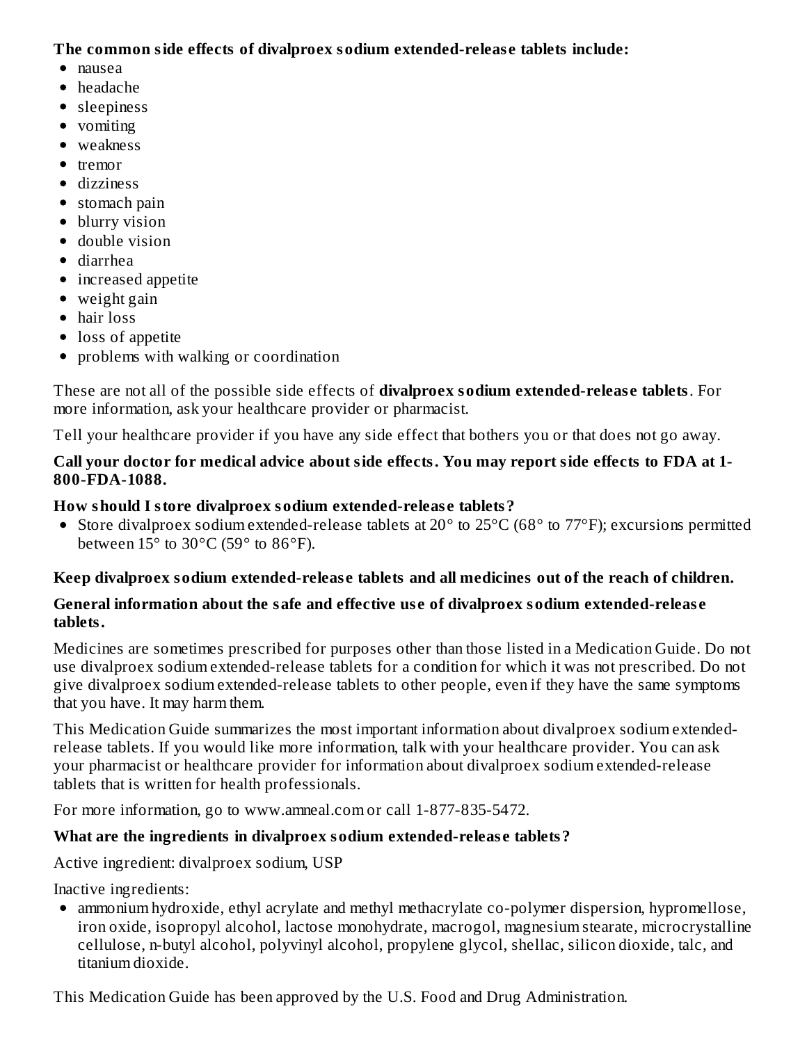**The common side effects of divalproex sodium extended-release tablets include:**

- nausea
- headache
- sleepiness
- vomiting
- weakness
- tremor
- dizziness
- stomach pain
- blurry vision
- double vision
- diarrhea
- increased appetite
- weight gain
- hair loss
- loss of appetite
- problems with walking or coordination

These are not all of the possible side effects of **divalproex sodium extended-release tablets**. For more information, ask your healthcare provider or pharmacist.

Tell your healthcare provider if you have any side effect that bothers you or that does not go away.

**Call your doctor for medical advice about side effects. You may report side effects to FDA at 1-800-FDA-1088.**

**How should I store divalproex sodium extended-release tablets?**

- Store divalproex sodium extended-release tablets at 20° to 25°C (68° to 77°F); excursions permitted between 15° to 30°C (59° to 86°F).

**Keep divalproex sodium extended-release tablets and all medicines out of the reach of children.**

**General information about the safe and effective use of divalproex sodium extended-release tablets.**

Medicines are sometimes prescribed for purposes other than those listed in a Medication Guide. Do not use divalproex sodium extended-release tablets for a condition for which it was not prescribed. Do not give divalproex sodium extended-release tablets to other people, even if they have the same symptoms that you have. It may harm them.

This Medication Guide summarizes the most important information about divalproex sodium extended-release tablets. If you would like more information, talk with your healthcare provider. You can ask your pharmacist or healthcare provider for information about divalproex sodium extended-release tablets that is written for health professionals.

For more information, go to www.amneal.com or call 1-877-835-5472.

**What are the ingredients in divalproex sodium extended-release tablets?**

Active ingredient: divalproex sodium, USP

Inactive ingredients:

- ammonium hydroxide, ethyl acrylate and methyl methacrylate co-polymer dispersion, hypromellose, iron oxide, isopropyl alcohol, lactose monohydrate, macrogol, magnesium stearate, microcrystalline cellulose, n-butyl alcohol, polyvinyl alcohol, propylene glycol, shellac, silicon dioxide, talc, and titanium dioxide.

This Medication Guide has been approved by the U.S. Food and Drug Administration.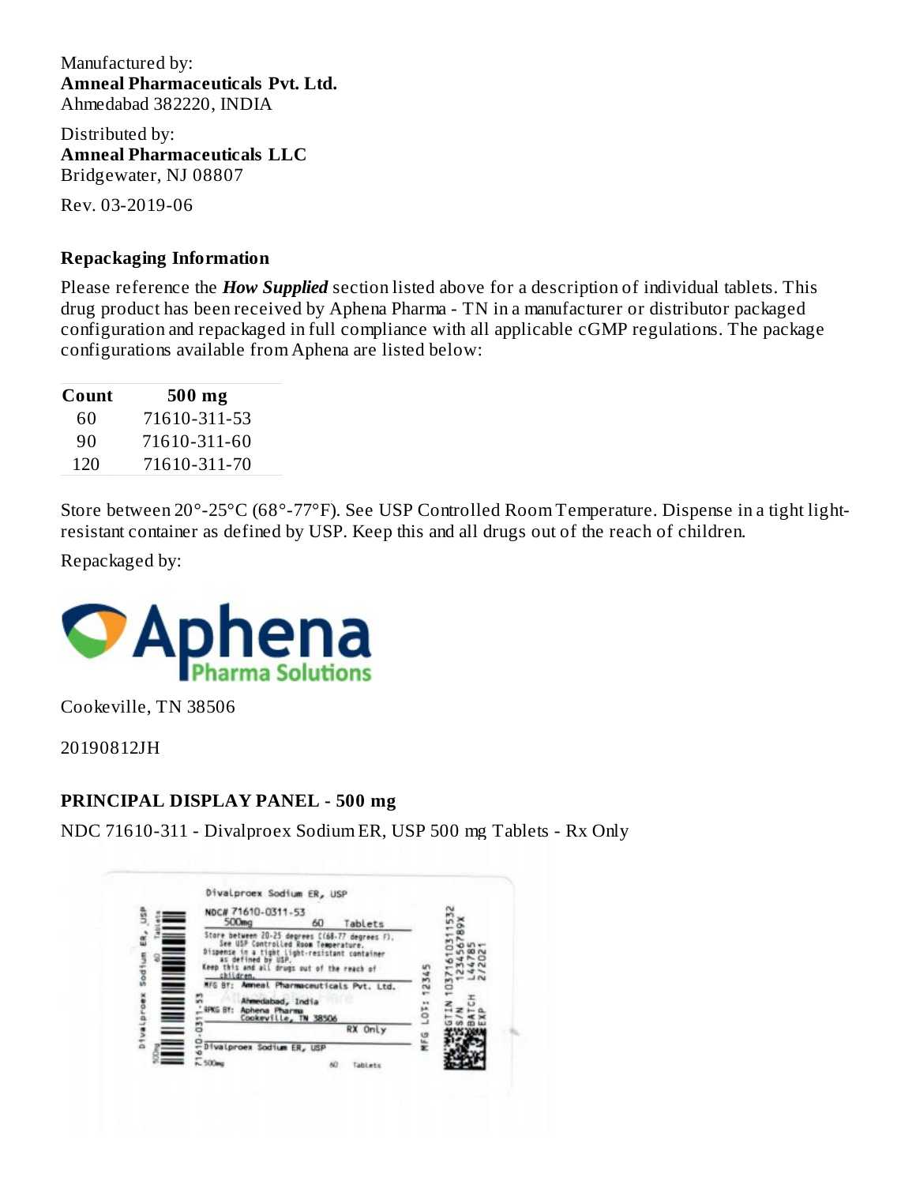Manufactured by:
**Amneal Pharmaceuticals Pvt. Ltd.**
Ahmedabad 382220, INDIA

Distributed by:
**Amneal Pharmaceuticals LLC**
Bridgewater, NJ 08807

Rev. 03-2019-06

### Repackaging Information

Please reference the ***How Supplied*** section listed above for a description of individual tablets. This drug product has been received by Aphena Pharma - TN in a manufacturer or distributor packaged configuration and repackaged in full compliance with all applicable cGMP regulations. The package configurations available from Aphena are listed below:

| Count | 500 mg |
|---|---|
| 60 | 71610-311-53 |
| 90 | 71610-311-60 |
| 120 | 71610-311-70 |

Store between 20°-25°C (68°-77°F). See USP Controlled Room Temperature. Dispense in a tight light-resistant container as defined by USP. Keep this and all drugs out of the reach of children.

Repackaged by:

Aphena Pharma Solutions

Cookeville, TN 38506

20190812JH

### PRINCIPAL DISPLAY PANEL - 500 mg

NDC 71610-311 - Divalproex Sodium ER, USP 500 mg Tablets - Rx Only

Divalproex Sodium ER, USP
NDC# 71610-0311-53
500mg 60 Tablets
Store between 20-25 degrees C(68-77 degrees F). See USP Controlled Room Temperature. Dispense in a tight light-resistant container as defined by USP. Keep this and all drugs out of the reach of children.
MFG BY: Amneal Pharmaceuticals Pvt. Ltd. Ahmedabad, India
RPKG BY: Aphena Pharma Cookeville, TN 38506
RX Only
Divalproex Sodium ER, USP
500mg 60 Tablets
71610-0311-53
MFG LOT: 12345
GTIN 10371610311532
S/N 123456789X
BATCH L44785
EXP 2/2021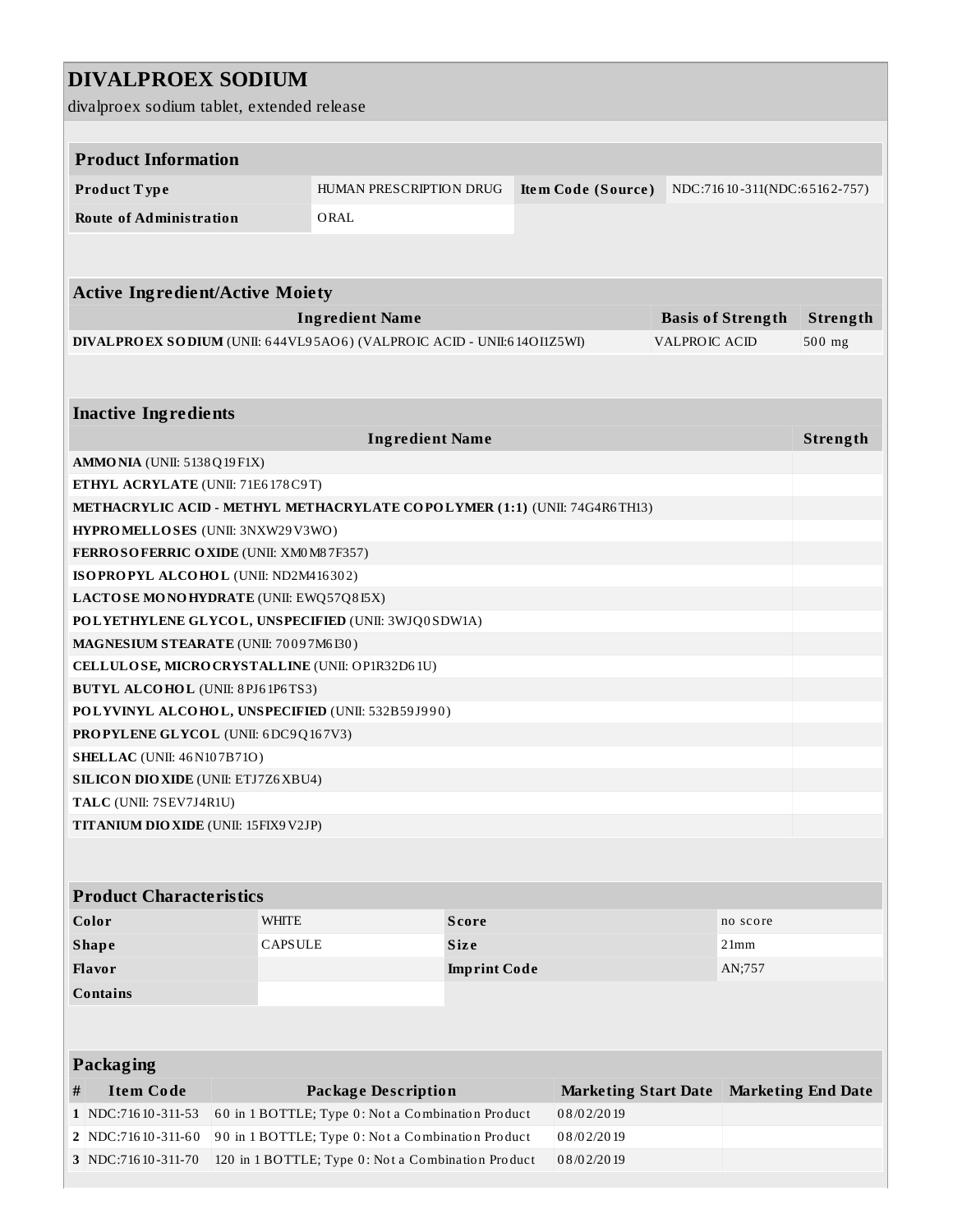# DIVALPROEX SODIUM

divalproex sodium tablet, extended release

| Product Information | | | |
|---|---|---|---|
| **Product Type** | HUMAN PRESCRIPTION DRUG | **Item Code (Source)** | NDC:71610-311(NDC:65162-757) |
| **Route of Administration** | ORAL | | |

| Active Ingredient/Active Moiety | | |
|---|---|---|
| **Ingredient Name** | **Basis of Strength** | **Strength** |
| **DIVALPROEX SODIUM** (UNII: 644VL95AO6) (VALPROIC ACID - UNII:614OI1Z5WI) | VALPROIC ACID | 500 mg |

| Inactive Ingredients | |
|---|---|
| **Ingredient Name** | **Strength** |
| **AMMONIA** (UNII: 5138Q19F1X) | |
| **ETHYL ACRYLATE** (UNII: 71E6178C9T) | |
| **METHACRYLIC ACID - METHYL METHACRYLATE COPOLYMER (1:1)** (UNII: 74G4R6TH13) | |
| **HYPROMELLOSES** (UNII: 3NXW29V3WO) | |
| **FERROSOFERRIC OXIDE** (UNII: XM0M87F357) | |
| **ISOPROPYL ALCOHOL** (UNII: ND2M416302) | |
| **LACTOSE MONOHYDRATE** (UNII: EWQ57Q8I5X) | |
| **POLYETHYLENE GLYCOL, UNSPECIFIED** (UNII: 3WJQ0SDW1A) | |
| **MAGNESIUM STEARATE** (UNII: 70097M6I30) | |
| **CELLULOSE, MICROCRYSTALLINE** (UNII: OP1R32D61U) | |
| **BUTYL ALCOHOL** (UNII: 8PJ61P6TS3) | |
| **POLYVINYL ALCOHOL, UNSPECIFIED** (UNII: 532B59J990) | |
| **PROPYLENE GLYCOL** (UNII: 6DC9Q167V3) | |
| **SHELLAC** (UNII: 46N107B71O) | |
| **SILICON DIOXIDE** (UNII: ETJ7Z6XBU4) | |
| **TALC** (UNII: 7SEV7J4R1U) | |
| **TITANIUM DIOXIDE** (UNII: 15FIX9V2JP) | |

| Product Characteristics | | | |
|---|---|---|---|
| **Color** | WHITE | **Score** | no score |
| **Shape** | CAPSULE | **Size** | 21mm |
| **Flavor** | | **Imprint Code** | AN;757 |
| **Contains** | | | |

| Packaging | | | | |
|---|---|---|---|---|
| **#** | **Item Code** | **Package Description** | **Marketing Start Date** | **Marketing End Date** |
| **1** | NDC:71610-311-53 | 60 in 1 BOTTLE; Type 0: Not a Combination Product | 08/02/2019 | |
| **2** | NDC:71610-311-60 | 90 in 1 BOTTLE; Type 0: Not a Combination Product | 08/02/2019 | |
| **3** | NDC:71610-311-70 | 120 in 1 BOTTLE; Type 0: Not a Combination Product | 08/02/2019 | |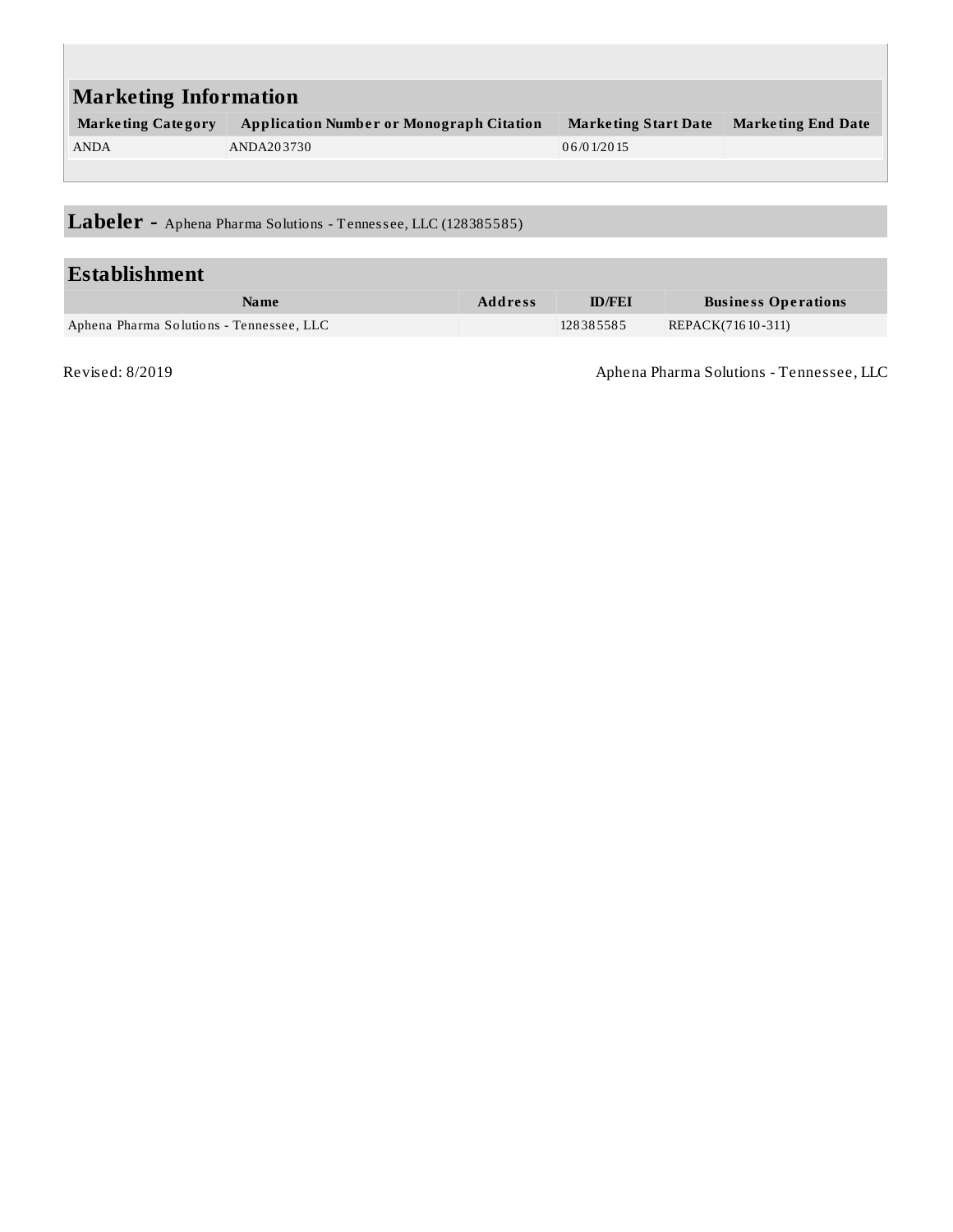## Marketing Information

| Marketing Category | Application Number or Monograph Citation | Marketing Start Date | Marketing End Date |
|---|---|---|---|
| ANDA | ANDA203730 | 06/01/2015 | |

## Labeler - Aphena Pharma Solutions - Tennessee, LLC (128385585)

## Establishment

| Name | Address | ID/FEI | Business Operations |
|---|---|---|---|
| Aphena Pharma Solutions - Tennessee, LLC | | 128385585 | REPACK(71610-311) |

Revised: 8/2019

Aphena Pharma Solutions - Tennessee, LLC